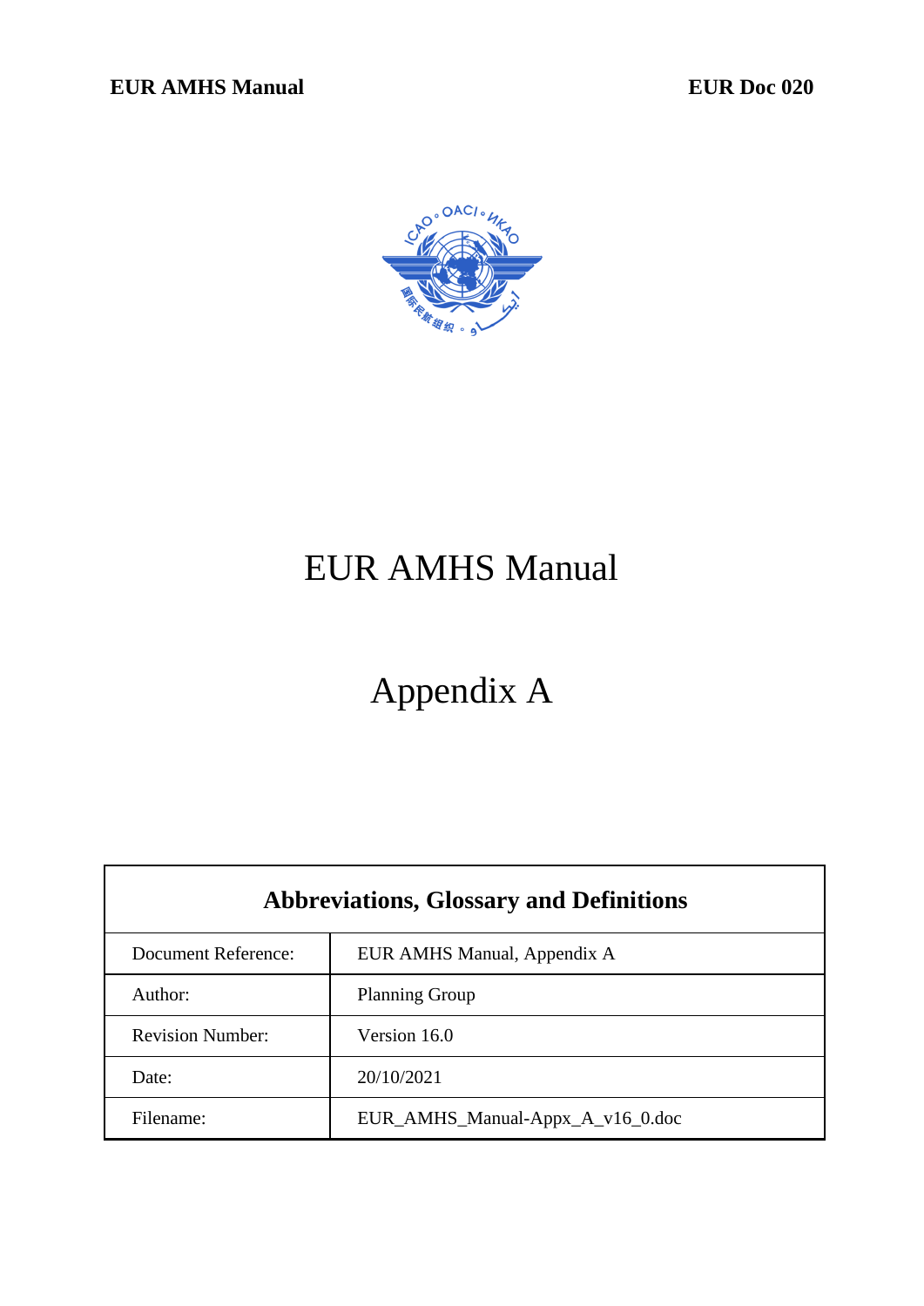# EUR AMHS Manual

# Appendix A

| Abbreviations, Glossary and Definitions | |
|---|---|
| Document Reference: | EUR AMHS Manual, Appendix A |
| Author: | Planning Group |
| Revision Number: | Version 16.0 |
| Date: | 20/10/2021 |
| Filename: | EUR_AMHS_Manual-Appx_A_v16_0.doc |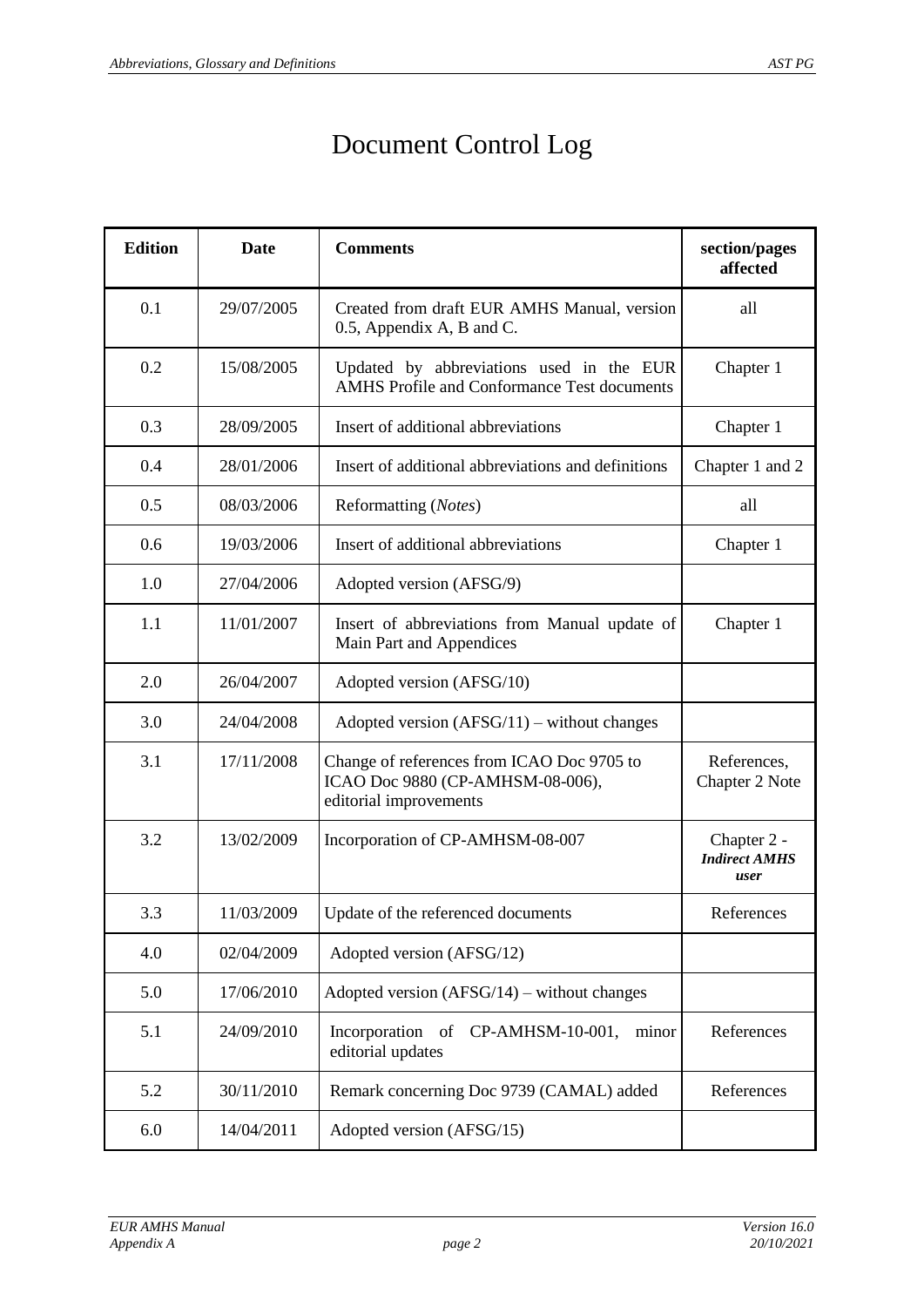# Document Control Log

| Edition | Date | Comments | section/pages affected |
|---|---|---|---|
| 0.1 | 29/07/2005 | Created from draft EUR AMHS Manual, version 0.5, Appendix A, B and C. | all |
| 0.2 | 15/08/2005 | Updated by abbreviations used in the EUR AMHS Profile and Conformance Test documents | Chapter 1 |
| 0.3 | 28/09/2005 | Insert of additional abbreviations | Chapter 1 |
| 0.4 | 28/01/2006 | Insert of additional abbreviations and definitions | Chapter 1 and 2 |
| 0.5 | 08/03/2006 | Reformatting (*Notes*) | all |
| 0.6 | 19/03/2006 | Insert of additional abbreviations | Chapter 1 |
| 1.0 | 27/04/2006 | Adopted version (AFSG/9) | |
| 1.1 | 11/01/2007 | Insert of abbreviations from Manual update of Main Part and Appendices | Chapter 1 |
| 2.0 | 26/04/2007 | Adopted version (AFSG/10) | |
| 3.0 | 24/04/2008 | Adopted version (AFSG/11) – without changes | |
| 3.1 | 17/11/2008 | Change of references from ICAO Doc 9705 to ICAO Doc 9880 (CP-AMHSM-08-006), editorial improvements | References, Chapter 2 Note |
| 3.2 | 13/02/2009 | Incorporation of CP-AMHSM-08-007 | Chapter 2 - ***Indirect AMHS user*** |
| 3.3 | 11/03/2009 | Update of the referenced documents | References |
| 4.0 | 02/04/2009 | Adopted version (AFSG/12) | |
| 5.0 | 17/06/2010 | Adopted version (AFSG/14) – without changes | |
| 5.1 | 24/09/2010 | Incorporation of CP-AMHSM-10-001, minor editorial updates | References |
| 5.2 | 30/11/2010 | Remark concerning Doc 9739 (CAMAL) added | References |
| 6.0 | 14/04/2011 | Adopted version (AFSG/15) | |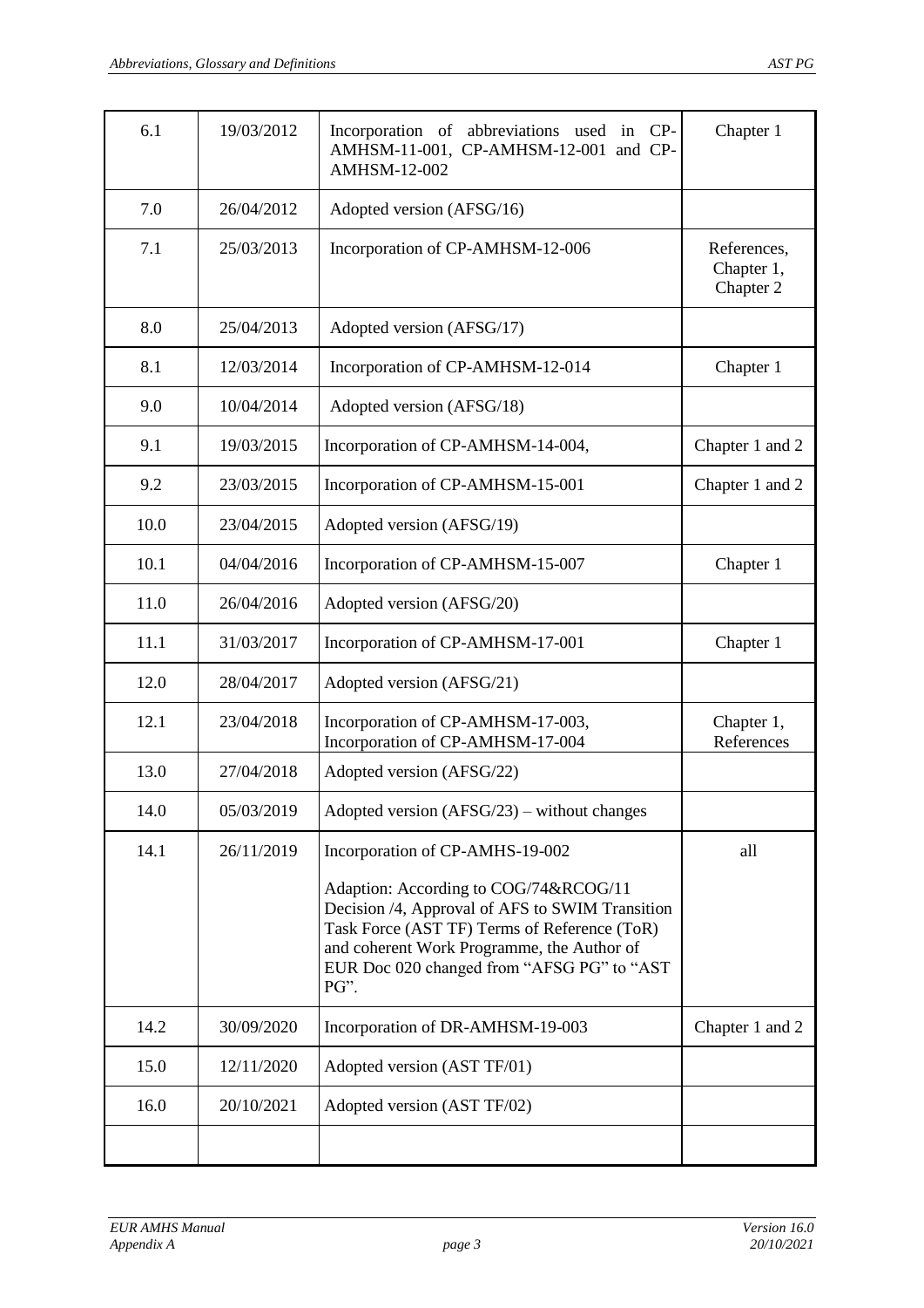| | | | |
|---|---|---|---|
| 6.1 | 19/03/2012 | Incorporation of abbreviations used in CP-AMHSM-11-001, CP-AMHSM-12-001 and CP-AMHSM-12-002 | Chapter 1 |
| 7.0 | 26/04/2012 | Adopted version (AFSG/16) | |
| 7.1 | 25/03/2013 | Incorporation of CP-AMHSM-12-006 | References, Chapter 1, Chapter 2 |
| 8.0 | 25/04/2013 | Adopted version (AFSG/17) | |
| 8.1 | 12/03/2014 | Incorporation of CP-AMHSM-12-014 | Chapter 1 |
| 9.0 | 10/04/2014 | Adopted version (AFSG/18) | |
| 9.1 | 19/03/2015 | Incorporation of CP-AMHSM-14-004, | Chapter 1 and 2 |
| 9.2 | 23/03/2015 | Incorporation of CP-AMHSM-15-001 | Chapter 1 and 2 |
| 10.0 | 23/04/2015 | Adopted version (AFSG/19) | |
| 10.1 | 04/04/2016 | Incorporation of CP-AMHSM-15-007 | Chapter 1 |
| 11.0 | 26/04/2016 | Adopted version (AFSG/20) | |
| 11.1 | 31/03/2017 | Incorporation of CP-AMHSM-17-001 | Chapter 1 |
| 12.0 | 28/04/2017 | Adopted version (AFSG/21) | |
| 12.1 | 23/04/2018 | Incorporation of CP-AMHSM-17-003, Incorporation of CP-AMHSM-17-004 | Chapter 1, References |
| 13.0 | 27/04/2018 | Adopted version (AFSG/22) | |
| 14.0 | 05/03/2019 | Adopted version (AFSG/23) – without changes | |
| 14.1 | 26/11/2019 | Incorporation of CP-AMHS-19-002<br><br>Adaption: According to COG/74&RCOG/11 Decision /4, Approval of AFS to SWIM Transition Task Force (AST TF) Terms of Reference (ToR) and coherent Work Programme, the Author of EUR Doc 020 changed from "AFSG PG" to "AST PG". | all |
| 14.2 | 30/09/2020 | Incorporation of DR-AMHSM-19-003 | Chapter 1 and 2 |
| 15.0 | 12/11/2020 | Adopted version (AST TF/01) | |
| 16.0 | 20/10/2021 | Adopted version (AST TF/02) | |
| | | | |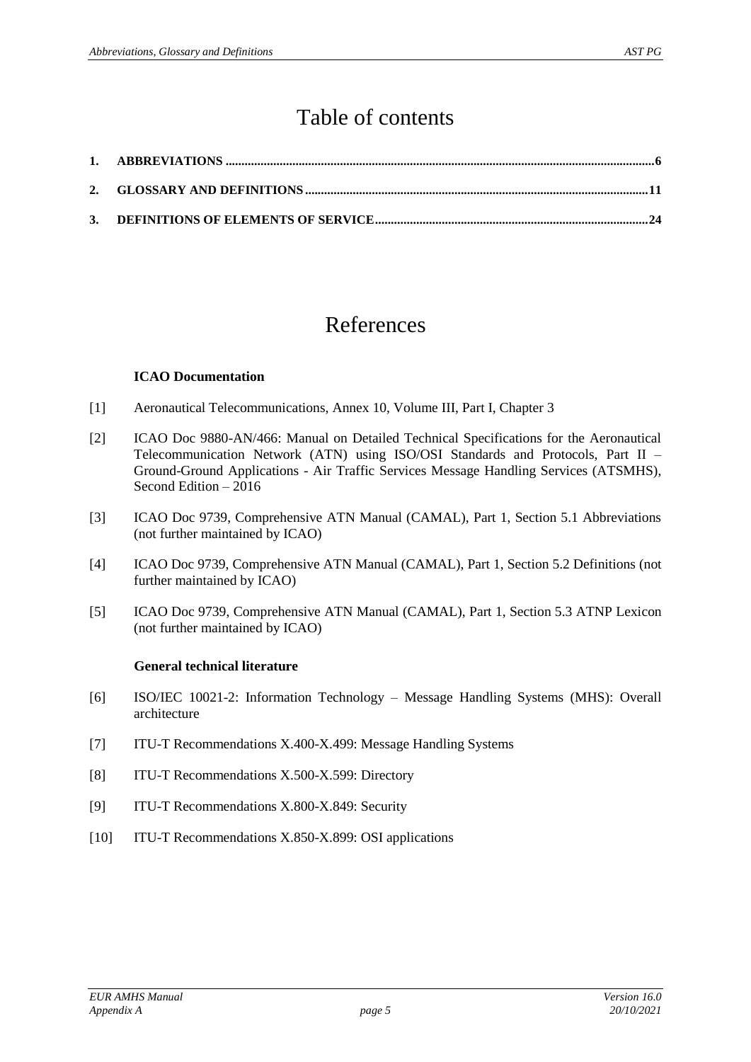# Table of contents

**1. ABBREVIATIONS ....................................................................................................................................6**

**2. GLOSSARY AND DEFINITIONS ..........................................................................................................11**

**3. DEFINITIONS OF ELEMENTS OF SERVICE.....................................................................................24**

# References

**ICAO Documentation**

[1] Aeronautical Telecommunications, Annex 10, Volume III, Part I, Chapter 3

[2] ICAO Doc 9880-AN/466: Manual on Detailed Technical Specifications for the Aeronautical Telecommunication Network (ATN) using ISO/OSI Standards and Protocols, Part II – Ground-Ground Applications - Air Traffic Services Message Handling Services (ATSMHS), Second Edition – 2016

[3] ICAO Doc 9739, Comprehensive ATN Manual (CAMAL), Part 1, Section 5.1 Abbreviations (not further maintained by ICAO)

[4] ICAO Doc 9739, Comprehensive ATN Manual (CAMAL), Part 1, Section 5.2 Definitions (not further maintained by ICAO)

[5] ICAO Doc 9739, Comprehensive ATN Manual (CAMAL), Part 1, Section 5.3 ATNP Lexicon (not further maintained by ICAO)

**General technical literature**

[6] ISO/IEC 10021-2: Information Technology – Message Handling Systems (MHS): Overall architecture

[7] ITU-T Recommendations X.400-X.499: Message Handling Systems

[8] ITU-T Recommendations X.500-X.599: Directory

[9] ITU-T Recommendations X.800-X.849: Security

[10] ITU-T Recommendations X.850-X.899: OSI applications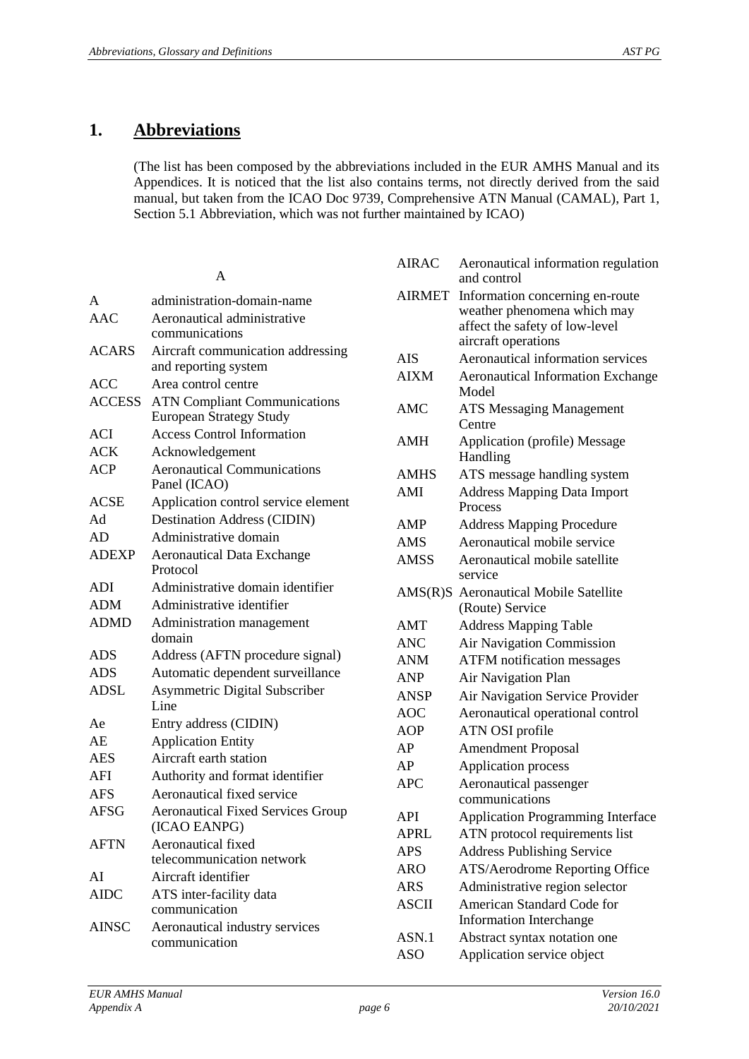# 1. Abbreviations

(The list has been composed by the abbreviations included in the EUR AMHS Manual and its Appendices. It is noticed that the list also contains terms, not directly derived from the said manual, but taken from the ICAO Doc 9739, Comprehensive ATN Manual (CAMAL), Part 1, Section 5.1 Abbreviation, which was not further maintained by ICAO)

A

| | |
|---|---|
| A | administration-domain-name |
| AAC | Aeronautical administrative communications |
| ACARS | Aircraft communication addressing and reporting system |
| ACC | Area control centre |
| ACCESS | ATN Compliant Communications European Strategy Study |
| ACI | Access Control Information |
| ACK | Acknowledgement |
| ACP | Aeronautical Communications Panel (ICAO) |
| ACSE | Application control service element |
| Ad | Destination Address (CIDIN) |
| AD | Administrative domain |
| ADEXP | Aeronautical Data Exchange Protocol |
| ADI | Administrative domain identifier |
| ADM | Administrative identifier |
| ADMD | Administration management domain |
| ADS | Address (AFTN procedure signal) |
| ADS | Automatic dependent surveillance |
| ADSL | Asymmetric Digital Subscriber Line |
| Ae | Entry address (CIDIN) |
| AE | Application Entity |
| AES | Aircraft earth station |
| AFI | Authority and format identifier |
| AFS | Aeronautical fixed service |
| AFSG | Aeronautical Fixed Services Group (ICAO EANPG) |
| AFTN | Aeronautical fixed telecommunication network |
| AI | Aircraft identifier |
| AIDC | ATS inter-facility data communication |
| AINSC | Aeronautical industry services communication |
| AIRAC | Aeronautical information regulation and control |
| AIRMET | Information concerning en-route weather phenomena which may affect the safety of low-level aircraft operations |
| AIS | Aeronautical information services |
| AIXM | Aeronautical Information Exchange Model |
| AMC | ATS Messaging Management Centre |
| AMH | Application (profile) Message Handling |
| AMHS | ATS message handling system |
| AMI | Address Mapping Data Import Process |
| AMP | Address Mapping Procedure |
| AMS | Aeronautical mobile service |
| AMSS | Aeronautical mobile satellite service |
| AMS(R)S | Aeronautical Mobile Satellite (Route) Service |
| AMT | Address Mapping Table |
| ANC | Air Navigation Commission |
| ANM | ATFM notification messages |
| ANP | Air Navigation Plan |
| ANSP | Air Navigation Service Provider |
| AOC | Aeronautical operational control |
| AOP | ATN OSI profile |
| AP | Amendment Proposal |
| AP | Application process |
| APC | Aeronautical passenger communications |
| API | Application Programming Interface |
| APRL | ATN protocol requirements list |
| APS | Address Publishing Service |
| ARO | ATS/Aerodrome Reporting Office |
| ARS | Administrative region selector |
| ASCII | American Standard Code for Information Interchange |
| ASN.1 | Abstract syntax notation one |
| ASO | Application service object |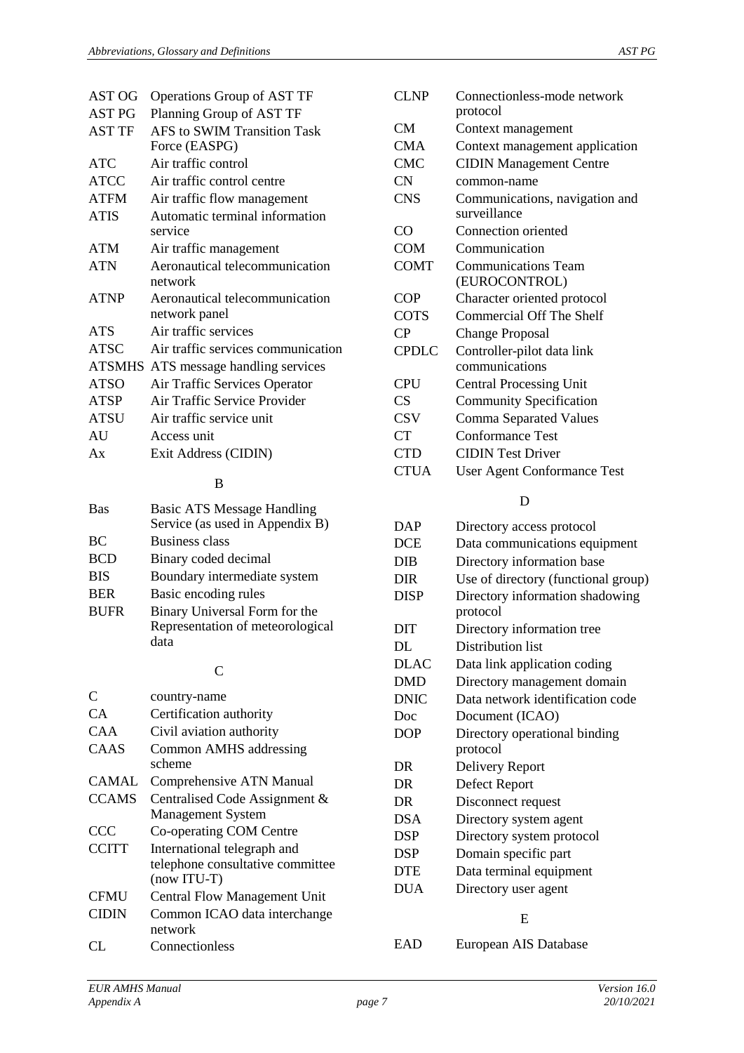| | |
|---|---|
| AST OG | Operations Group of AST TF |
| AST PG | Planning Group of AST TF |
| AST TF | AFS to SWIM Transition Task Force (EASPG) |
| ATC | Air traffic control |
| ATCC | Air traffic control centre |
| ATFM | Air traffic flow management |
| ATIS | Automatic terminal information service |
| ATM | Air traffic management |
| ATN | Aeronautical telecommunication network |
| ATNP | Aeronautical telecommunication network panel |
| ATS | Air traffic services |
| ATSC | Air traffic services communication |
| ATSMHS | ATS message handling services |
| ATSO | Air Traffic Services Operator |
| ATSP | Air Traffic Service Provider |
| ATSU | Air traffic service unit |
| AU | Access unit |
| Ax | Exit Address (CIDIN) |

B

| | |
|---|---|
| Bas | Basic ATS Message Handling Service (as used in Appendix B) |
| BC | Business class |
| BCD | Binary coded decimal |
| BIS | Boundary intermediate system |
| BER | Basic encoding rules |
| BUFR | Binary Universal Form for the Representation of meteorological data |

C

| | |
|---|---|
| C | country-name |
| CA | Certification authority |
| CAA | Civil aviation authority |
| CAAS | Common AMHS addressing scheme |
| CAMAL | Comprehensive ATN Manual |
| CCAMS | Centralised Code Assignment & Management System |
| CCC | Co-operating COM Centre |
| CCITT | International telegraph and telephone consultative committee (now ITU-T) |
| CFMU | Central Flow Management Unit |
| CIDIN | Common ICAO data interchange network |
| CL | Connectionless |
| CLNP | Connectionless-mode network protocol |
| CM | Context management |
| CMA | Context management application |
| CMC | CIDIN Management Centre |
| CN | common-name |
| CNS | Communications, navigation and surveillance |
| CO | Connection oriented |
| COM | Communication |
| COMT | Communications Team (EUROCONTROL) |
| COP | Character oriented protocol |
| COTS | Commercial Off The Shelf |
| CP | Change Proposal |
| CPDLC | Controller-pilot data link communications |
| CPU | Central Processing Unit |
| CS | Community Specification |
| CSV | Comma Separated Values |
| CT | Conformance Test |
| CTD | CIDIN Test Driver |
| CTUA | User Agent Conformance Test |

D

| | |
|---|---|
| DAP | Directory access protocol |
| DCE | Data communications equipment |
| DIB | Directory information base |
| DIR | Use of directory (functional group) |
| DISP | Directory information shadowing protocol |
| DIT | Directory information tree |
| DL | Distribution list |
| DLAC | Data link application coding |
| DMD | Directory management domain |
| DNIC | Data network identification code |
| Doc | Document (ICAO) |
| DOP | Directory operational binding protocol |
| DR | Delivery Report |
| DR | Defect Report |
| DR | Disconnect request |
| DSA | Directory system agent |
| DSP | Directory system protocol |
| DSP | Domain specific part |
| DTE | Data terminal equipment |
| DUA | Directory user agent |

E

| | |
|---|---|
| EAD | European AIS Database |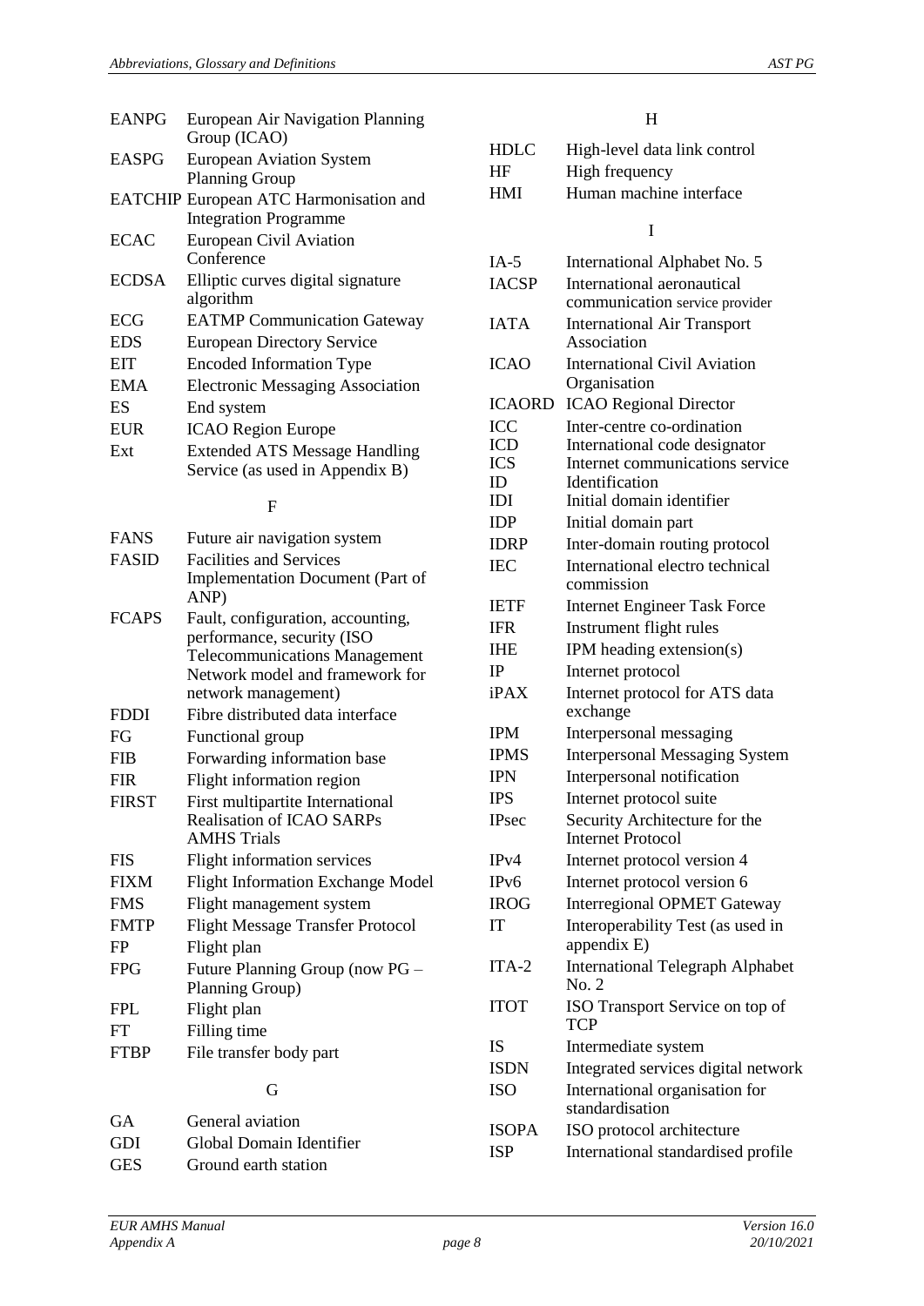| | |
|---|---|
| EANPG | European Air Navigation Planning Group (ICAO) |
| EASPG | European Aviation System Planning Group |
| EATCHIP | European ATC Harmonisation and Integration Programme |
| ECAC | European Civil Aviation Conference |
| ECDSA | Elliptic curves digital signature algorithm |
| ECG | EATMP Communication Gateway |
| EDS | European Directory Service |
| EIT | Encoded Information Type |
| EMA | Electronic Messaging Association |
| ES | End system |
| EUR | ICAO Region Europe |
| Ext | Extended ATS Message Handling Service (as used in Appendix B) |

F

| | |
|---|---|
| FANS | Future air navigation system |
| FASID | Facilities and Services Implementation Document (Part of ANP) |
| FCAPS | Fault, configuration, accounting, performance, security (ISO Telecommunications Management Network model and framework for network management) |
| FDDI | Fibre distributed data interface |
| FG | Functional group |
| FIB | Forwarding information base |
| FIR | Flight information region |
| FIRST | First multipartite International Realisation of ICAO SARPs AMHS Trials |
| FIS | Flight information services |
| FIXM | Flight Information Exchange Model |
| FMS | Flight management system |
| FMTP | Flight Message Transfer Protocol |
| FP | Flight plan |
| FPG | Future Planning Group (now PG – Planning Group) |
| FPL | Flight plan |
| FT | Filling time |
| FTBP | File transfer body part |

G

| | |
|---|---|
| GA | General aviation |
| GDI | Global Domain Identifier |
| GES | Ground earth station |

H

| | |
|---|---|
| HDLC | High-level data link control |
| HF | High frequency |
| HMI | Human machine interface |

I

| | |
|---|---|
| IA-5 | International Alphabet No. 5 |
| IACSP | International aeronautical communication service provider |
| IATA | International Air Transport Association |
| ICAO | International Civil Aviation Organisation |
| ICAORD | ICAO Regional Director |
| ICC | Inter-centre co-ordination |
| ICD | International code designator |
| ICS | Internet communications service |
| ID | Identification |
| IDI | Initial domain identifier |
| IDP | Initial domain part |
| IDRP | Inter-domain routing protocol |
| IEC | International electro technical commission |
| IETF | Internet Engineer Task Force |
| IFR | Instrument flight rules |
| IHE | IPM heading extension(s) |
| IP | Internet protocol |
| iPAX | Internet protocol for ATS data exchange |
| IPM | Interpersonal messaging |
| IPMS | Interpersonal Messaging System |
| IPN | Interpersonal notification |
| IPS | Internet protocol suite |
| IPsec | Security Architecture for the Internet Protocol |
| IPv4 | Internet protocol version 4 |
| IPv6 | Internet protocol version 6 |
| IROG | Interregional OPMET Gateway |
| IT | Interoperability Test (as used in appendix E) |
| ITA-2 | International Telegraph Alphabet No. 2 |
| ITOT | ISO Transport Service on top of TCP |
| IS | Intermediate system |
| ISDN | Integrated services digital network |
| ISO | International organisation for standardisation |
| ISOPA | ISO protocol architecture |
| ISP | International standardised profile |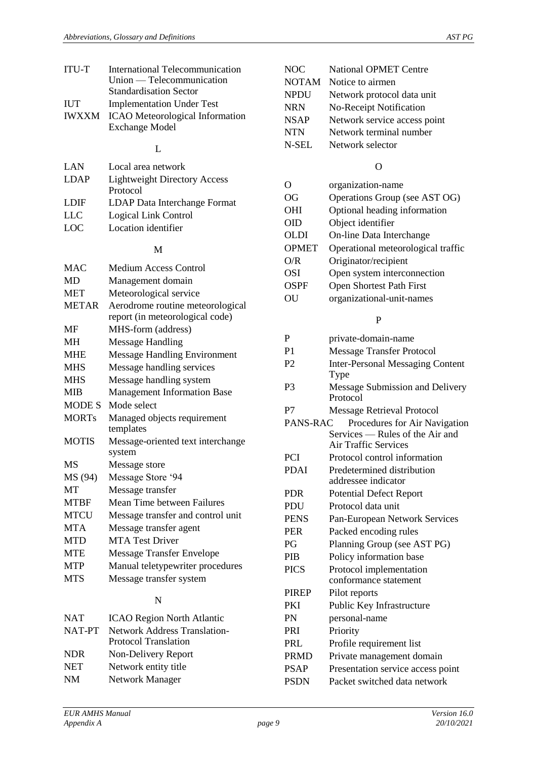| | |
|---|---|
| ITU-T | International Telecommunication Union — Telecommunication Standardisation Sector |
| IUT | Implementation Under Test |
| IWXXM | ICAO Meteorological Information Exchange Model |

L

| | |
|---|---|
| LAN | Local area network |
| LDAP | Lightweight Directory Access Protocol |
| LDIF | LDAP Data Interchange Format |
| LLC | Logical Link Control |
| LOC | Location identifier |

M

| | |
|---|---|
| MAC | Medium Access Control |
| MD | Management domain |
| MET | Meteorological service |
| METAR | Aerodrome routine meteorological report (in meteorological code) |
| MF | MHS-form (address) |
| MH | Message Handling |
| MHE | Message Handling Environment |
| MHS | Message handling services |
| MHS | Message handling system |
| MIB | Management Information Base |
| MODE S | Mode select |
| MORTs | Managed objects requirement templates |
| MOTIS | Message-oriented text interchange system |
| MS | Message store |
| MS (94) | Message Store '94 |
| MT | Message transfer |
| MTBF | Mean Time between Failures |
| MTCU | Message transfer and control unit |
| MTA | Message transfer agent |
| MTD | MTA Test Driver |
| MTE | Message Transfer Envelope |
| MTP | Manual teletypewriter procedures |
| MTS | Message transfer system |

N

| | |
|---|---|
| NAT | ICAO Region North Atlantic |
| NAT-PT | Network Address Translation-Protocol Translation |
| NDR | Non-Delivery Report |
| NET | Network entity title |
| NM | Network Manager |
| NOC | National OPMET Centre |
| NOTAM | Notice to airmen |
| NPDU | Network protocol data unit |
| NRN | No-Receipt Notification |
| NSAP | Network service access point |
| NTN | Network terminal number |
| N-SEL | Network selector |

O

| | |
|---|---|
| O | organization-name |
| OG | Operations Group (see AST OG) |
| OHI | Optional heading information |
| OID | Object identifier |
| OLDI | On-line Data Interchange |
| OPMET | Operational meteorological traffic |
| O/R | Originator/recipient |
| OSI | Open system interconnection |
| OSPF | Open Shortest Path First |
| OU | organizational-unit-names |

P

| | |
|---|---|
| P | private-domain-name |
| P1 | Message Transfer Protocol |
| P2 | Inter-Personal Messaging Content Type |
| P3 | Message Submission and Delivery Protocol |
| P7 | Message Retrieval Protocol |
| PANS-RAC | Procedures for Air Navigation Services — Rules of the Air and Air Traffic Services |
| PCI | Protocol control information |
| PDAI | Predetermined distribution addressee indicator |
| PDR | Potential Defect Report |
| PDU | Protocol data unit |
| PENS | Pan-European Network Services |
| PER | Packed encoding rules |
| PG | Planning Group (see AST PG) |
| PIB | Policy information base |
| PICS | Protocol implementation conformance statement |
| PIREP | Pilot reports |
| PKI | Public Key Infrastructure |
| PN | personal-name |
| PRI | Priority |
| PRL | Profile requirement list |
| PRMD | Private management domain |
| PSAP | Presentation service access point |
| PSDN | Packet switched data network |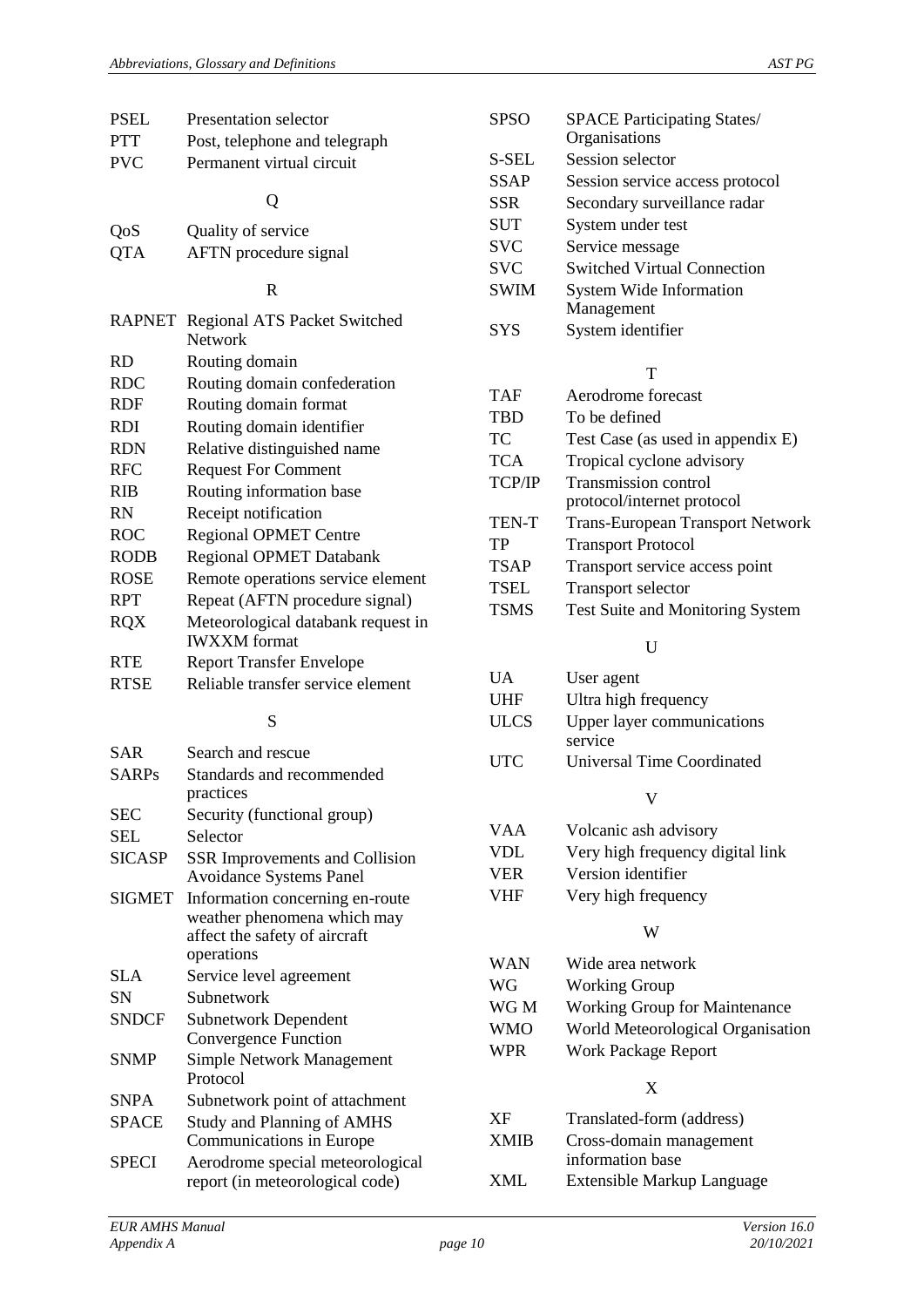| | |
|---|---|
| PSEL | Presentation selector |
| PTT | Post, telephone and telegraph |
| PVC | Permanent virtual circuit |

Q

| | |
|---|---|
| QoS | Quality of service |
| QTA | AFTN procedure signal |

R

| | |
|---|---|
| RAPNET | Regional ATS Packet Switched Network |
| RD | Routing domain |
| RDC | Routing domain confederation |
| RDF | Routing domain format |
| RDI | Routing domain identifier |
| RDN | Relative distinguished name |
| RFC | Request For Comment |
| RIB | Routing information base |
| RN | Receipt notification |
| ROC | Regional OPMET Centre |
| RODB | Regional OPMET Databank |
| ROSE | Remote operations service element |
| RPT | Repeat (AFTN procedure signal) |
| RQX | Meteorological databank request in IWXXM format |
| RTE | Report Transfer Envelope |
| RTSE | Reliable transfer service element |

S

| | |
|---|---|
| SAR | Search and rescue |
| SARPs | Standards and recommended practices |
| SEC | Security (functional group) |
| SEL | Selector |
| SICASP | SSR Improvements and Collision Avoidance Systems Panel |
| SIGMET | Information concerning en-route weather phenomena which may affect the safety of aircraft operations |
| SLA | Service level agreement |
| SN | Subnetwork |
| SNDCF | Subnetwork Dependent Convergence Function |
| SNMP | Simple Network Management Protocol |
| SNPA | Subnetwork point of attachment |
| SPACE | Study and Planning of AMHS Communications in Europe |
| SPECI | Aerodrome special meteorological report (in meteorological code) |
| SPSO | SPACE Participating States/ Organisations |
| S-SEL | Session selector |
| SSAP | Session service access protocol |
| SSR | Secondary surveillance radar |
| SUT | System under test |
| SVC | Service message |
| SVC | Switched Virtual Connection |
| SWIM | System Wide Information Management |
| SYS | System identifier |

T

| | |
|---|---|
| TAF | Aerodrome forecast |
| TBD | To be defined |
| TC | Test Case (as used in appendix E) |
| TCA | Tropical cyclone advisory |
| TCP/IP | Transmission control protocol/internet protocol |
| TEN-T | Trans-European Transport Network |
| TP | Transport Protocol |
| TSAP | Transport service access point |
| TSEL | Transport selector |
| TSMS | Test Suite and Monitoring System |

U

| | |
|---|---|
| UA | User agent |
| UHF | Ultra high frequency |
| ULCS | Upper layer communications service |
| UTC | Universal Time Coordinated |

V

| | |
|---|---|
| VAA | Volcanic ash advisory |
| VDL | Very high frequency digital link |
| VER | Version identifier |
| VHF | Very high frequency |

W

| | |
|---|---|
| WAN | Wide area network |
| WG | Working Group |
| WG M | Working Group for Maintenance |
| WMO | World Meteorological Organisation |
| WPR | Work Package Report |

X

| | |
|---|---|
| XF | Translated-form (address) |
| XMIB | Cross-domain management information base |
| XML | Extensible Markup Language |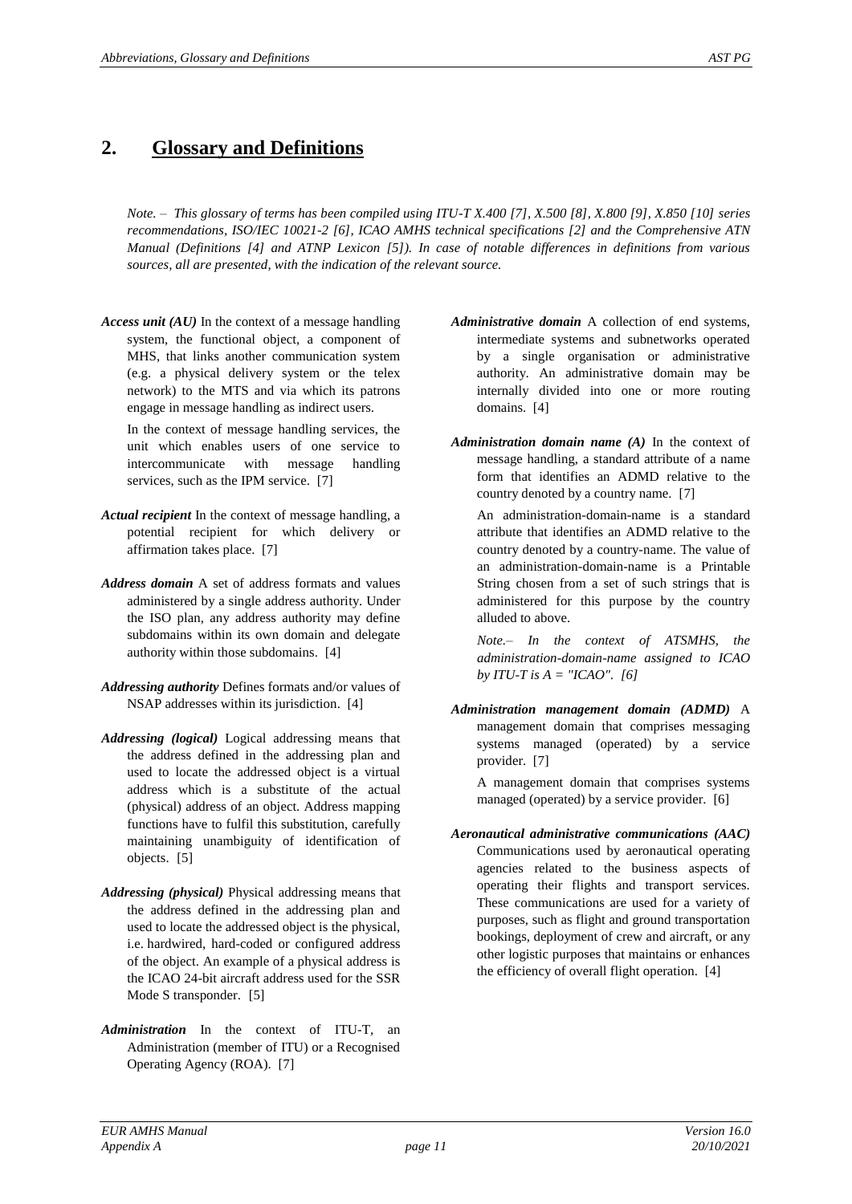## 2. Glossary and Definitions

*Note. – This glossary of terms has been compiled using ITU-T X.400 [7], X.500 [8], X.800 [9], X.850 [10] series recommendations, ISO/IEC 10021-2 [6], ICAO AMHS technical specifications [2] and the Comprehensive ATN Manual (Definitions [4] and ATNP Lexicon [5]). In case of notable differences in definitions from various sources, all are presented, with the indication of the relevant source.*

***Access unit (AU)*** In the context of a message handling system, the functional object, a component of MHS, that links another communication system (e.g. a physical delivery system or the telex network) to the MTS and via which its patrons engage in message handling as indirect users.

In the context of message handling services, the unit which enables users of one service to intercommunicate with message handling services, such as the IPM service. [7]

***Actual recipient*** In the context of message handling, a potential recipient for which delivery or affirmation takes place. [7]

***Address domain*** A set of address formats and values administered by a single address authority. Under the ISO plan, any address authority may define subdomains within its own domain and delegate authority within those subdomains. [4]

***Addressing authority*** Defines formats and/or values of NSAP addresses within its jurisdiction. [4]

***Addressing (logical)*** Logical addressing means that the address defined in the addressing plan and used to locate the addressed object is a virtual address which is a substitute of the actual (physical) address of an object. Address mapping functions have to fulfil this substitution, carefully maintaining unambiguity of identification of objects. [5]

***Addressing (physical)*** Physical addressing means that the address defined in the addressing plan and used to locate the addressed object is the physical, i.e. hardwired, hard-coded or configured address of the object. An example of a physical address is the ICAO 24-bit aircraft address used for the SSR Mode S transponder. [5]

***Administration*** In the context of ITU-T, an Administration (member of ITU) or a Recognised Operating Agency (ROA). [7]

***Administrative domain*** A collection of end systems, intermediate systems and subnetworks operated by a single organisation or administrative authority. An administrative domain may be internally divided into one or more routing domains. [4]

***Administration domain name (A)*** In the context of message handling, a standard attribute of a name form that identifies an ADMD relative to the country denoted by a country name. [7]

An administration-domain-name is a standard attribute that identifies an ADMD relative to the country denoted by a country-name. The value of an administration-domain-name is a Printable String chosen from a set of such strings that is administered for this purpose by the country alluded to above.

*Note.– In the context of ATSMHS, the administration-domain-name assigned to ICAO by ITU-T is A = "ICAO". [6]*

***Administration management domain (ADMD)*** A management domain that comprises messaging systems managed (operated) by a service provider. [7]

A management domain that comprises systems managed (operated) by a service provider. [6]

***Aeronautical administrative communications (AAC)*** Communications used by aeronautical operating agencies related to the business aspects of operating their flights and transport services. These communications are used for a variety of purposes, such as flight and ground transportation bookings, deployment of crew and aircraft, or any other logistic purposes that maintains or enhances the efficiency of overall flight operation. [4]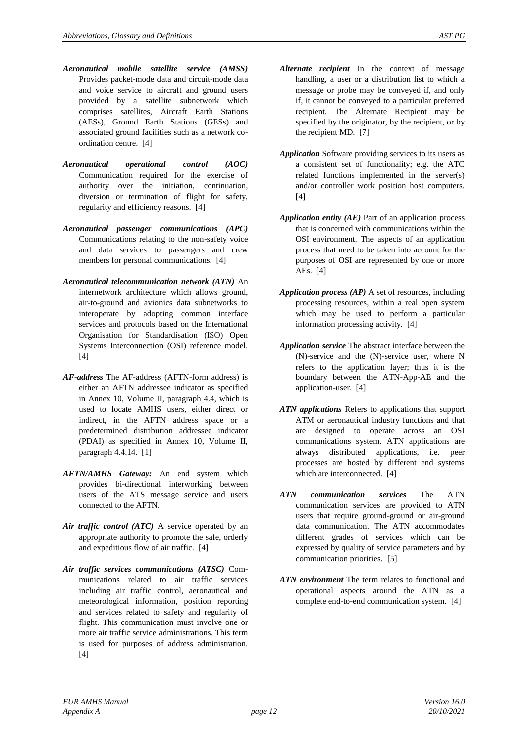***Aeronautical mobile satellite service (AMSS)*** Provides packet-mode data and circuit-mode data and voice service to aircraft and ground users provided by a satellite subnetwork which comprises satellites, Aircraft Earth Stations (AESs), Ground Earth Stations (GESs) and associated ground facilities such as a network co-ordination centre. [4]

***Aeronautical operational control (AOC)*** Communication required for the exercise of authority over the initiation, continuation, diversion or termination of flight for safety, regularity and efficiency reasons. [4]

***Aeronautical passenger communications (APC)*** Communications relating to the non-safety voice and data services to passengers and crew members for personal communications. [4]

***Aeronautical telecommunication network (ATN)*** An internetwork architecture which allows ground, air-to-ground and avionics data subnetworks to interoperate by adopting common interface services and protocols based on the International Organisation for Standardisation (ISO) Open Systems Interconnection (OSI) reference model. [4]

***AF-address*** The AF-address (AFTN-form address) is either an AFTN addressee indicator as specified in Annex 10, Volume II, paragraph 4.4, which is used to locate AMHS users, either direct or indirect, in the AFTN address space or a predetermined distribution addressee indicator (PDAI) as specified in Annex 10, Volume II, paragraph 4.4.14. [1]

***AFTN/AMHS Gateway:*** An end system which provides bi-directional interworking between users of the ATS message service and users connected to the AFTN.

***Air traffic control (ATC)*** A service operated by an appropriate authority to promote the safe, orderly and expeditious flow of air traffic. [4]

***Air traffic services communications (ATSC)*** Communications related to air traffic services including air traffic control, aeronautical and meteorological information, position reporting and services related to safety and regularity of flight. This communication must involve one or more air traffic service administrations. This term is used for purposes of address administration. [4]

***Alternate recipient*** In the context of message handling, a user or a distribution list to which a message or probe may be conveyed if, and only if, it cannot be conveyed to a particular preferred recipient. The Alternate Recipient may be specified by the originator, by the recipient, or by the recipient MD. [7]

***Application*** Software providing services to its users as a consistent set of functionality; e.g. the ATC related functions implemented in the server(s) and/or controller work position host computers. [4]

***Application entity (AE)*** Part of an application process that is concerned with communications within the OSI environment. The aspects of an application process that need to be taken into account for the purposes of OSI are represented by one or more AEs. [4]

***Application process (AP)*** A set of resources, including processing resources, within a real open system which may be used to perform a particular information processing activity. [4]

***Application service*** The abstract interface between the (N)-service and the (N)-service user, where N refers to the application layer; thus it is the boundary between the ATN-App-AE and the application-user. [4]

***ATN applications*** Refers to applications that support ATM or aeronautical industry functions and that are designed to operate across an OSI communications system. ATN applications are always distributed applications, i.e. peer processes are hosted by different end systems which are interconnected. [4]

***ATN communication services*** The ATN communication services are provided to ATN users that require ground-ground or air-ground data communication. The ATN accommodates different grades of services which can be expressed by quality of service parameters and by communication priorities. [5]

***ATN environment*** The term relates to functional and operational aspects around the ATN as a complete end-to-end communication system. [4]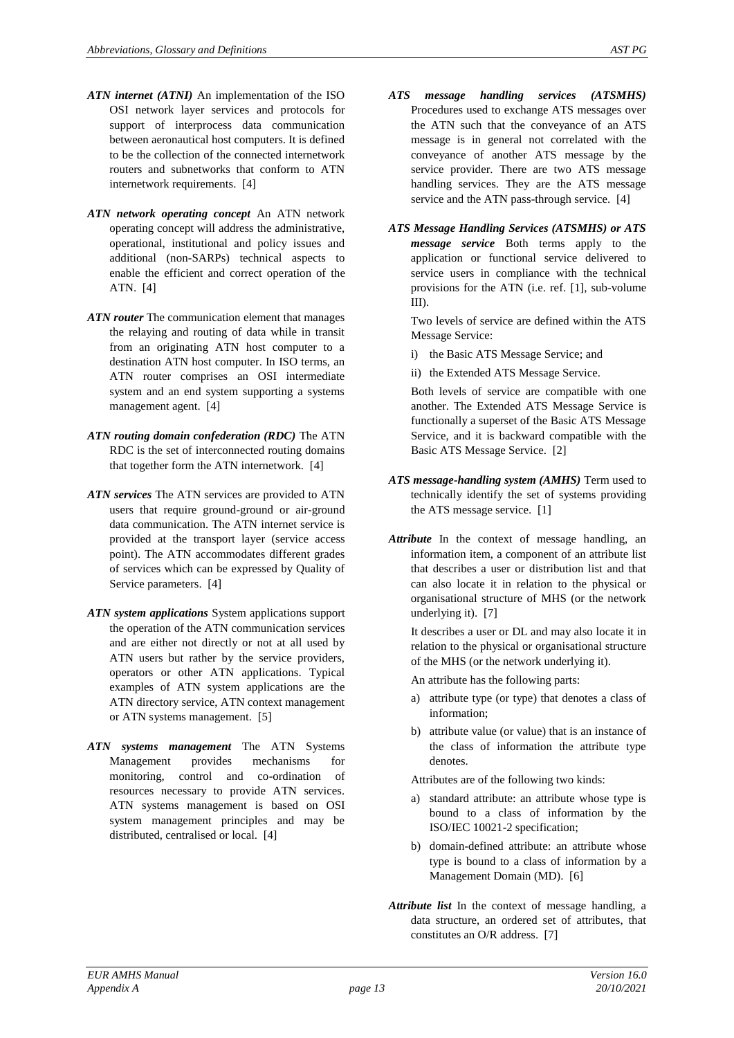***ATN internet (ATNI)*** An implementation of the ISO OSI network layer services and protocols for support of interprocess data communication between aeronautical host computers. It is defined to be the collection of the connected internetwork routers and subnetworks that conform to ATN internetwork requirements. [4]

***ATN network operating concept*** An ATN network operating concept will address the administrative, operational, institutional and policy issues and additional (non-SARPs) technical aspects to enable the efficient and correct operation of the ATN. [4]

***ATN router*** The communication element that manages the relaying and routing of data while in transit from an originating ATN host computer to a destination ATN host computer. In ISO terms, an ATN router comprises an OSI intermediate system and an end system supporting a systems management agent. [4]

***ATN routing domain confederation (RDC)*** The ATN RDC is the set of interconnected routing domains that together form the ATN internetwork. [4]

***ATN services*** The ATN services are provided to ATN users that require ground-ground or air-ground data communication. The ATN internet service is provided at the transport layer (service access point). The ATN accommodates different grades of services which can be expressed by Quality of Service parameters. [4]

***ATN system applications*** System applications support the operation of the ATN communication services and are either not directly or not at all used by ATN users but rather by the service providers, operators or other ATN applications. Typical examples of ATN system applications are the ATN directory service, ATN context management or ATN systems management. [5]

***ATN systems management*** The ATN Systems Management provides mechanisms for monitoring, control and co-ordination of resources necessary to provide ATN services. ATN systems management is based on OSI system management principles and may be distributed, centralised or local. [4]

***ATS message handling services (ATSMHS)*** Procedures used to exchange ATS messages over the ATN such that the conveyance of an ATS message is in general not correlated with the conveyance of another ATS message by the service provider. There are two ATS message handling services. They are the ATS message service and the ATN pass-through service. [4]

***ATS Message Handling Services (ATSMHS) or ATS message service*** Both terms apply to the application or functional service delivered to service users in compliance with the technical provisions for the ATN (i.e. ref. [1], sub-volume III).

Two levels of service are defined within the ATS Message Service:

i) the Basic ATS Message Service; and

ii) the Extended ATS Message Service.

Both levels of service are compatible with one another. The Extended ATS Message Service is functionally a superset of the Basic ATS Message Service, and it is backward compatible with the Basic ATS Message Service. [2]

***ATS message-handling system (AMHS)*** Term used to technically identify the set of systems providing the ATS message service. [1]

***Attribute*** In the context of message handling, an information item, a component of an attribute list that describes a user or distribution list and that can also locate it in relation to the physical or organisational structure of MHS (or the network underlying it). [7]

It describes a user or DL and may also locate it in relation to the physical or organisational structure of the MHS (or the network underlying it).

An attribute has the following parts:

a) attribute type (or type) that denotes a class of information;

b) attribute value (or value) that is an instance of the class of information the attribute type denotes.

Attributes are of the following two kinds:

a) standard attribute: an attribute whose type is bound to a class of information by the ISO/IEC 10021-2 specification;

b) domain-defined attribute: an attribute whose type is bound to a class of information by a Management Domain (MD). [6]

***Attribute list*** In the context of message handling, a data structure, an ordered set of attributes, that constitutes an O/R address. [7]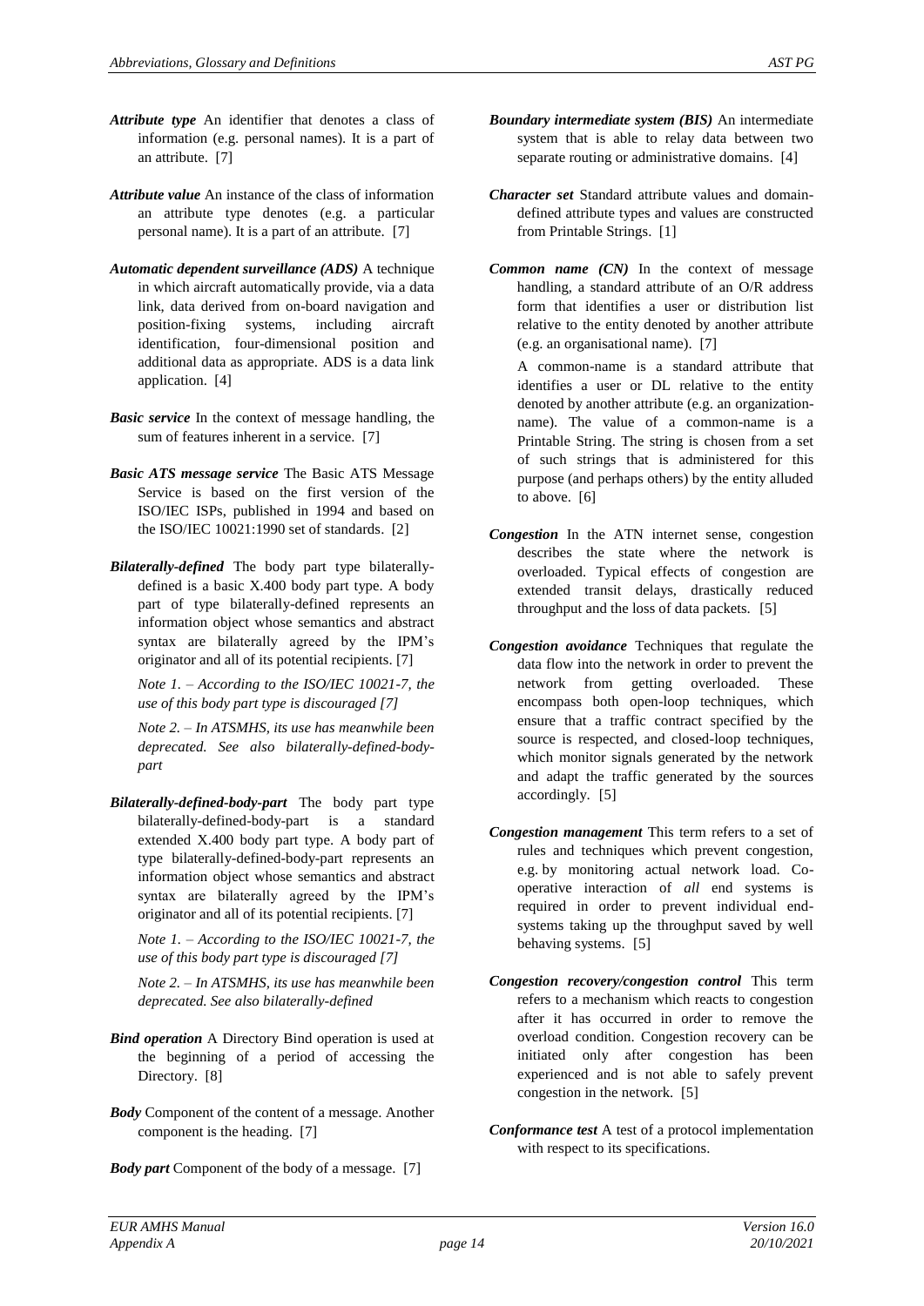***Attribute type*** An identifier that denotes a class of information (e.g. personal names). It is a part of an attribute. [7]

***Attribute value*** An instance of the class of information an attribute type denotes (e.g. a particular personal name). It is a part of an attribute. [7]

***Automatic dependent surveillance (ADS)*** A technique in which aircraft automatically provide, via a data link, data derived from on-board navigation and position-fixing systems, including aircraft identification, four-dimensional position and additional data as appropriate. ADS is a data link application. [4]

***Basic service*** In the context of message handling, the sum of features inherent in a service. [7]

***Basic ATS message service*** The Basic ATS Message Service is based on the first version of the ISO/IEC ISPs, published in 1994 and based on the ISO/IEC 10021:1990 set of standards. [2]

***Bilaterally-defined*** The body part type bilaterally-defined is a basic X.400 body part type. A body part of type bilaterally-defined represents an information object whose semantics and abstract syntax are bilaterally agreed by the IPM's originator and all of its potential recipients. [7]

*Note 1. – According to the ISO/IEC 10021-7, the use of this body part type is discouraged [7]*

*Note 2. – In ATSMHS, its use has meanwhile been deprecated. See also bilaterally-defined-body-part*

***Bilaterally-defined-body-part*** The body part type bilaterally-defined-body-part is a standard extended X.400 body part type. A body part of type bilaterally-defined-body-part represents an information object whose semantics and abstract syntax are bilaterally agreed by the IPM's originator and all of its potential recipients. [7]

*Note 1. – According to the ISO/IEC 10021-7, the use of this body part type is discouraged [7]*

*Note 2. – In ATSMHS, its use has meanwhile been deprecated. See also bilaterally-defined*

***Bind operation*** A Directory Bind operation is used at the beginning of a period of accessing the Directory. [8]

***Body*** Component of the content of a message. Another component is the heading. [7]

***Body part*** Component of the body of a message. [7]

***Boundary intermediate system (BIS)*** An intermediate system that is able to relay data between two separate routing or administrative domains. [4]

***Character set*** Standard attribute values and domain-defined attribute types and values are constructed from Printable Strings. [1]

***Common name (CN)*** In the context of message handling, a standard attribute of an O/R address form that identifies a user or distribution list relative to the entity denoted by another attribute (e.g. an organisational name). [7]

A common-name is a standard attribute that identifies a user or DL relative to the entity denoted by another attribute (e.g. an organization-name). The value of a common-name is a Printable String. The string is chosen from a set of such strings that is administered for this purpose (and perhaps others) by the entity alluded to above. [6]

***Congestion*** In the ATN internet sense, congestion describes the state where the network is overloaded. Typical effects of congestion are extended transit delays, drastically reduced throughput and the loss of data packets. [5]

***Congestion avoidance*** Techniques that regulate the data flow into the network in order to prevent the network from getting overloaded. These encompass both open-loop techniques, which ensure that a traffic contract specified by the source is respected, and closed-loop techniques, which monitor signals generated by the network and adapt the traffic generated by the sources accordingly. [5]

***Congestion management*** This term refers to a set of rules and techniques which prevent congestion, e.g. by monitoring actual network load. Co-operative interaction of *all* end systems is required in order to prevent individual end-systems taking up the throughput saved by well behaving systems. [5]

***Congestion recovery/congestion control*** This term refers to a mechanism which reacts to congestion after it has occurred in order to remove the overload condition. Congestion recovery can be initiated only after congestion has been experienced and is not able to safely prevent congestion in the network. [5]

***Conformance test*** A test of a protocol implementation with respect to its specifications.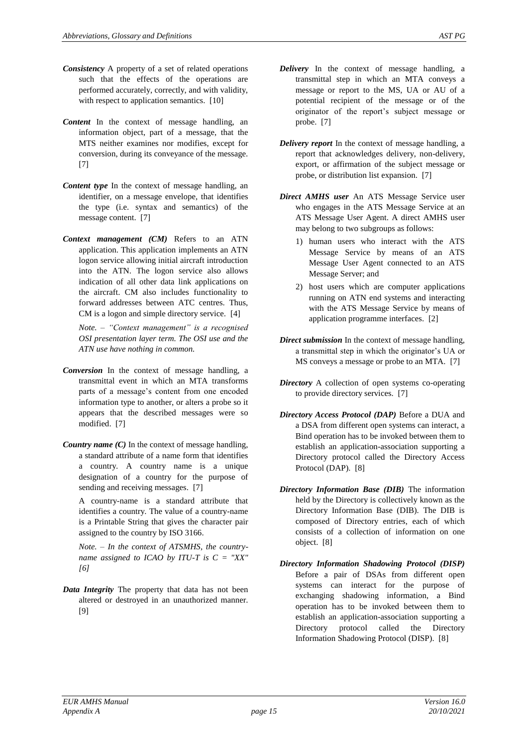***Consistency*** A property of a set of related operations such that the effects of the operations are performed accurately, correctly, and with validity, with respect to application semantics. [10]

***Content*** In the context of message handling, an information object, part of a message, that the MTS neither examines nor modifies, except for conversion, during its conveyance of the message. [7]

***Content type*** In the context of message handling, an identifier, on a message envelope, that identifies the type (i.e. syntax and semantics) of the message content. [7]

***Context management (CM)*** Refers to an ATN application. This application implements an ATN logon service allowing initial aircraft introduction into the ATN. The logon service also allows indication of all other data link applications on the aircraft. CM also includes functionality to forward addresses between ATC centres. Thus, CM is a logon and simple directory service. [4]

*Note. – "Context management" is a recognised OSI presentation layer term. The OSI use and the ATN use have nothing in common.*

***Conversion*** In the context of message handling, a transmittal event in which an MTA transforms parts of a message's content from one encoded information type to another, or alters a probe so it appears that the described messages were so modified. [7]

***Country name (C)*** In the context of message handling, a standard attribute of a name form that identifies a country. A country name is a unique designation of a country for the purpose of sending and receiving messages. [7]

A country-name is a standard attribute that identifies a country. The value of a country-name is a Printable String that gives the character pair assigned to the country by ISO 3166.

*Note. – In the context of ATSMHS, the country-name assigned to ICAO by ITU-T is C = "XX" [6]*

***Data Integrity*** The property that data has not been altered or destroyed in an unauthorized manner. [9]

***Delivery*** In the context of message handling, a transmittal step in which an MTA conveys a message or report to the MS, UA or AU of a potential recipient of the message or of the originator of the report's subject message or probe. [7]

***Delivery report*** In the context of message handling, a report that acknowledges delivery, non-delivery, export, or affirmation of the subject message or probe, or distribution list expansion. [7]

***Direct AMHS user*** An ATS Message Service user who engages in the ATS Message Service at an ATS Message User Agent. A direct AMHS user may belong to two subgroups as follows:

1) human users who interact with the ATS Message Service by means of an ATS Message User Agent connected to an ATS Message Server; and
2) host users which are computer applications running on ATN end systems and interacting with the ATS Message Service by means of application programme interfaces. [2]

***Direct submission*** In the context of message handling, a transmittal step in which the originator's UA or MS conveys a message or probe to an MTA. [7]

***Directory*** A collection of open systems co-operating to provide directory services. [7]

***Directory Access Protocol (DAP)*** Before a DUA and a DSA from different open systems can interact, a Bind operation has to be invoked between them to establish an application-association supporting a Directory protocol called the Directory Access Protocol (DAP). [8]

***Directory Information Base (DIB)*** The information held by the Directory is collectively known as the Directory Information Base (DIB). The DIB is composed of Directory entries, each of which consists of a collection of information on one object. [8]

***Directory Information Shadowing Protocol (DISP)*** Before a pair of DSAs from different open systems can interact for the purpose of exchanging shadowing information, a Bind operation has to be invoked between them to establish an application-association supporting a Directory protocol called the Directory Information Shadowing Protocol (DISP). [8]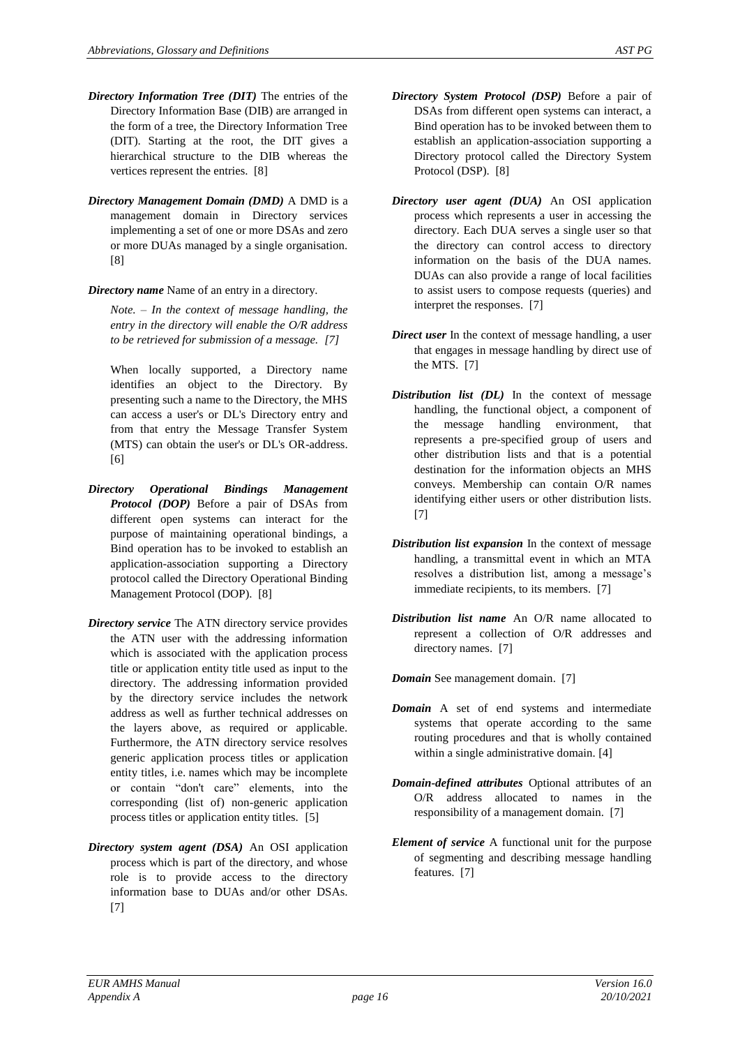***Directory Information Tree (DIT)*** The entries of the Directory Information Base (DIB) are arranged in the form of a tree, the Directory Information Tree (DIT). Starting at the root, the DIT gives a hierarchical structure to the DIB whereas the vertices represent the entries. [8]

***Directory Management Domain (DMD)*** A DMD is a management domain in Directory services implementing a set of one or more DSAs and zero or more DUAs managed by a single organisation. [8]

***Directory name*** Name of an entry in a directory.

*Note. – In the context of message handling, the entry in the directory will enable the O/R address to be retrieved for submission of a message. [7]*

When locally supported, a Directory name identifies an object to the Directory. By presenting such a name to the Directory, the MHS can access a user's or DL's Directory entry and from that entry the Message Transfer System (MTS) can obtain the user's or DL's OR-address. [6]

***Directory Operational Bindings Management Protocol (DOP)*** Before a pair of DSAs from different open systems can interact for the purpose of maintaining operational bindings, a Bind operation has to be invoked to establish an application-association supporting a Directory protocol called the Directory Operational Binding Management Protocol (DOP). [8]

***Directory service*** The ATN directory service provides the ATN user with the addressing information which is associated with the application process title or application entity title used as input to the directory. The addressing information provided by the directory service includes the network address as well as further technical addresses on the layers above, as required or applicable. Furthermore, the ATN directory service resolves generic application process titles or application entity titles, i.e. names which may be incomplete or contain "don't care" elements, into the corresponding (list of) non-generic application process titles or application entity titles. [5]

***Directory system agent (DSA)*** An OSI application process which is part of the directory, and whose role is to provide access to the directory information base to DUAs and/or other DSAs. [7]

***Directory System Protocol (DSP)*** Before a pair of DSAs from different open systems can interact, a Bind operation has to be invoked between them to establish an application-association supporting a Directory protocol called the Directory System Protocol (DSP). [8]

***Directory user agent (DUA)*** An OSI application process which represents a user in accessing the directory. Each DUA serves a single user so that the directory can control access to directory information on the basis of the DUA names. DUAs can also provide a range of local facilities to assist users to compose requests (queries) and interpret the responses. [7]

***Direct user*** In the context of message handling, a user that engages in message handling by direct use of the MTS. [7]

***Distribution list (DL)*** In the context of message handling, the functional object, a component of the message handling environment, that represents a pre-specified group of users and other distribution lists and that is a potential destination for the information objects an MHS conveys. Membership can contain O/R names identifying either users or other distribution lists. [7]

***Distribution list expansion*** In the context of message handling, a transmittal event in which an MTA resolves a distribution list, among a message's immediate recipients, to its members. [7]

***Distribution list name*** An O/R name allocated to represent a collection of O/R addresses and directory names. [7]

***Domain*** See management domain. [7]

***Domain*** A set of end systems and intermediate systems that operate according to the same routing procedures and that is wholly contained within a single administrative domain. [4]

***Domain-defined attributes*** Optional attributes of an O/R address allocated to names in the responsibility of a management domain. [7]

***Element of service*** A functional unit for the purpose of segmenting and describing message handling features. [7]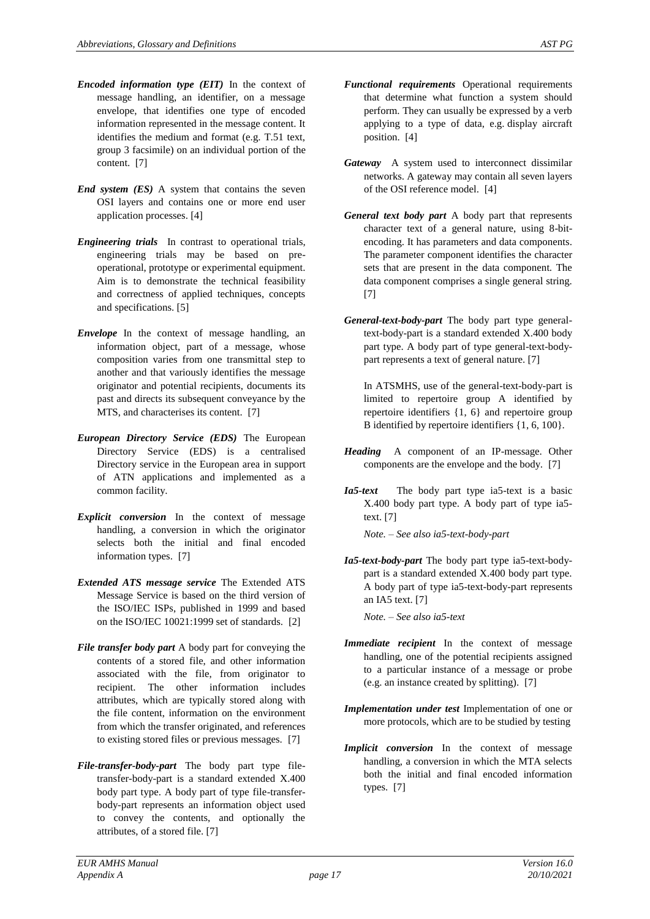***Encoded information type (EIT)*** In the context of message handling, an identifier, on a message envelope, that identifies one type of encoded information represented in the message content. It identifies the medium and format (e.g. T.51 text, group 3 facsimile) on an individual portion of the content. [7]

***End system (ES)*** A system that contains the seven OSI layers and contains one or more end user application processes. [4]

***Engineering trials*** In contrast to operational trials, engineering trials may be based on pre-operational, prototype or experimental equipment. Aim is to demonstrate the technical feasibility and correctness of applied techniques, concepts and specifications. [5]

***Envelope*** In the context of message handling, an information object, part of a message, whose composition varies from one transmittal step to another and that variously identifies the message originator and potential recipients, documents its past and directs its subsequent conveyance by the MTS, and characterises its content. [7]

***European Directory Service (EDS)*** The European Directory Service (EDS) is a centralised Directory service in the European area in support of ATN applications and implemented as a common facility.

***Explicit conversion*** In the context of message handling, a conversion in which the originator selects both the initial and final encoded information types. [7]

***Extended ATS message service*** The Extended ATS Message Service is based on the third version of the ISO/IEC ISPs, published in 1999 and based on the ISO/IEC 10021:1999 set of standards. [2]

***File transfer body part*** A body part for conveying the contents of a stored file, and other information associated with the file, from originator to recipient. The other information includes attributes, which are typically stored along with the file content, information on the environment from which the transfer originated, and references to existing stored files or previous messages. [7]

***File-transfer-body-part*** The body part type file-transfer-body-part is a standard extended X.400 body part type. A body part of type file-transfer-body-part represents an information object used to convey the contents, and optionally the attributes, of a stored file. [7]

***Functional requirements*** Operational requirements that determine what function a system should perform. They can usually be expressed by a verb applying to a type of data, e.g. display aircraft position. [4]

***Gateway*** A system used to interconnect dissimilar networks. A gateway may contain all seven layers of the OSI reference model. [4]

***General text body part*** A body part that represents character text of a general nature, using 8-bit-encoding. It has parameters and data components. The parameter component identifies the character sets that are present in the data component. The data component comprises a single general string. [7]

***General-text-body-part*** The body part type general-text-body-part is a standard extended X.400 body part type. A body part of type general-text-body-part represents a text of general nature. [7]

In ATSMHS, use of the general-text-body-part is limited to repertoire group A identified by repertoire identifiers {1, 6} and repertoire group B identified by repertoire identifiers {1, 6, 100}.

***Heading*** A component of an IP-message. Other components are the envelope and the body. [7]

***Ia5-text*** The body part type ia5-text is a basic X.400 body part type. A body part of type ia5-text. [7]

*Note. – See also ia5-text-body-part*

***Ia5-text-body-part*** The body part type ia5-text-body-part is a standard extended X.400 body part type. A body part of type ia5-text-body-part represents an IA5 text. [7]

*Note. – See also ia5-text*

***Immediate recipient*** In the context of message handling, one of the potential recipients assigned to a particular instance of a message or probe (e.g. an instance created by splitting). [7]

***Implementation under test*** Implementation of one or more protocols, which are to be studied by testing

***Implicit conversion*** In the context of message handling, a conversion in which the MTA selects both the initial and final encoded information types. [7]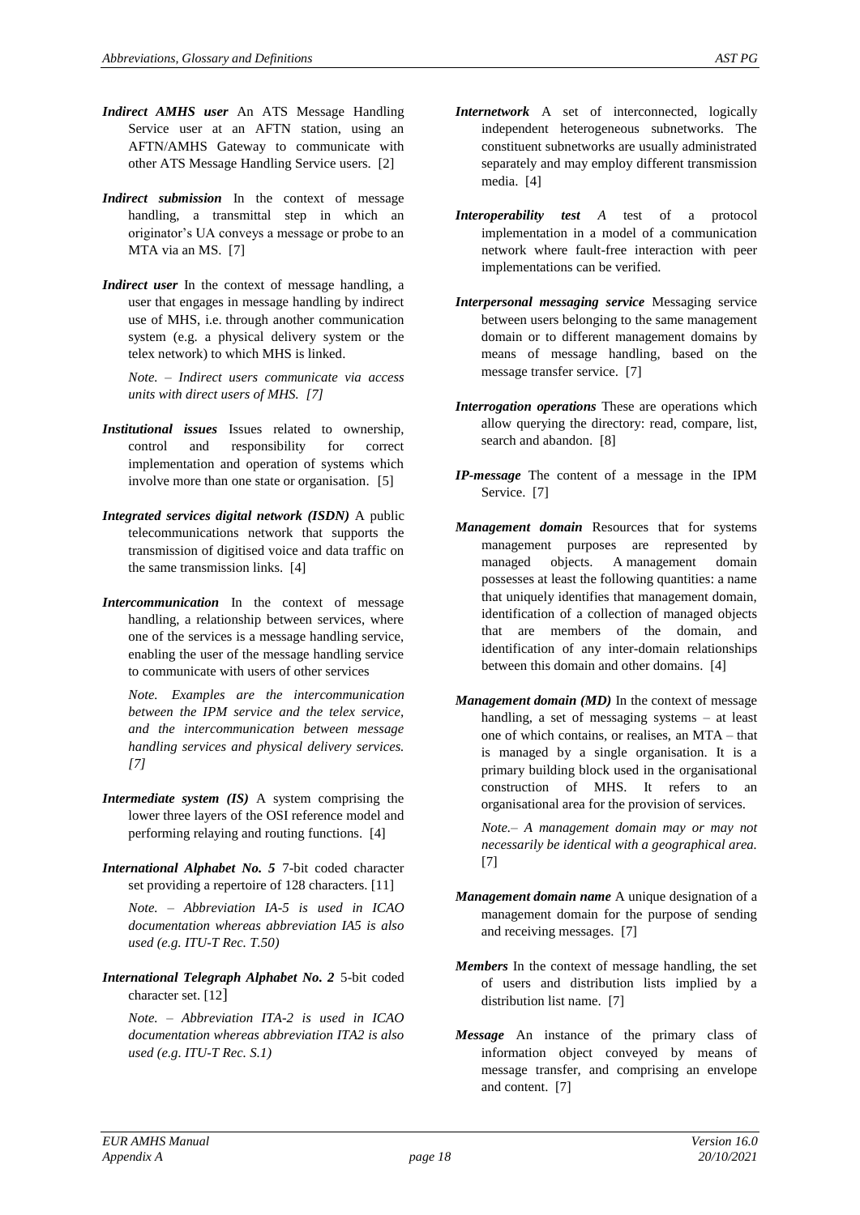***Indirect AMHS user*** An ATS Message Handling Service user at an AFTN station, using an AFTN/AMHS Gateway to communicate with other ATS Message Handling Service users. [2]

***Indirect submission*** In the context of message handling, a transmittal step in which an originator's UA conveys a message or probe to an MTA via an MS. [7]

***Indirect user*** In the context of message handling, a user that engages in message handling by indirect use of MHS, i.e. through another communication system (e.g. a physical delivery system or the telex network) to which MHS is linked.

*Note. – Indirect users communicate via access units with direct users of MHS. [7]*

***Institutional issues*** Issues related to ownership, control and responsibility for correct implementation and operation of systems which involve more than one state or organisation. [5]

***Integrated services digital network (ISDN)*** A public telecommunications network that supports the transmission of digitised voice and data traffic on the same transmission links. [4]

***Intercommunication*** In the context of message handling, a relationship between services, where one of the services is a message handling service, enabling the user of the message handling service to communicate with users of other services

*Note. Examples are the intercommunication between the IPM service and the telex service, and the intercommunication between message handling services and physical delivery services. [7]*

***Intermediate system (IS)*** A system comprising the lower three layers of the OSI reference model and performing relaying and routing functions. [4]

***International Alphabet No. 5*** 7-bit coded character set providing a repertoire of 128 characters. [11]

*Note. – Abbreviation IA-5 is used in ICAO documentation whereas abbreviation IA5 is also used (e.g. ITU-T Rec. T.50)*

***International Telegraph Alphabet No. 2*** 5-bit coded character set. [12]

*Note. – Abbreviation ITA-2 is used in ICAO documentation whereas abbreviation ITA2 is also used (e.g. ITU-T Rec. S.1)*

***Internetwork*** A set of interconnected, logically independent heterogeneous subnetworks. The constituent subnetworks are usually administrated separately and may employ different transmission media. [4]

***Interoperability test*** *A* test of a protocol implementation in a model of a communication network where fault-free interaction with peer implementations can be verified.

***Interpersonal messaging service*** Messaging service between users belonging to the same management domain or to different management domains by means of message handling, based on the message transfer service. [7]

***Interrogation operations*** These are operations which allow querying the directory: read, compare, list, search and abandon. [8]

***IP-message*** The content of a message in the IPM Service. [7]

***Management domain*** Resources that for systems management purposes are represented by managed objects. A management domain possesses at least the following quantities: a name that uniquely identifies that management domain, identification of a collection of managed objects that are members of the domain, and identification of any inter-domain relationships between this domain and other domains. [4]

***Management domain (MD)*** In the context of message handling, a set of messaging systems – at least one of which contains, or realises, an MTA – that is managed by a single organisation. It is a primary building block used in the organisational construction of MHS. It refers to an organisational area for the provision of services.

*Note.– A management domain may or may not necessarily be identical with a geographical area.* [7]

***Management domain name*** A unique designation of a management domain for the purpose of sending and receiving messages. [7]

***Members*** In the context of message handling, the set of users and distribution lists implied by a distribution list name. [7]

***Message*** An instance of the primary class of information object conveyed by means of message transfer, and comprising an envelope and content. [7]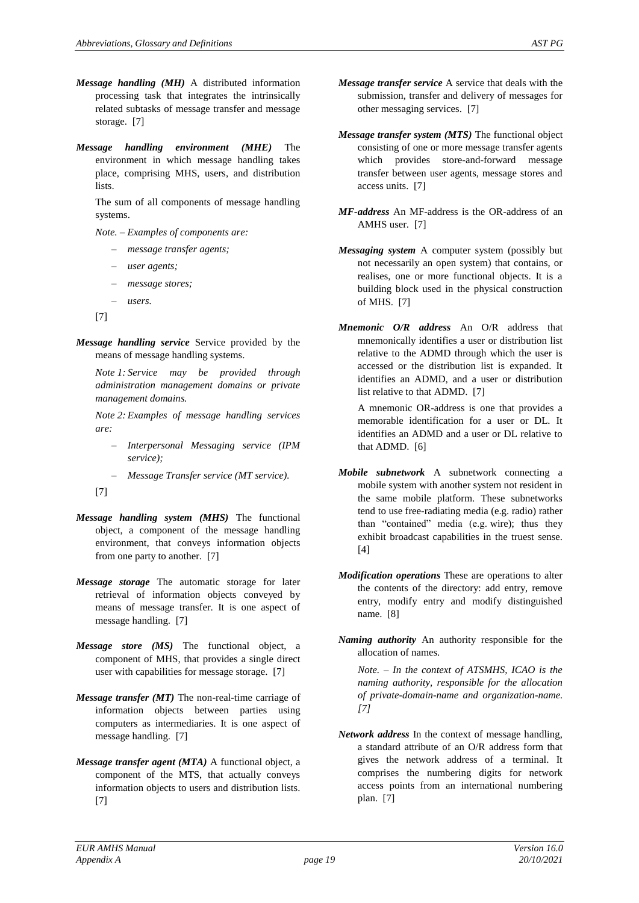***Message handling (MH)*** A distributed information processing task that integrates the intrinsically related subtasks of message transfer and message storage. [7]

***Message handling environment (MHE)*** The environment in which message handling takes place, comprising MHS, users, and distribution lists.

The sum of all components of message handling systems.

*Note. – Examples of components are:*

- *message transfer agents;*
- *user agents;*
- *message stores;*
- *users.*

[7]

***Message handling service*** Service provided by the means of message handling systems.

*Note 1: Service may be provided through administration management domains or private management domains.*

*Note 2: Examples of message handling services are:*

- *Interpersonal Messaging service (IPM service);*
- *Message Transfer service (MT service).*

[7]

***Message handling system (MHS)*** The functional object, a component of the message handling environment, that conveys information objects from one party to another. [7]

***Message storage*** The automatic storage for later retrieval of information objects conveyed by means of message transfer. It is one aspect of message handling. [7]

***Message store (MS)*** The functional object, a component of MHS, that provides a single direct user with capabilities for message storage. [7]

***Message transfer (MT)*** The non-real-time carriage of information objects between parties using computers as intermediaries. It is one aspect of message handling. [7]

***Message transfer agent (MTA)*** A functional object, a component of the MTS, that actually conveys information objects to users and distribution lists. [7]

***Message transfer service*** A service that deals with the submission, transfer and delivery of messages for other messaging services. [7]

***Message transfer system (MTS)*** The functional object consisting of one or more message transfer agents which provides store-and-forward message transfer between user agents, message stores and access units. [7]

***MF-address*** An MF-address is the OR-address of an AMHS user. [7]

***Messaging system*** A computer system (possibly but not necessarily an open system) that contains, or realises, one or more functional objects. It is a building block used in the physical construction of MHS. [7]

***Mnemonic O/R address*** An O/R address that mnemonically identifies a user or distribution list relative to the ADMD through which the user is accessed or the distribution list is expanded. It identifies an ADMD, and a user or distribution list relative to that ADMD. [7]

A mnemonic OR-address is one that provides a memorable identification for a user or DL. It identifies an ADMD and a user or DL relative to that ADMD. [6]

***Mobile subnetwork*** A subnetwork connecting a mobile system with another system not resident in the same mobile platform. These subnetworks tend to use free-radiating media (e.g. radio) rather than "contained" media (e.g. wire); thus they exhibit broadcast capabilities in the truest sense. [4]

***Modification operations*** These are operations to alter the contents of the directory: add entry, remove entry, modify entry and modify distinguished name. [8]

***Naming authority*** An authority responsible for the allocation of names.

*Note. – In the context of ATSMHS, ICAO is the naming authority, responsible for the allocation of private-domain-name and organization-name. [7]*

***Network address*** In the context of message handling, a standard attribute of an O/R address form that gives the network address of a terminal. It comprises the numbering digits for network access points from an international numbering plan. [7]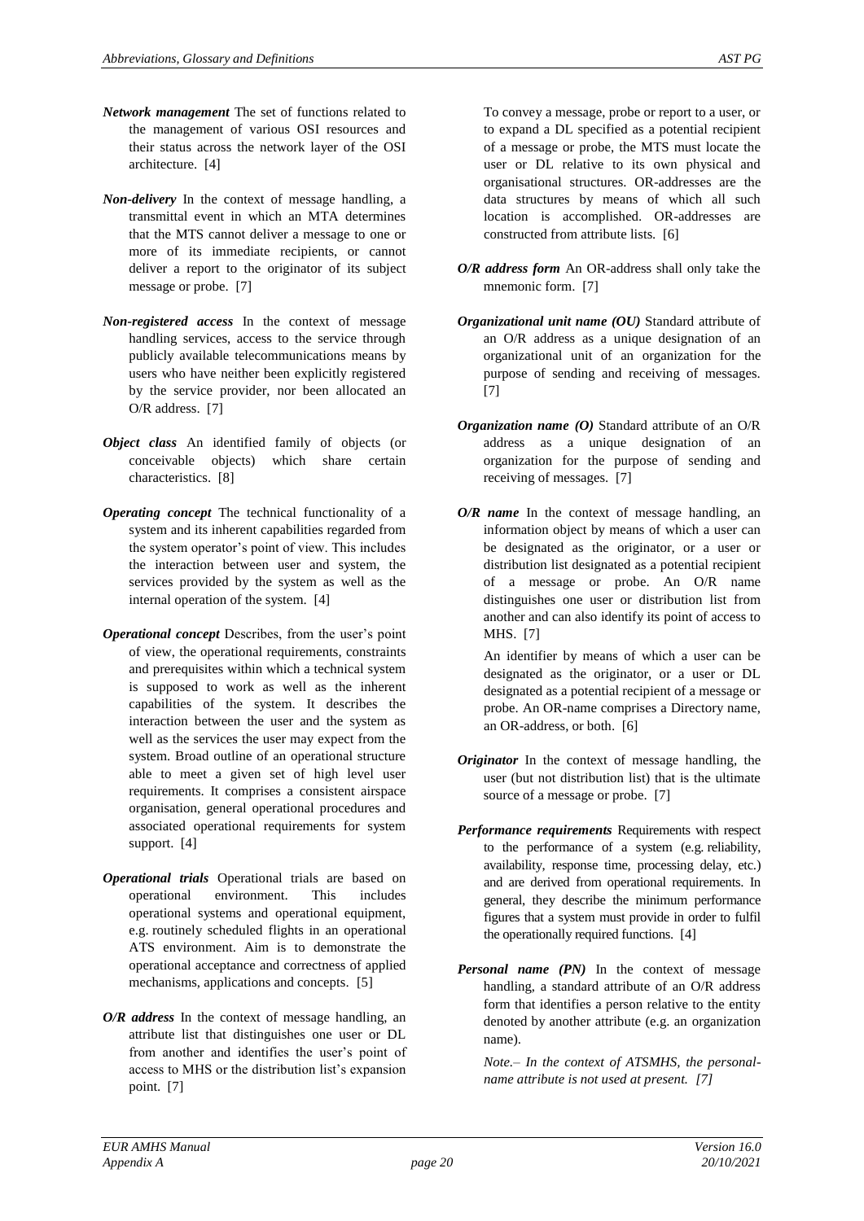***Network management*** The set of functions related to the management of various OSI resources and their status across the network layer of the OSI architecture. [4]

***Non-delivery*** In the context of message handling, a transmittal event in which an MTA determines that the MTS cannot deliver a message to one or more of its immediate recipients, or cannot deliver a report to the originator of its subject message or probe. [7]

***Non-registered access*** In the context of message handling services, access to the service through publicly available telecommunications means by users who have neither been explicitly registered by the service provider, nor been allocated an O/R address. [7]

***Object class*** An identified family of objects (or conceivable objects) which share certain characteristics. [8]

***Operating concept*** The technical functionality of a system and its inherent capabilities regarded from the system operator's point of view. This includes the interaction between user and system, the services provided by the system as well as the internal operation of the system. [4]

***Operational concept*** Describes, from the user's point of view, the operational requirements, constraints and prerequisites within which a technical system is supposed to work as well as the inherent capabilities of the system. It describes the interaction between the user and the system as well as the services the user may expect from the system. Broad outline of an operational structure able to meet a given set of high level user requirements. It comprises a consistent airspace organisation, general operational procedures and associated operational requirements for system support. [4]

***Operational trials*** Operational trials are based on operational environment. This includes operational systems and operational equipment, e.g. routinely scheduled flights in an operational ATS environment. Aim is to demonstrate the operational acceptance and correctness of applied mechanisms, applications and concepts. [5]

***O/R address*** In the context of message handling, an attribute list that distinguishes one user or DL from another and identifies the user's point of access to MHS or the distribution list's expansion point. [7]

To convey a message, probe or report to a user, or to expand a DL specified as a potential recipient of a message or probe, the MTS must locate the user or DL relative to its own physical and organisational structures. OR-addresses are the data structures by means of which all such location is accomplished. OR-addresses are constructed from attribute lists. [6]

***O/R address form*** An OR-address shall only take the mnemonic form. [7]

***Organizational unit name (OU)*** Standard attribute of an O/R address as a unique designation of an organizational unit of an organization for the purpose of sending and receiving of messages. [7]

***Organization name (O)*** Standard attribute of an O/R address as a unique designation of an organization for the purpose of sending and receiving of messages. [7]

***O/R name*** In the context of message handling, an information object by means of which a user can be designated as the originator, or a user or distribution list designated as a potential recipient of a message or probe. An O/R name distinguishes one user or distribution list from another and can also identify its point of access to MHS. [7]

An identifier by means of which a user can be designated as the originator, or a user or DL designated as a potential recipient of a message or probe. An OR-name comprises a Directory name, an OR-address, or both. [6]

***Originator*** In the context of message handling, the user (but not distribution list) that is the ultimate source of a message or probe. [7]

***Performance requirements*** Requirements with respect to the performance of a system (e.g. reliability, availability, response time, processing delay, etc.) and are derived from operational requirements. In general, they describe the minimum performance figures that a system must provide in order to fulfil the operationally required functions. [4]

***Personal name (PN)*** In the context of message handling, a standard attribute of an O/R address form that identifies a person relative to the entity denoted by another attribute (e.g. an organization name).

*Note.– In the context of ATSMHS, the personal-name attribute is not used at present. [7]*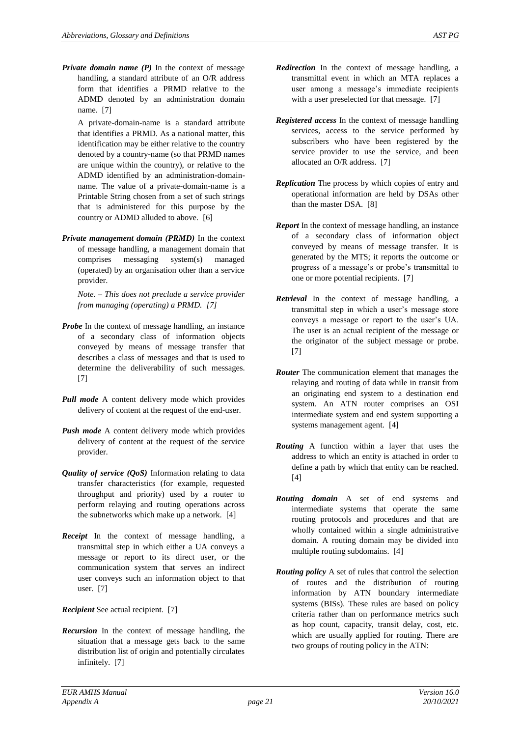**Private domain name (P)** In the context of message handling, a standard attribute of an O/R address form that identifies a PRMD relative to the ADMD denoted by an administration domain name. [7]

A private-domain-name is a standard attribute that identifies a PRMD. As a national matter, this identification may be either relative to the country denoted by a country-name (so that PRMD names are unique within the country), or relative to the ADMD identified by an administration-domain-name. The value of a private-domain-name is a Printable String chosen from a set of such strings that is administered for this purpose by the country or ADMD alluded to above. [6]

**Private management domain (PRMD)** In the context of message handling, a management domain that comprises messaging system(s) managed (operated) by an organisation other than a service provider.

*Note. – This does not preclude a service provider from managing (operating) a PRMD. [7]*

**Probe** In the context of message handling, an instance of a secondary class of information objects conveyed by means of message transfer that describes a class of messages and that is used to determine the deliverability of such messages. [7]

**Pull mode** A content delivery mode which provides delivery of content at the request of the end-user.

**Push mode** A content delivery mode which provides delivery of content at the request of the service provider.

**Quality of service (QoS)** Information relating to data transfer characteristics (for example, requested throughput and priority) used by a router to perform relaying and routing operations across the subnetworks which make up a network. [4]

**Receipt** In the context of message handling, a transmittal step in which either a UA conveys a message or report to its direct user, or the communication system that serves an indirect user conveys such an information object to that user. [7]

**Recipient** See actual recipient. [7]

**Recursion** In the context of message handling, the situation that a message gets back to the same distribution list of origin and potentially circulates infinitely. [7]

**Redirection** In the context of message handling, a transmittal event in which an MTA replaces a user among a message's immediate recipients with a user preselected for that message. [7]

**Registered access** In the context of message handling services, access to the service performed by subscribers who have been registered by the service provider to use the service, and been allocated an O/R address. [7]

**Replication** The process by which copies of entry and operational information are held by DSAs other than the master DSA. [8]

**Report** In the context of message handling, an instance of a secondary class of information object conveyed by means of message transfer. It is generated by the MTS; it reports the outcome or progress of a message's or probe's transmittal to one or more potential recipients. [7]

**Retrieval** In the context of message handling, a transmittal step in which a user's message store conveys a message or report to the user's UA. The user is an actual recipient of the message or the originator of the subject message or probe. [7]

**Router** The communication element that manages the relaying and routing of data while in transit from an originating end system to a destination end system. An ATN router comprises an OSI intermediate system and end system supporting a systems management agent. [4]

**Routing** A function within a layer that uses the address to which an entity is attached in order to define a path by which that entity can be reached. [4]

**Routing domain** A set of end systems and intermediate systems that operate the same routing protocols and procedures and that are wholly contained within a single administrative domain. A routing domain may be divided into multiple routing subdomains. [4]

**Routing policy** A set of rules that control the selection of routes and the distribution of routing information by ATN boundary intermediate systems (BISs). These rules are based on policy criteria rather than on performance metrics such as hop count, capacity, transit delay, cost, etc. which are usually applied for routing. There are two groups of routing policy in the ATN: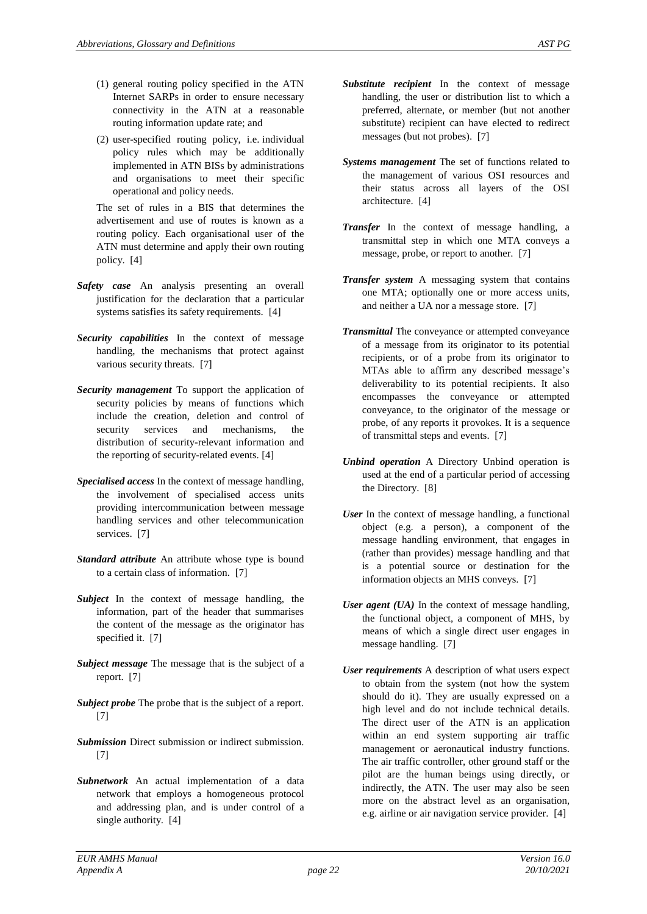(1) general routing policy specified in the ATN Internet SARPs in order to ensure necessary connectivity in the ATN at a reasonable routing information update rate; and

(2) user-specified routing policy, i.e. individual policy rules which may be additionally implemented in ATN BISs by administrations and organisations to meet their specific operational and policy needs.

The set of rules in a BIS that determines the advertisement and use of routes is known as a routing policy. Each organisational user of the ATN must determine and apply their own routing policy. [4]

***Safety case*** An analysis presenting an overall justification for the declaration that a particular systems satisfies its safety requirements. [4]

***Security capabilities*** In the context of message handling, the mechanisms that protect against various security threats. [7]

***Security management*** To support the application of security policies by means of functions which include the creation, deletion and control of security services and mechanisms, the distribution of security-relevant information and the reporting of security-related events. [4]

***Specialised access*** In the context of message handling, the involvement of specialised access units providing intercommunication between message handling services and other telecommunication services. [7]

***Standard attribute*** An attribute whose type is bound to a certain class of information. [7]

***Subject*** In the context of message handling, the information, part of the header that summarises the content of the message as the originator has specified it. [7]

***Subject message*** The message that is the subject of a report. [7]

***Subject probe*** The probe that is the subject of a report. [7]

***Submission*** Direct submission or indirect submission. [7]

***Subnetwork*** An actual implementation of a data network that employs a homogeneous protocol and addressing plan, and is under control of a single authority. [4]

***Substitute recipient*** In the context of message handling, the user or distribution list to which a preferred, alternate, or member (but not another substitute) recipient can have elected to redirect messages (but not probes). [7]

***Systems management*** The set of functions related to the management of various OSI resources and their status across all layers of the OSI architecture. [4]

***Transfer*** In the context of message handling, a transmittal step in which one MTA conveys a message, probe, or report to another. [7]

***Transfer system*** A messaging system that contains one MTA; optionally one or more access units, and neither a UA nor a message store. [7]

***Transmittal*** The conveyance or attempted conveyance of a message from its originator to its potential recipients, or of a probe from its originator to MTAs able to affirm any described message's deliverability to its potential recipients. It also encompasses the conveyance or attempted conveyance, to the originator of the message or probe, of any reports it provokes. It is a sequence of transmittal steps and events. [7]

***Unbind operation*** A Directory Unbind operation is used at the end of a particular period of accessing the Directory. [8]

***User*** In the context of message handling, a functional object (e.g. a person), a component of the message handling environment, that engages in (rather than provides) message handling and that is a potential source or destination for the information objects an MHS conveys. [7]

***User agent (UA)*** In the context of message handling, the functional object, a component of MHS, by means of which a single direct user engages in message handling. [7]

***User requirements*** A description of what users expect to obtain from the system (not how the system should do it). They are usually expressed on a high level and do not include technical details. The direct user of the ATN is an application within an end system supporting air traffic management or aeronautical industry functions. The air traffic controller, other ground staff or the pilot are the human beings using directly, or indirectly, the ATN. The user may also be seen more on the abstract level as an organisation, e.g. airline or air navigation service provider. [4]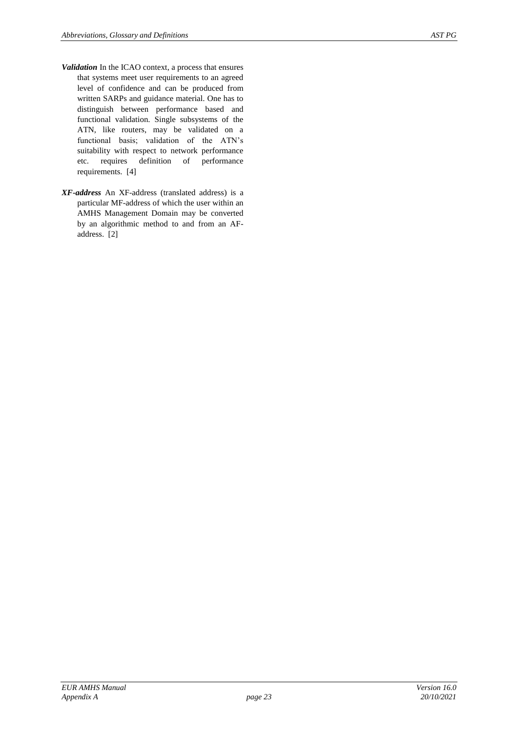***Validation*** In the ICAO context, a process that ensures that systems meet user requirements to an agreed level of confidence and can be produced from written SARPs and guidance material. One has to distinguish between performance based and functional validation. Single subsystems of the ATN, like routers, may be validated on a functional basis; validation of the ATN's suitability with respect to network performance etc. requires definition of performance requirements. [4]

***XF-address*** An XF-address (translated address) is a particular MF-address of which the user within an AMHS Management Domain may be converted by an algorithmic method to and from an AF-address. [2]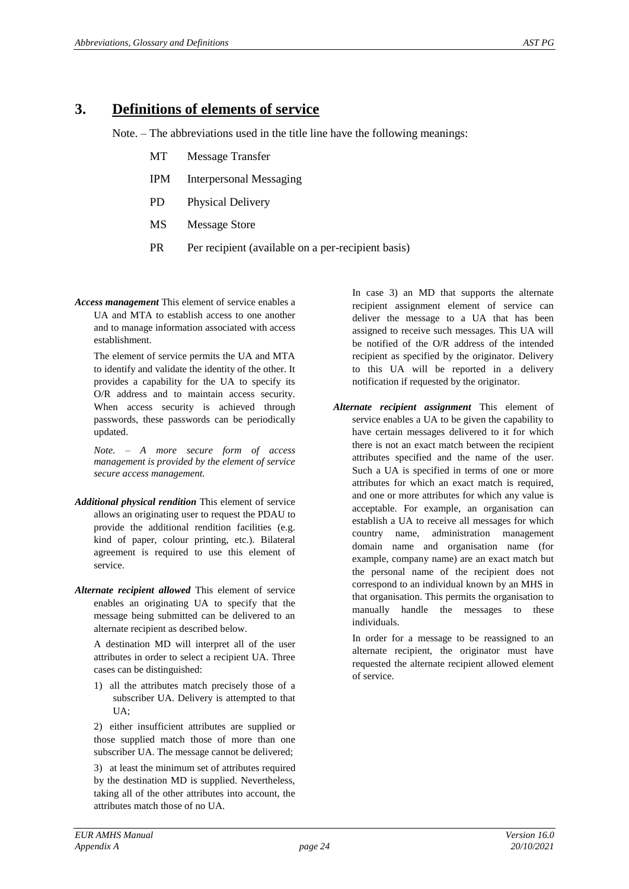# 3. Definitions of elements of service

Note. – The abbreviations used in the title line have the following meanings:

- MT Message Transfer
- IPM Interpersonal Messaging
- PD Physical Delivery
- MS Message Store
- PR Per recipient (available on a per-recipient basis)

***Access management*** This element of service enables a UA and MTA to establish access to one another and to manage information associated with access establishment.

The element of service permits the UA and MTA to identify and validate the identity of the other. It provides a capability for the UA to specify its O/R address and to maintain access security. When access security is achieved through passwords, these passwords can be periodically updated.

*Note. – A more secure form of access management is provided by the element of service secure access management.*

***Additional physical rendition*** This element of service allows an originating user to request the PDAU to provide the additional rendition facilities (e.g. kind of paper, colour printing, etc.). Bilateral agreement is required to use this element of service.

***Alternate recipient allowed*** This element of service enables an originating UA to specify that the message being submitted can be delivered to an alternate recipient as described below.

A destination MD will interpret all of the user attributes in order to select a recipient UA. Three cases can be distinguished:

1) all the attributes match precisely those of a subscriber UA. Delivery is attempted to that UA;

2) either insufficient attributes are supplied or those supplied match those of more than one subscriber UA. The message cannot be delivered;

3) at least the minimum set of attributes required by the destination MD is supplied. Nevertheless, taking all of the other attributes into account, the attributes match those of no UA.

In case 3) an MD that supports the alternate recipient assignment element of service can deliver the message to a UA that has been assigned to receive such messages. This UA will be notified of the O/R address of the intended recipient as specified by the originator. Delivery to this UA will be reported in a delivery notification if requested by the originator.

***Alternate recipient assignment*** This element of service enables a UA to be given the capability to have certain messages delivered to it for which there is not an exact match between the recipient attributes specified and the name of the user. Such a UA is specified in terms of one or more attributes for which an exact match is required, and one or more attributes for which any value is acceptable. For example, an organisation can establish a UA to receive all messages for which country name, administration management domain name and organisation name (for example, company name) are an exact match but the personal name of the recipient does not correspond to an individual known by an MHS in that organisation. This permits the organisation to manually handle the messages to these individuals.

In order for a message to be reassigned to an alternate recipient, the originator must have requested the alternate recipient allowed element of service.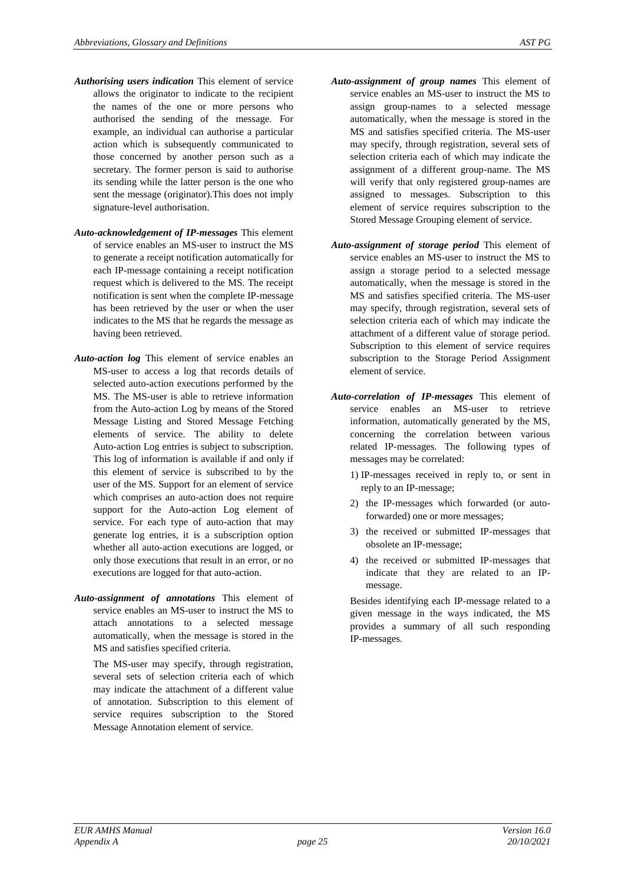***Authorising users indication*** This element of service allows the originator to indicate to the recipient the names of the one or more persons who authorised the sending of the message. For example, an individual can authorise a particular action which is subsequently communicated to those concerned by another person such as a secretary. The former person is said to authorise its sending while the latter person is the one who sent the message (originator).This does not imply signature-level authorisation.

***Auto-acknowledgement of IP-messages*** This element of service enables an MS-user to instruct the MS to generate a receipt notification automatically for each IP-message containing a receipt notification request which is delivered to the MS. The receipt notification is sent when the complete IP-message has been retrieved by the user or when the user indicates to the MS that he regards the message as having been retrieved.

***Auto-action log*** This element of service enables an MS-user to access a log that records details of selected auto-action executions performed by the MS. The MS-user is able to retrieve information from the Auto-action Log by means of the Stored Message Listing and Stored Message Fetching elements of service. The ability to delete Auto-action Log entries is subject to subscription. This log of information is available if and only if this element of service is subscribed to by the user of the MS. Support for an element of service which comprises an auto-action does not require support for the Auto-action Log element of service. For each type of auto-action that may generate log entries, it is a subscription option whether all auto-action executions are logged, or only those executions that result in an error, or no executions are logged for that auto-action.

***Auto-assignment of annotations*** This element of service enables an MS-user to instruct the MS to attach annotations to a selected message automatically, when the message is stored in the MS and satisfies specified criteria.

The MS-user may specify, through registration, several sets of selection criteria each of which may indicate the attachment of a different value of annotation. Subscription to this element of service requires subscription to the Stored Message Annotation element of service.

***Auto-assignment of group names*** This element of service enables an MS-user to instruct the MS to assign group-names to a selected message automatically, when the message is stored in the MS and satisfies specified criteria. The MS-user may specify, through registration, several sets of selection criteria each of which may indicate the assignment of a different group-name. The MS will verify that only registered group-names are assigned to messages. Subscription to this element of service requires subscription to the Stored Message Grouping element of service.

***Auto-assignment of storage period*** This element of service enables an MS-user to instruct the MS to assign a storage period to a selected message automatically, when the message is stored in the MS and satisfies specified criteria. The MS-user may specify, through registration, several sets of selection criteria each of which may indicate the attachment of a different value of storage period. Subscription to this element of service requires subscription to the Storage Period Assignment element of service.

***Auto-correlation of IP-messages*** This element of service enables an MS-user to retrieve information, automatically generated by the MS, concerning the correlation between various related IP-messages. The following types of messages may be correlated:

1) IP-messages received in reply to, or sent in reply to an IP-message;
2) the IP-messages which forwarded (or auto-forwarded) one or more messages;
3) the received or submitted IP-messages that obsolete an IP-message;
4) the received or submitted IP-messages that indicate that they are related to an IP-message.

Besides identifying each IP-message related to a given message in the ways indicated, the MS provides a summary of all such responding IP-messages.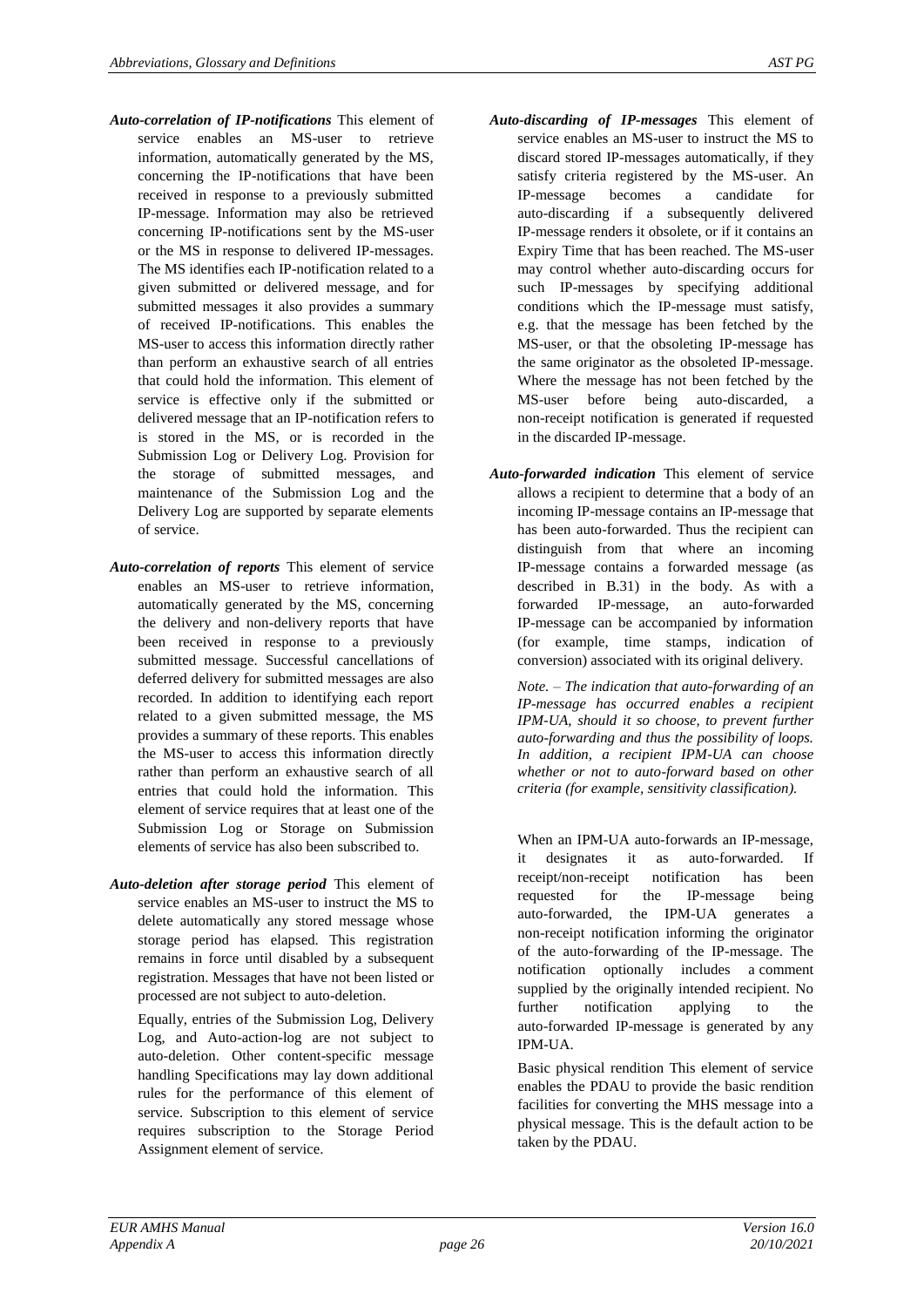***Auto-correlation of IP-notifications*** This element of service enables an MS-user to retrieve information, automatically generated by the MS, concerning the IP-notifications that have been received in response to a previously submitted IP-message. Information may also be retrieved concerning IP-notifications sent by the MS-user or the MS in response to delivered IP-messages. The MS identifies each IP-notification related to a given submitted or delivered message, and for submitted messages it also provides a summary of received IP-notifications. This enables the MS-user to access this information directly rather than perform an exhaustive search of all entries that could hold the information. This element of service is effective only if the submitted or delivered message that an IP-notification refers to is stored in the MS, or is recorded in the Submission Log or Delivery Log. Provision for the storage of submitted messages, and maintenance of the Submission Log and the Delivery Log are supported by separate elements of service.

***Auto-correlation of reports*** This element of service enables an MS-user to retrieve information, automatically generated by the MS, concerning the delivery and non-delivery reports that have been received in response to a previously submitted message. Successful cancellations of deferred delivery for submitted messages are also recorded. In addition to identifying each report related to a given submitted message, the MS provides a summary of these reports. This enables the MS-user to access this information directly rather than perform an exhaustive search of all entries that could hold the information. This element of service requires that at least one of the Submission Log or Storage on Submission elements of service has also been subscribed to.

***Auto-deletion after storage period*** This element of service enables an MS-user to instruct the MS to delete automatically any stored message whose storage period has elapsed. This registration remains in force until disabled by a subsequent registration. Messages that have not been listed or processed are not subject to auto-deletion.

Equally, entries of the Submission Log, Delivery Log, and Auto-action-log are not subject to auto-deletion. Other content-specific message handling Specifications may lay down additional rules for the performance of this element of service. Subscription to this element of service requires subscription to the Storage Period Assignment element of service.

***Auto-discarding of IP-messages*** This element of service enables an MS-user to instruct the MS to discard stored IP-messages automatically, if they satisfy criteria registered by the MS-user. An IP-message becomes a candidate for auto-discarding if a subsequently delivered IP-message renders it obsolete, or if it contains an Expiry Time that has been reached. The MS-user may control whether auto-discarding occurs for such IP-messages by specifying additional conditions which the IP-message must satisfy, e.g. that the message has been fetched by the MS-user, or that the obsoleting IP-message has the same originator as the obsoleted IP-message. Where the message has not been fetched by the MS-user before being auto-discarded, a non-receipt notification is generated if requested in the discarded IP-message.

***Auto-forwarded indication*** This element of service allows a recipient to determine that a body of an incoming IP-message contains an IP-message that has been auto-forwarded. Thus the recipient can distinguish from that where an incoming IP-message contains a forwarded message (as described in B.31) in the body. As with a forwarded IP-message, an auto-forwarded IP-message can be accompanied by information (for example, time stamps, indication of conversion) associated with its original delivery.

*Note. – The indication that auto-forwarding of an IP-message has occurred enables a recipient IPM-UA, should it so choose, to prevent further auto-forwarding and thus the possibility of loops. In addition, a recipient IPM-UA can choose whether or not to auto-forward based on other criteria (for example, sensitivity classification).*

When an IPM-UA auto-forwards an IP-message, it designates it as auto-forwarded. If receipt/non-receipt notification has been requested for the IP-message being auto-forwarded, the IPM-UA generates a non-receipt notification informing the originator of the auto-forwarding of the IP-message. The notification optionally includes a comment supplied by the originally intended recipient. No further notification applying to the auto-forwarded IP-message is generated by any IPM-UA.

Basic physical rendition This element of service enables the PDAU to provide the basic rendition facilities for converting the MHS message into a physical message. This is the default action to be taken by the PDAU.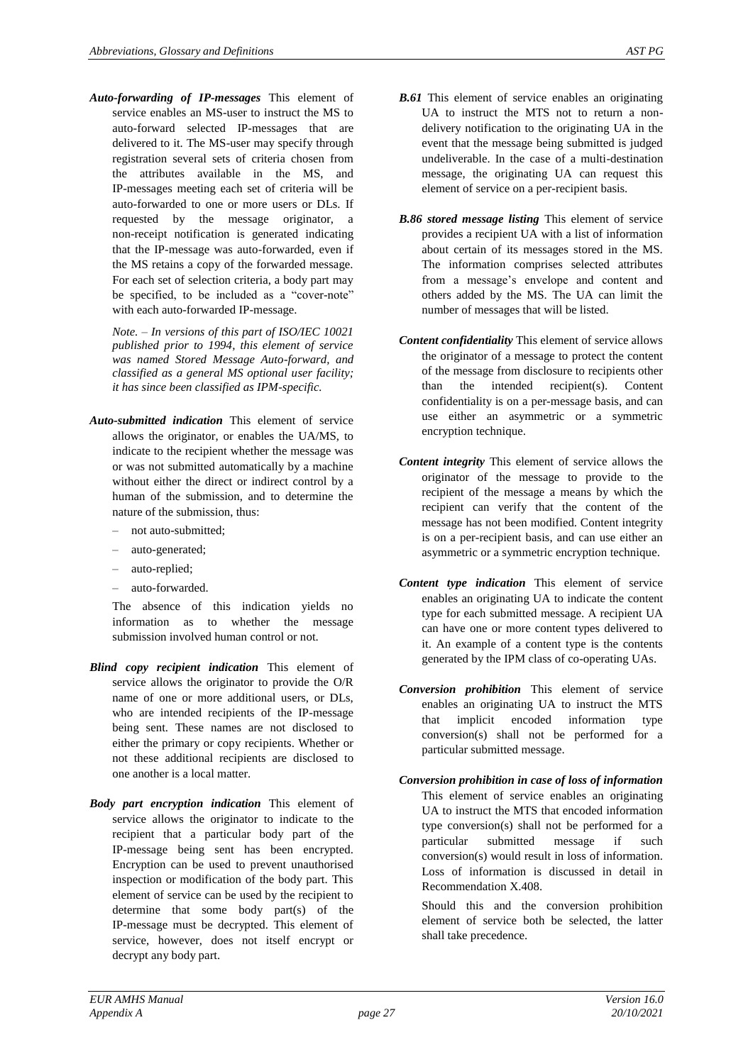***Auto-forwarding of IP-messages*** This element of service enables an MS-user to instruct the MS to auto-forward selected IP-messages that are delivered to it. The MS-user may specify through registration several sets of criteria chosen from the attributes available in the MS, and IP-messages meeting each set of criteria will be auto-forwarded to one or more users or DLs. If requested by the message originator, a non-receipt notification is generated indicating that the IP-message was auto-forwarded, even if the MS retains a copy of the forwarded message. For each set of selection criteria, a body part may be specified, to be included as a "cover-note" with each auto-forwarded IP-message.

*Note. – In versions of this part of ISO/IEC 10021 published prior to 1994, this element of service was named Stored Message Auto-forward, and classified as a general MS optional user facility; it has since been classified as IPM-specific.*

***Auto-submitted indication*** This element of service allows the originator, or enables the UA/MS, to indicate to the recipient whether the message was or was not submitted automatically by a machine without either the direct or indirect control by a human of the submission, and to determine the nature of the submission, thus:

- not auto-submitted;
- auto-generated;
- auto-replied;
- auto-forwarded.

The absence of this indication yields no information as to whether the message submission involved human control or not.

***Blind copy recipient indication*** This element of service allows the originator to provide the O/R name of one or more additional users, or DLs, who are intended recipients of the IP-message being sent. These names are not disclosed to either the primary or copy recipients. Whether or not these additional recipients are disclosed to one another is a local matter.

***Body part encryption indication*** This element of service allows the originator to indicate to the recipient that a particular body part of the IP-message being sent has been encrypted. Encryption can be used to prevent unauthorised inspection or modification of the body part. This element of service can be used by the recipient to determine that some body part(s) of the IP-message must be decrypted. This element of service, however, does not itself encrypt or decrypt any body part.

***B.61*** This element of service enables an originating UA to instruct the MTS not to return a non-delivery notification to the originating UA in the event that the message being submitted is judged undeliverable. In the case of a multi-destination message, the originating UA can request this element of service on a per-recipient basis.

***B.86 stored message listing*** This element of service provides a recipient UA with a list of information about certain of its messages stored in the MS. The information comprises selected attributes from a message's envelope and content and others added by the MS. The UA can limit the number of messages that will be listed.

***Content confidentiality*** This element of service allows the originator of a message to protect the content of the message from disclosure to recipients other than the intended recipient(s). Content confidentiality is on a per-message basis, and can use either an asymmetric or a symmetric encryption technique.

***Content integrity*** This element of service allows the originator of the message to provide to the recipient of the message a means by which the recipient can verify that the content of the message has not been modified. Content integrity is on a per-recipient basis, and can use either an asymmetric or a symmetric encryption technique.

***Content type indication*** This element of service enables an originating UA to indicate the content type for each submitted message. A recipient UA can have one or more content types delivered to it. An example of a content type is the contents generated by the IPM class of co-operating UAs.

***Conversion prohibition*** This element of service enables an originating UA to instruct the MTS that implicit encoded information type conversion(s) shall not be performed for a particular submitted message.

***Conversion prohibition in case of loss of information*** This element of service enables an originating UA to instruct the MTS that encoded information type conversion(s) shall not be performed for a particular submitted message if such conversion(s) would result in loss of information. Loss of information is discussed in detail in Recommendation X.408.

Should this and the conversion prohibition element of service both be selected, the latter shall take precedence.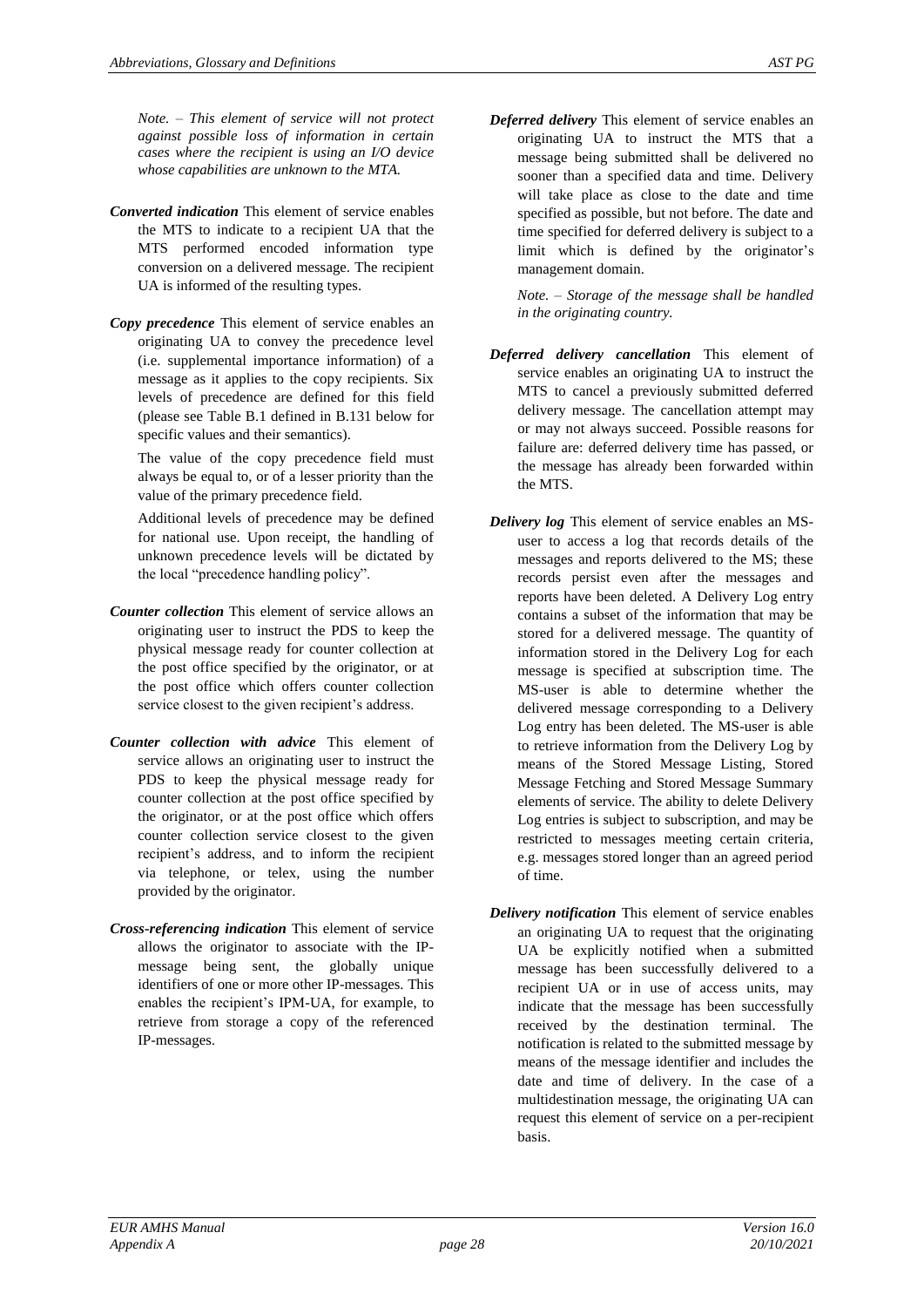*Note. – This element of service will not protect against possible loss of information in certain cases where the recipient is using an I/O device whose capabilities are unknown to the MTA.*

***Converted indication*** This element of service enables the MTS to indicate to a recipient UA that the MTS performed encoded information type conversion on a delivered message. The recipient UA is informed of the resulting types.

***Copy precedence*** This element of service enables an originating UA to convey the precedence level (i.e. supplemental importance information) of a message as it applies to the copy recipients. Six levels of precedence are defined for this field (please see Table B.1 defined in B.131 below for specific values and their semantics).

The value of the copy precedence field must always be equal to, or of a lesser priority than the value of the primary precedence field.

Additional levels of precedence may be defined for national use. Upon receipt, the handling of unknown precedence levels will be dictated by the local "precedence handling policy".

***Counter collection*** This element of service allows an originating user to instruct the PDS to keep the physical message ready for counter collection at the post office specified by the originator, or at the post office which offers counter collection service closest to the given recipient's address.

***Counter collection with advice*** This element of service allows an originating user to instruct the PDS to keep the physical message ready for counter collection at the post office specified by the originator, or at the post office which offers counter collection service closest to the given recipient's address, and to inform the recipient via telephone, or telex, using the number provided by the originator.

***Cross-referencing indication*** This element of service allows the originator to associate with the IP-message being sent, the globally unique identifiers of one or more other IP-messages. This enables the recipient's IPM-UA, for example, to retrieve from storage a copy of the referenced IP-messages.

***Deferred delivery*** This element of service enables an originating UA to instruct the MTS that a message being submitted shall be delivered no sooner than a specified data and time. Delivery will take place as close to the date and time specified as possible, but not before. The date and time specified for deferred delivery is subject to a limit which is defined by the originator's management domain.

*Note. – Storage of the message shall be handled in the originating country.*

***Deferred delivery cancellation*** This element of service enables an originating UA to instruct the MTS to cancel a previously submitted deferred delivery message. The cancellation attempt may or may not always succeed. Possible reasons for failure are: deferred delivery time has passed, or the message has already been forwarded within the MTS.

***Delivery log*** This element of service enables an MS-user to access a log that records details of the messages and reports delivered to the MS; these records persist even after the messages and reports have been deleted. A Delivery Log entry contains a subset of the information that may be stored for a delivered message. The quantity of information stored in the Delivery Log for each message is specified at subscription time. The MS-user is able to determine whether the delivered message corresponding to a Delivery Log entry has been deleted. The MS-user is able to retrieve information from the Delivery Log by means of the Stored Message Listing, Stored Message Fetching and Stored Message Summary elements of service. The ability to delete Delivery Log entries is subject to subscription, and may be restricted to messages meeting certain criteria, e.g. messages stored longer than an agreed period of time.

***Delivery notification*** This element of service enables an originating UA to request that the originating UA be explicitly notified when a submitted message has been successfully delivered to a recipient UA or in use of access units, may indicate that the message has been successfully received by the destination terminal. The notification is related to the submitted message by means of the message identifier and includes the date and time of delivery. In the case of a multidestination message, the originating UA can request this element of service on a per-recipient basis.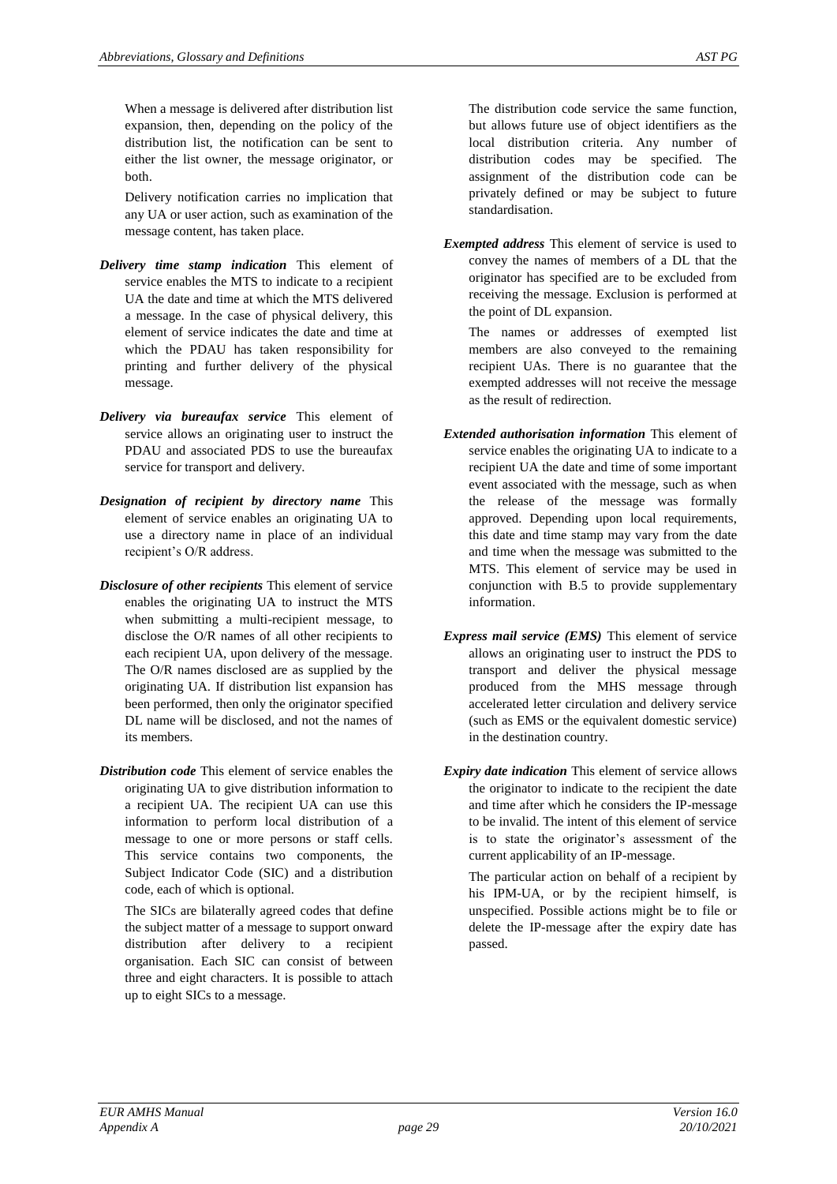When a message is delivered after distribution list expansion, then, depending on the policy of the distribution list, the notification can be sent to either the list owner, the message originator, or both.

Delivery notification carries no implication that any UA or user action, such as examination of the message content, has taken place.

***Delivery time stamp indication*** This element of service enables the MTS to indicate to a recipient UA the date and time at which the MTS delivered a message. In the case of physical delivery, this element of service indicates the date and time at which the PDAU has taken responsibility for printing and further delivery of the physical message.

***Delivery via bureaufax service*** This element of service allows an originating user to instruct the PDAU and associated PDS to use the bureaufax service for transport and delivery.

***Designation of recipient by directory name*** This element of service enables an originating UA to use a directory name in place of an individual recipient's O/R address.

***Disclosure of other recipients*** This element of service enables the originating UA to instruct the MTS when submitting a multi-recipient message, to disclose the O/R names of all other recipients to each recipient UA, upon delivery of the message. The O/R names disclosed are as supplied by the originating UA. If distribution list expansion has been performed, then only the originator specified DL name will be disclosed, and not the names of its members.

***Distribution code*** This element of service enables the originating UA to give distribution information to a recipient UA. The recipient UA can use this information to perform local distribution of a message to one or more persons or staff cells. This service contains two components, the Subject Indicator Code (SIC) and a distribution code, each of which is optional.

The SICs are bilaterally agreed codes that define the subject matter of a message to support onward distribution after delivery to a recipient organisation. Each SIC can consist of between three and eight characters. It is possible to attach up to eight SICs to a message.

The distribution code service the same function, but allows future use of object identifiers as the local distribution criteria. Any number of distribution codes may be specified. The assignment of the distribution code can be privately defined or may be subject to future standardisation.

***Exempted address*** This element of service is used to convey the names of members of a DL that the originator has specified are to be excluded from receiving the message. Exclusion is performed at the point of DL expansion.

The names or addresses of exempted list members are also conveyed to the remaining recipient UAs. There is no guarantee that the exempted addresses will not receive the message as the result of redirection.

***Extended authorisation information*** This element of service enables the originating UA to indicate to a recipient UA the date and time of some important event associated with the message, such as when the release of the message was formally approved. Depending upon local requirements, this date and time stamp may vary from the date and time when the message was submitted to the MTS. This element of service may be used in conjunction with B.5 to provide supplementary information.

***Express mail service (EMS)*** This element of service allows an originating user to instruct the PDS to transport and deliver the physical message produced from the MHS message through accelerated letter circulation and delivery service (such as EMS or the equivalent domestic service) in the destination country.

***Expiry date indication*** This element of service allows the originator to indicate to the recipient the date and time after which he considers the IP-message to be invalid. The intent of this element of service is to state the originator's assessment of the current applicability of an IP-message.

The particular action on behalf of a recipient by his IPM-UA, or by the recipient himself, is unspecified. Possible actions might be to file or delete the IP-message after the expiry date has passed.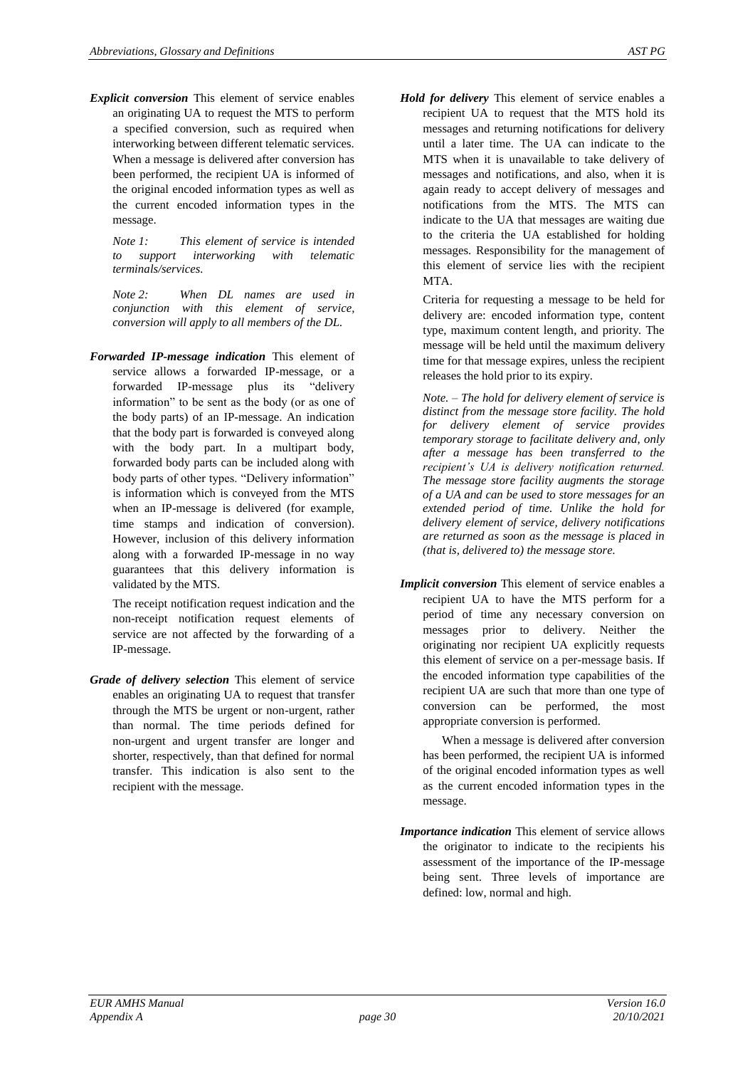***Explicit conversion*** This element of service enables an originating UA to request the MTS to perform a specified conversion, such as required when interworking between different telematic services. When a message is delivered after conversion has been performed, the recipient UA is informed of the original encoded information types as well as the current encoded information types in the message.

*Note 1: This element of service is intended to support interworking with telematic terminals/services.*

*Note 2: When DL names are used in conjunction with this element of service, conversion will apply to all members of the DL.*

***Forwarded IP-message indication*** This element of service allows a forwarded IP-message, or a forwarded IP-message plus its "delivery information" to be sent as the body (or as one of the body parts) of an IP-message. An indication that the body part is forwarded is conveyed along with the body part. In a multipart body, forwarded body parts can be included along with body parts of other types. "Delivery information" is information which is conveyed from the MTS when an IP-message is delivered (for example, time stamps and indication of conversion). However, inclusion of this delivery information along with a forwarded IP-message in no way guarantees that this delivery information is validated by the MTS.

The receipt notification request indication and the non-receipt notification request elements of service are not affected by the forwarding of a IP-message.

***Grade of delivery selection*** This element of service enables an originating UA to request that transfer through the MTS be urgent or non-urgent, rather than normal. The time periods defined for non-urgent and urgent transfer are longer and shorter, respectively, than that defined for normal transfer. This indication is also sent to the recipient with the message.

***Hold for delivery*** This element of service enables a recipient UA to request that the MTS hold its messages and returning notifications for delivery until a later time. The UA can indicate to the MTS when it is unavailable to take delivery of messages and notifications, and also, when it is again ready to accept delivery of messages and notifications from the MTS. The MTS can indicate to the UA that messages are waiting due to the criteria the UA established for holding messages. Responsibility for the management of this element of service lies with the recipient MTA.

Criteria for requesting a message to be held for delivery are: encoded information type, content type, maximum content length, and priority. The message will be held until the maximum delivery time for that message expires, unless the recipient releases the hold prior to its expiry.

*Note. – The hold for delivery element of service is distinct from the message store facility. The hold for delivery element of service provides temporary storage to facilitate delivery and, only after a message has been transferred to the recipient's UA is delivery notification returned. The message store facility augments the storage of a UA and can be used to store messages for an extended period of time. Unlike the hold for delivery element of service, delivery notifications are returned as soon as the message is placed in (that is, delivered to) the message store.*

***Implicit conversion*** This element of service enables a recipient UA to have the MTS perform for a period of time any necessary conversion on messages prior to delivery. Neither the originating nor recipient UA explicitly requests this element of service on a per-message basis. If the encoded information type capabilities of the recipient UA are such that more than one type of conversion can be performed, the most appropriate conversion is performed.

When a message is delivered after conversion has been performed, the recipient UA is informed of the original encoded information types as well as the current encoded information types in the message.

***Importance indication*** This element of service allows the originator to indicate to the recipients his assessment of the importance of the IP-message being sent. Three levels of importance are defined: low, normal and high.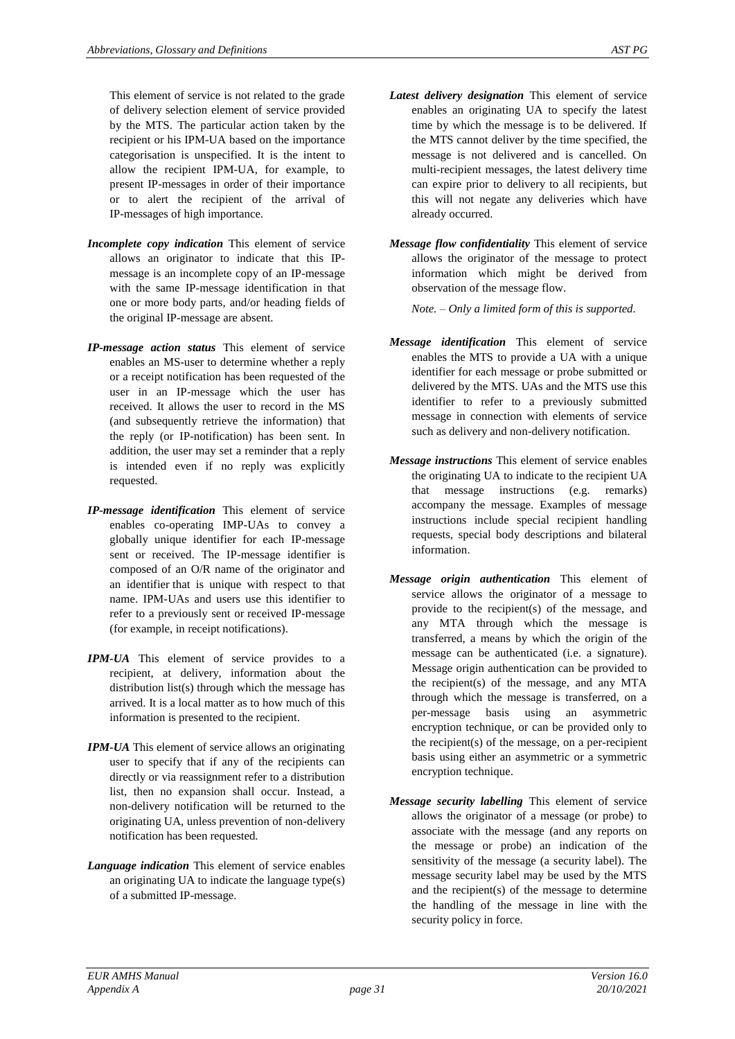This element of service is not related to the grade of delivery selection element of service provided by the MTS. The particular action taken by the recipient or his IPM-UA based on the importance categorisation is unspecified. It is the intent to allow the recipient IPM-UA, for example, to present IP-messages in order of their importance or to alert the recipient of the arrival of IP-messages of high importance.

***Incomplete copy indication*** This element of service allows an originator to indicate that this IP-message is an incomplete copy of an IP-message with the same IP-message identification in that one or more body parts, and/or heading fields of the original IP-message are absent.

***IP-message action status*** This element of service enables an MS-user to determine whether a reply or a receipt notification has been requested of the user in an IP-message which the user has received. It allows the user to record in the MS (and subsequently retrieve the information) that the reply (or IP-notification) has been sent. In addition, the user may set a reminder that a reply is intended even if no reply was explicitly requested.

***IP-message identification*** This element of service enables co-operating IMP-UAs to convey a globally unique identifier for each IP-message sent or received. The IP-message identifier is composed of an O/R name of the originator and an identifier that is unique with respect to that name. IPM-UAs and users use this identifier to refer to a previously sent or received IP-message (for example, in receipt notifications).

***IPM-UA*** This element of service provides to a recipient, at delivery, information about the distribution list(s) through which the message has arrived. It is a local matter as to how much of this information is presented to the recipient.

***IPM-UA*** This element of service allows an originating user to specify that if any of the recipients can directly or via reassignment refer to a distribution list, then no expansion shall occur. Instead, a non-delivery notification will be returned to the originating UA, unless prevention of non-delivery notification has been requested.

***Language indication*** This element of service enables an originating UA to indicate the language type(s) of a submitted IP-message.

***Latest delivery designation*** This element of service enables an originating UA to specify the latest time by which the message is to be delivered. If the MTS cannot deliver by the time specified, the message is not delivered and is cancelled. On multi-recipient messages, the latest delivery time can expire prior to delivery to all recipients, but this will not negate any deliveries which have already occurred.

***Message flow confidentiality*** This element of service allows the originator of the message to protect information which might be derived from observation of the message flow.

*Note. – Only a limited form of this is supported.*

***Message identification*** This element of service enables the MTS to provide a UA with a unique identifier for each message or probe submitted or delivered by the MTS. UAs and the MTS use this identifier to refer to a previously submitted message in connection with elements of service such as delivery and non-delivery notification.

***Message instructions*** This element of service enables the originating UA to indicate to the recipient UA that message instructions (e.g. remarks) accompany the message. Examples of message instructions include special recipient handling requests, special body descriptions and bilateral information.

***Message origin authentication*** This element of service allows the originator of a message to provide to the recipient(s) of the message, and any MTA through which the message is transferred, a means by which the origin of the message can be authenticated (i.e. a signature). Message origin authentication can be provided to the recipient(s) of the message, and any MTA through which the message is transferred, on a per-message basis using an asymmetric encryption technique, or can be provided only to the recipient(s) of the message, on a per-recipient basis using either an asymmetric or a symmetric encryption technique.

***Message security labelling*** This element of service allows the originator of a message (or probe) to associate with the message (and any reports on the message or probe) an indication of the sensitivity of the message (a security label). The message security label may be used by the MTS and the recipient(s) of the message to determine the handling of the message in line with the security policy in force.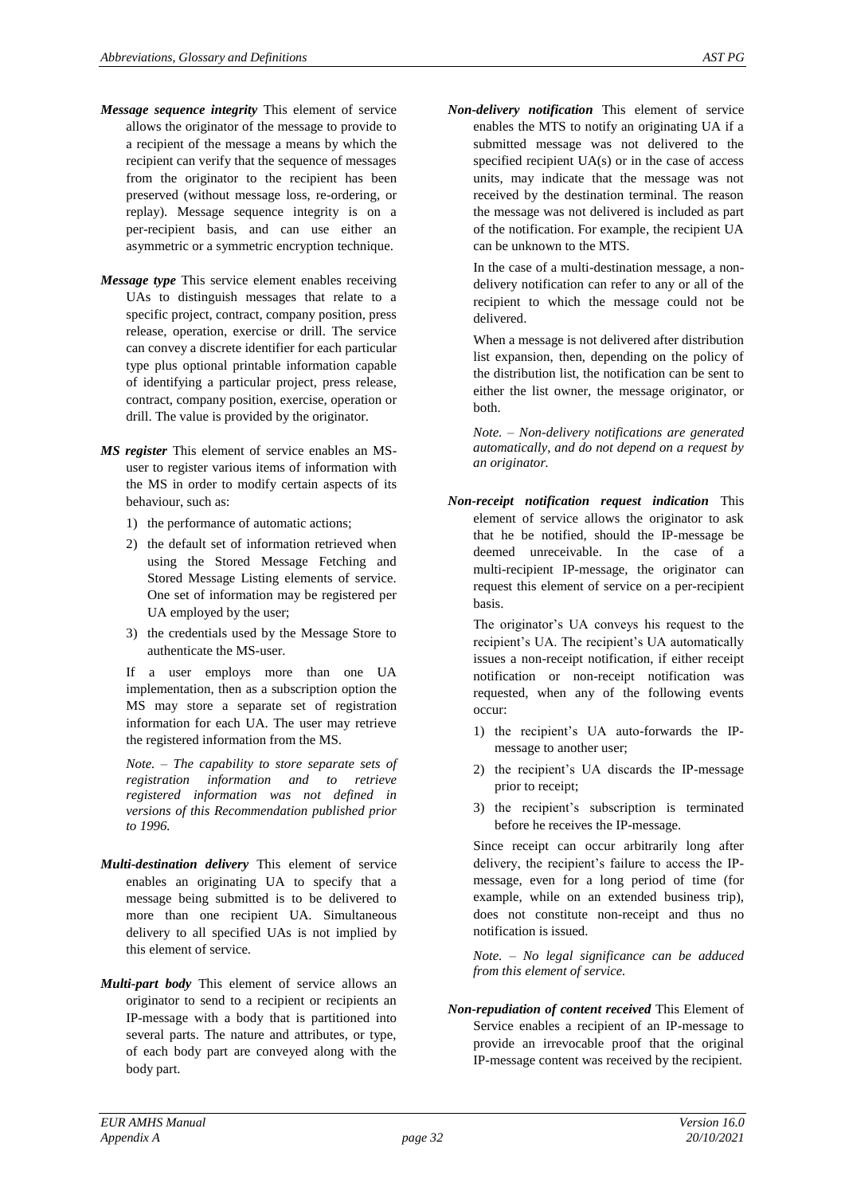***Message sequence integrity*** This element of service allows the originator of the message to provide to a recipient of the message a means by which the recipient can verify that the sequence of messages from the originator to the recipient has been preserved (without message loss, re-ordering, or replay). Message sequence integrity is on a per-recipient basis, and can use either an asymmetric or a symmetric encryption technique.

***Message type*** This service element enables receiving UAs to distinguish messages that relate to a specific project, contract, company position, press release, operation, exercise or drill. The service can convey a discrete identifier for each particular type plus optional printable information capable of identifying a particular project, press release, contract, company position, exercise, operation or drill. The value is provided by the originator.

***MS register*** This element of service enables an MS-user to register various items of information with the MS in order to modify certain aspects of its behaviour, such as:

1) the performance of automatic actions;
2) the default set of information retrieved when using the Stored Message Fetching and Stored Message Listing elements of service. One set of information may be registered per UA employed by the user;
3) the credentials used by the Message Store to authenticate the MS-user.

If a user employs more than one UA implementation, then as a subscription option the MS may store a separate set of registration information for each UA. The user may retrieve the registered information from the MS.

*Note. – The capability to store separate sets of registration information and to retrieve registered information was not defined in versions of this Recommendation published prior to 1996.*

***Multi-destination delivery*** This element of service enables an originating UA to specify that a message being submitted is to be delivered to more than one recipient UA. Simultaneous delivery to all specified UAs is not implied by this element of service.

***Multi-part body*** This element of service allows an originator to send to a recipient or recipients an IP-message with a body that is partitioned into several parts. The nature and attributes, or type, of each body part are conveyed along with the body part.

***Non-delivery notification*** This element of service enables the MTS to notify an originating UA if a submitted message was not delivered to the specified recipient UA(s) or in the case of access units, may indicate that the message was not received by the destination terminal. The reason the message was not delivered is included as part of the notification. For example, the recipient UA can be unknown to the MTS.

In the case of a multi-destination message, a non-delivery notification can refer to any or all of the recipient to which the message could not be delivered.

When a message is not delivered after distribution list expansion, then, depending on the policy of the distribution list, the notification can be sent to either the list owner, the message originator, or both.

*Note. – Non-delivery notifications are generated automatically, and do not depend on a request by an originator.*

***Non-receipt notification request indication*** This element of service allows the originator to ask that he be notified, should the IP-message be deemed unreceivable. In the case of a multi-recipient IP-message, the originator can request this element of service on a per-recipient basis.

The originator's UA conveys his request to the recipient's UA. The recipient's UA automatically issues a non-receipt notification, if either receipt notification or non-receipt notification was requested, when any of the following events occur:

1) the recipient's UA auto-forwards the IP-message to another user;
2) the recipient's UA discards the IP-message prior to receipt;
3) the recipient's subscription is terminated before he receives the IP-message.

Since receipt can occur arbitrarily long after delivery, the recipient's failure to access the IP-message, even for a long period of time (for example, while on an extended business trip), does not constitute non-receipt and thus no notification is issued.

*Note. – No legal significance can be adduced from this element of service.*

***Non-repudiation of content received*** This Element of Service enables a recipient of an IP-message to provide an irrevocable proof that the original IP-message content was received by the recipient.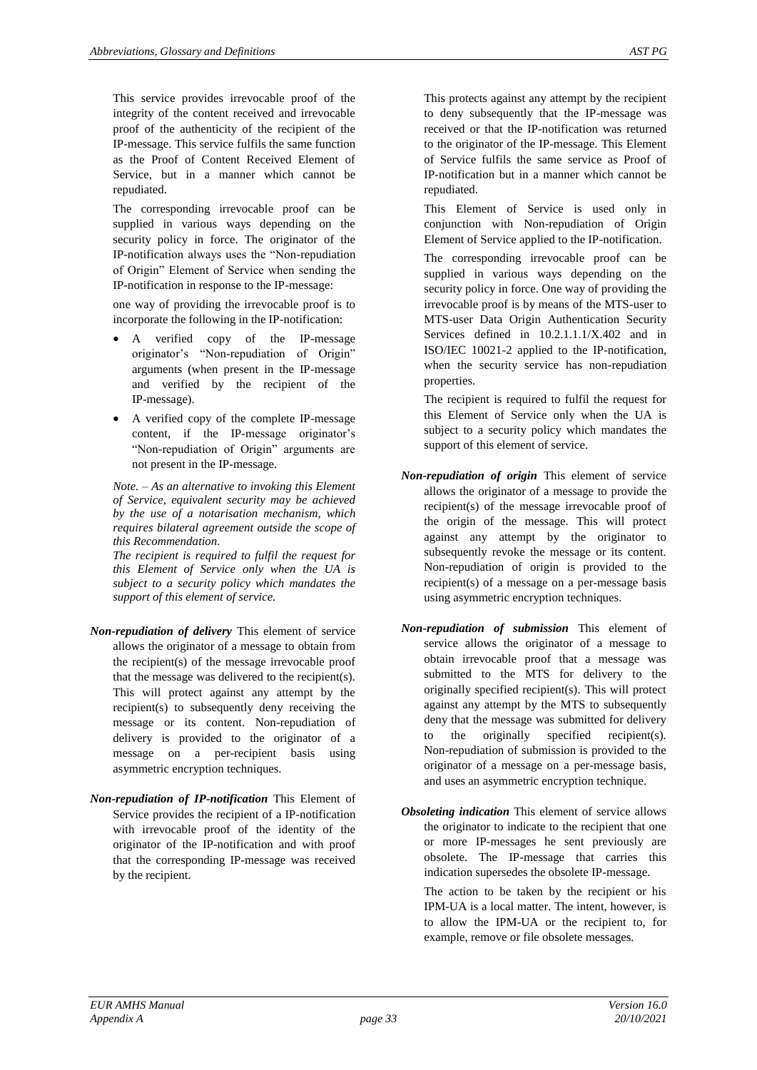This service provides irrevocable proof of the integrity of the content received and irrevocable proof of the authenticity of the recipient of the IP-message. This service fulfils the same function as the Proof of Content Received Element of Service, but in a manner which cannot be repudiated.

The corresponding irrevocable proof can be supplied in various ways depending on the security policy in force. The originator of the IP-notification always uses the "Non-repudiation of Origin" Element of Service when sending the IP-notification in response to the IP-message:

one way of providing the irrevocable proof is to incorporate the following in the IP-notification:

- A verified copy of the IP-message originator's "Non-repudiation of Origin" arguments (when present in the IP-message and verified by the recipient of the IP-message).
- A verified copy of the complete IP-message content, if the IP-message originator's "Non-repudiation of Origin" arguments are not present in the IP-message.

*Note. – As an alternative to invoking this Element of Service, equivalent security may be achieved by the use of a notarisation mechanism, which requires bilateral agreement outside the scope of this Recommendation.*
*The recipient is required to fulfil the request for this Element of Service only when the UA is subject to a security policy which mandates the support of this element of service.*

***Non-repudiation of delivery*** This element of service allows the originator of a message to obtain from the recipient(s) of the message irrevocable proof that the message was delivered to the recipient(s). This will protect against any attempt by the recipient(s) to subsequently deny receiving the message or its content. Non-repudiation of delivery is provided to the originator of a message on a per-recipient basis using asymmetric encryption techniques.

***Non-repudiation of IP-notification*** This Element of Service provides the recipient of a IP-notification with irrevocable proof of the identity of the originator of the IP-notification and with proof that the corresponding IP-message was received by the recipient.

This protects against any attempt by the recipient to deny subsequently that the IP-message was received or that the IP-notification was returned to the originator of the IP-message. This Element of Service fulfils the same service as Proof of IP-notification but in a manner which cannot be repudiated.

This Element of Service is used only in conjunction with Non-repudiation of Origin Element of Service applied to the IP-notification.

The corresponding irrevocable proof can be supplied in various ways depending on the security policy in force. One way of providing the irrevocable proof is by means of the MTS-user to MTS-user Data Origin Authentication Security Services defined in 10.2.1.1.1/X.402 and in ISO/IEC 10021-2 applied to the IP-notification, when the security service has non-repudiation properties.

The recipient is required to fulfil the request for this Element of Service only when the UA is subject to a security policy which mandates the support of this element of service.

***Non-repudiation of origin*** This element of service allows the originator of a message to provide the recipient(s) of the message irrevocable proof of the origin of the message. This will protect against any attempt by the originator to subsequently revoke the message or its content. Non-repudiation of origin is provided to the recipient(s) of a message on a per-message basis using asymmetric encryption techniques.

***Non-repudiation of submission*** This element of service allows the originator of a message to obtain irrevocable proof that a message was submitted to the MTS for delivery to the originally specified recipient(s). This will protect against any attempt by the MTS to subsequently deny that the message was submitted for delivery to the originally specified recipient(s). Non-repudiation of submission is provided to the originator of a message on a per-message basis, and uses an asymmetric encryption technique.

***Obsoleting indication*** This element of service allows the originator to indicate to the recipient that one or more IP-messages he sent previously are obsolete. The IP-message that carries this indication supersedes the obsolete IP-message.

The action to be taken by the recipient or his IPM-UA is a local matter. The intent, however, is to allow the IPM-UA or the recipient to, for example, remove or file obsolete messages.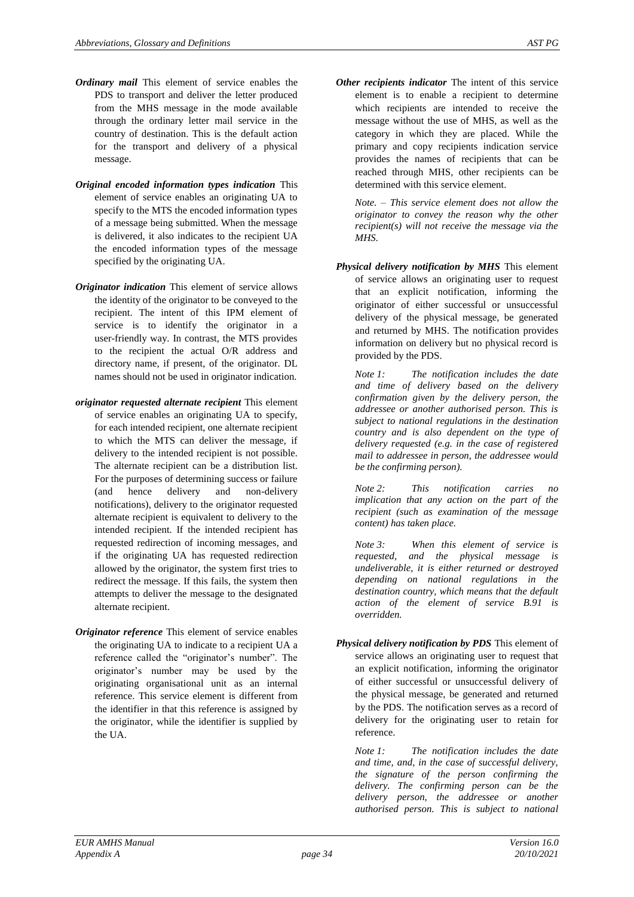***Ordinary mail*** This element of service enables the PDS to transport and deliver the letter produced from the MHS message in the mode available through the ordinary letter mail service in the country of destination. This is the default action for the transport and delivery of a physical message.

***Original encoded information types indication*** This element of service enables an originating UA to specify to the MTS the encoded information types of a message being submitted. When the message is delivered, it also indicates to the recipient UA the encoded information types of the message specified by the originating UA.

***Originator indication*** This element of service allows the identity of the originator to be conveyed to the recipient. The intent of this IPM element of service is to identify the originator in a user-friendly way. In contrast, the MTS provides to the recipient the actual O/R address and directory name, if present, of the originator. DL names should not be used in originator indication.

***originator requested alternate recipient*** This element of service enables an originating UA to specify, for each intended recipient, one alternate recipient to which the MTS can deliver the message, if delivery to the intended recipient is not possible. The alternate recipient can be a distribution list. For the purposes of determining success or failure (and hence delivery and non-delivery notifications), delivery to the originator requested alternate recipient is equivalent to delivery to the intended recipient. If the intended recipient has requested redirection of incoming messages, and if the originating UA has requested redirection allowed by the originator, the system first tries to redirect the message. If this fails, the system then attempts to deliver the message to the designated alternate recipient.

***Originator reference*** This element of service enables the originating UA to indicate to a recipient UA a reference called the "originator's number". The originator's number may be used by the originating organisational unit as an internal reference. This service element is different from the identifier in that this reference is assigned by the originator, while the identifier is supplied by the UA.

***Other recipients indicator*** The intent of this service element is to enable a recipient to determine which recipients are intended to receive the message without the use of MHS, as well as the category in which they are placed. While the primary and copy recipients indication service provides the names of recipients that can be reached through MHS, other recipients can be determined with this service element.

*Note. – This service element does not allow the originator to convey the reason why the other recipient(s) will not receive the message via the MHS.*

***Physical delivery notification by MHS*** This element of service allows an originating user to request that an explicit notification, informing the originator of either successful or unsuccessful delivery of the physical message, be generated and returned by MHS. The notification provides information on delivery but no physical record is provided by the PDS.

*Note 1: The notification includes the date and time of delivery based on the delivery confirmation given by the delivery person, the addressee or another authorised person. This is subject to national regulations in the destination country and is also dependent on the type of delivery requested (e.g. in the case of registered mail to addressee in person, the addressee would be the confirming person).*

*Note 2: This notification carries no implication that any action on the part of the recipient (such as examination of the message content) has taken place.*

*Note 3: When this element of service is requested, and the physical message is undeliverable, it is either returned or destroyed depending on national regulations in the destination country, which means that the default action of the element of service B.91 is overridden.*

***Physical delivery notification by PDS*** This element of service allows an originating user to request that an explicit notification, informing the originator of either successful or unsuccessful delivery of the physical message, be generated and returned by the PDS. The notification serves as a record of delivery for the originating user to retain for reference.

*Note 1: The notification includes the date and time, and, in the case of successful delivery, the signature of the person confirming the delivery. The confirming person can be the delivery person, the addressee or another authorised person. This is subject to national*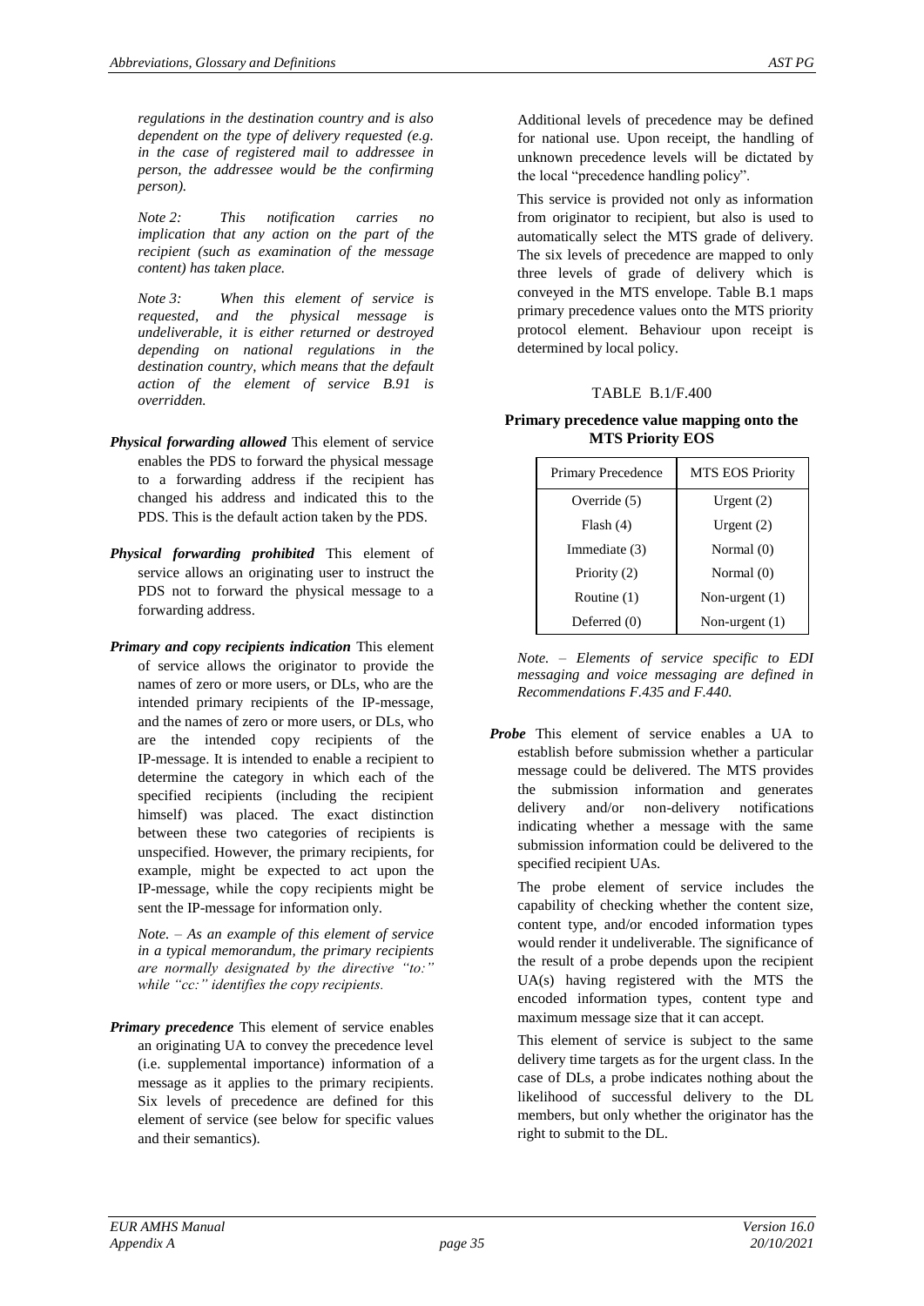*regulations in the destination country and is also dependent on the type of delivery requested (e.g. in the case of registered mail to addressee in person, the addressee would be the confirming person).*

*Note 2: This notification carries no implication that any action on the part of the recipient (such as examination of the message content) has taken place.*

*Note 3: When this element of service is requested, and the physical message is undeliverable, it is either returned or destroyed depending on national regulations in the destination country, which means that the default action of the element of service B.91 is overridden.*

***Physical forwarding allowed*** This element of service enables the PDS to forward the physical message to a forwarding address if the recipient has changed his address and indicated this to the PDS. This is the default action taken by the PDS.

***Physical forwarding prohibited*** This element of service allows an originating user to instruct the PDS not to forward the physical message to a forwarding address.

***Primary and copy recipients indication*** This element of service allows the originator to provide the names of zero or more users, or DLs, who are the intended primary recipients of the IP-message, and the names of zero or more users, or DLs, who are the intended copy recipients of the IP-message. It is intended to enable a recipient to determine the category in which each of the specified recipients (including the recipient himself) was placed. The exact distinction between these two categories of recipients is unspecified. However, the primary recipients, for example, might be expected to act upon the IP-message, while the copy recipients might be sent the IP-message for information only.

*Note. – As an example of this element of service in a typical memorandum, the primary recipients are normally designated by the directive "to:" while "cc:" identifies the copy recipients.*

***Primary precedence*** This element of service enables an originating UA to convey the precedence level (i.e. supplemental importance) information of a message as it applies to the primary recipients. Six levels of precedence are defined for this element of service (see below for specific values and their semantics).

Additional levels of precedence may be defined for national use. Upon receipt, the handling of unknown precedence levels will be dictated by the local "precedence handling policy".

This service is provided not only as information from originator to recipient, but also is used to automatically select the MTS grade of delivery. The six levels of precedence are mapped to only three levels of grade of delivery which is conveyed in the MTS envelope. Table B.1 maps primary precedence values onto the MTS priority protocol element. Behaviour upon receipt is determined by local policy.

TABLE B.1/F.400

**Primary precedence value mapping onto the MTS Priority EOS**

| Primary Precedence | MTS EOS Priority |
|---|---|
| Override (5) | Urgent (2) |
| Flash (4) | Urgent (2) |
| Immediate (3) | Normal (0) |
| Priority (2) | Normal (0) |
| Routine (1) | Non-urgent (1) |
| Deferred (0) | Non-urgent (1) |

*Note. – Elements of service specific to EDI messaging and voice messaging are defined in Recommendations F.435 and F.440.*

***Probe*** This element of service enables a UA to establish before submission whether a particular message could be delivered. The MTS provides the submission information and generates delivery and/or non-delivery notifications indicating whether a message with the same submission information could be delivered to the specified recipient UAs.

The probe element of service includes the capability of checking whether the content size, content type, and/or encoded information types would render it undeliverable. The significance of the result of a probe depends upon the recipient UA(s) having registered with the MTS the encoded information types, content type and maximum message size that it can accept.

This element of service is subject to the same delivery time targets as for the urgent class. In the case of DLs, a probe indicates nothing about the likelihood of successful delivery to the DL members, but only whether the originator has the right to submit to the DL.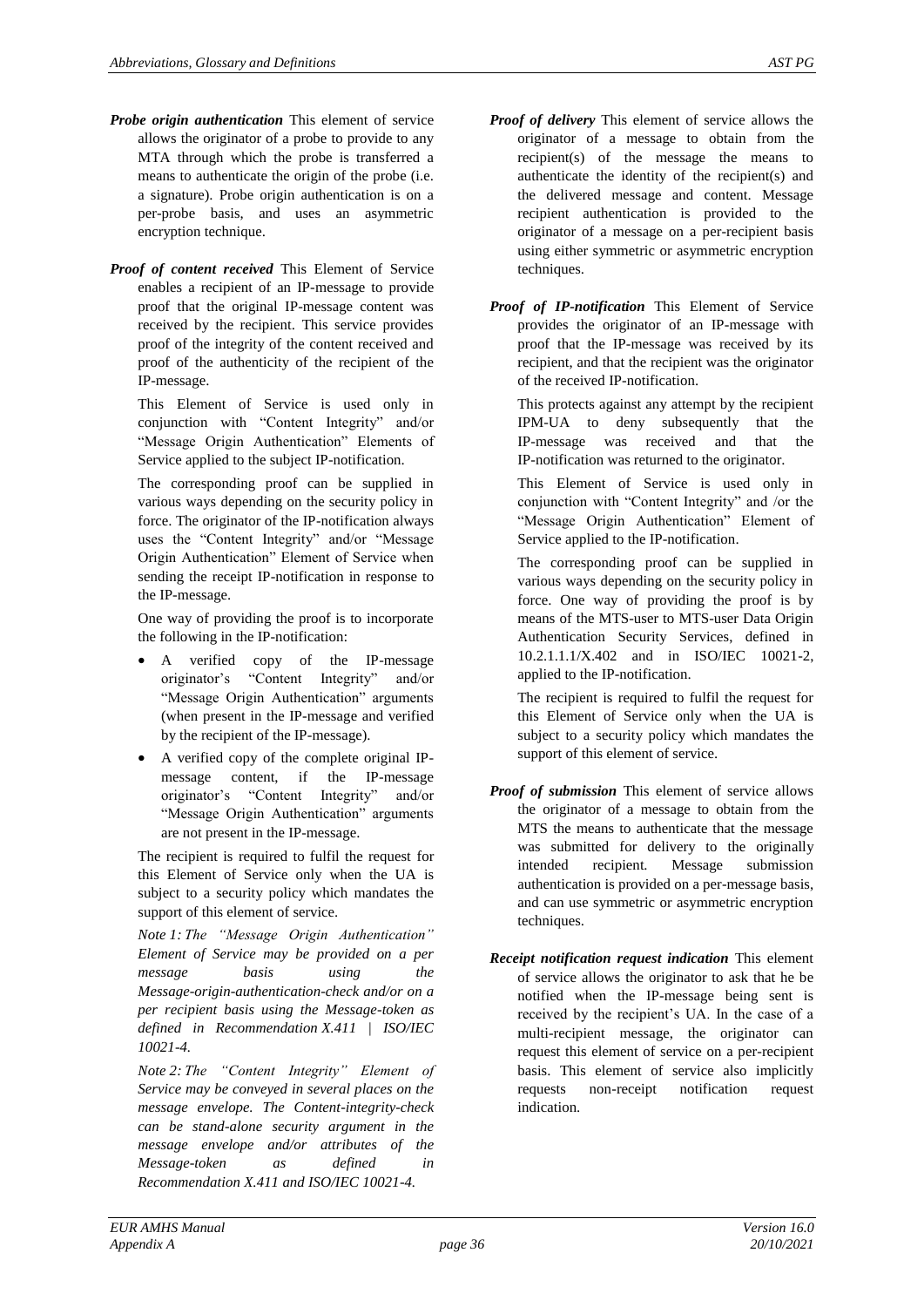***Probe origin authentication*** This element of service allows the originator of a probe to provide to any MTA through which the probe is transferred a means to authenticate the origin of the probe (i.e. a signature). Probe origin authentication is on a per-probe basis, and uses an asymmetric encryption technique.

***Proof of content received*** This Element of Service enables a recipient of an IP-message to provide proof that the original IP-message content was received by the recipient. This service provides proof of the integrity of the content received and proof of the authenticity of the recipient of the IP-message.

This Element of Service is used only in conjunction with “Content Integrity” and/or “Message Origin Authentication” Elements of Service applied to the subject IP-notification.

The corresponding proof can be supplied in various ways depending on the security policy in force. The originator of the IP-notification always uses the “Content Integrity” and/or “Message Origin Authentication” Element of Service when sending the receipt IP-notification in response to the IP-message.

One way of providing the proof is to incorporate the following in the IP-notification:

- A verified copy of the IP-message originator’s “Content Integrity” and/or “Message Origin Authentication” arguments (when present in the IP-message and verified by the recipient of the IP-message).
- A verified copy of the complete original IP-message content, if the IP-message originator’s “Content Integrity” and/or “Message Origin Authentication” arguments are not present in the IP-message.

The recipient is required to fulfil the request for this Element of Service only when the UA is subject to a security policy which mandates the support of this element of service.

*Note 1: The “Message Origin Authentication” Element of Service may be provided on a per message basis using the Message-origin-authentication-check and/or on a per recipient basis using the Message-token as defined in Recommendation X.411 | ISO/IEC 10021-4.*

*Note 2: The “Content Integrity” Element of Service may be conveyed in several places on the message envelope. The Content-integrity-check can be stand-alone security argument in the message envelope and/or attributes of the Message-token as defined in Recommendation X.411 and ISO/IEC 10021-4.*

***Proof of delivery*** This element of service allows the originator of a message to obtain from the recipient(s) of the message the means to authenticate the identity of the recipient(s) and the delivered message and content. Message recipient authentication is provided to the originator of a message on a per-recipient basis using either symmetric or asymmetric encryption techniques.

***Proof of IP-notification*** This Element of Service provides the originator of an IP-message with proof that the IP-message was received by its recipient, and that the recipient was the originator of the received IP-notification.

This protects against any attempt by the recipient IPM-UA to deny subsequently that the IP-message was received and that the IP-notification was returned to the originator.

This Element of Service is used only in conjunction with “Content Integrity” and /or the “Message Origin Authentication” Element of Service applied to the IP-notification.

The corresponding proof can be supplied in various ways depending on the security policy in force. One way of providing the proof is by means of the MTS-user to MTS-user Data Origin Authentication Security Services, defined in 10.2.1.1.1/X.402 and in ISO/IEC 10021-2, applied to the IP-notification.

The recipient is required to fulfil the request for this Element of Service only when the UA is subject to a security policy which mandates the support of this element of service.

***Proof of submission*** This element of service allows the originator of a message to obtain from the MTS the means to authenticate that the message was submitted for delivery to the originally intended recipient. Message submission authentication is provided on a per-message basis, and can use symmetric or asymmetric encryption techniques.

***Receipt notification request indication*** This element of service allows the originator to ask that he be notified when the IP-message being sent is received by the recipient’s UA. In the case of a multi-recipient message, the originator can request this element of service on a per-recipient basis. This element of service also implicitly requests non-receipt notification request indication.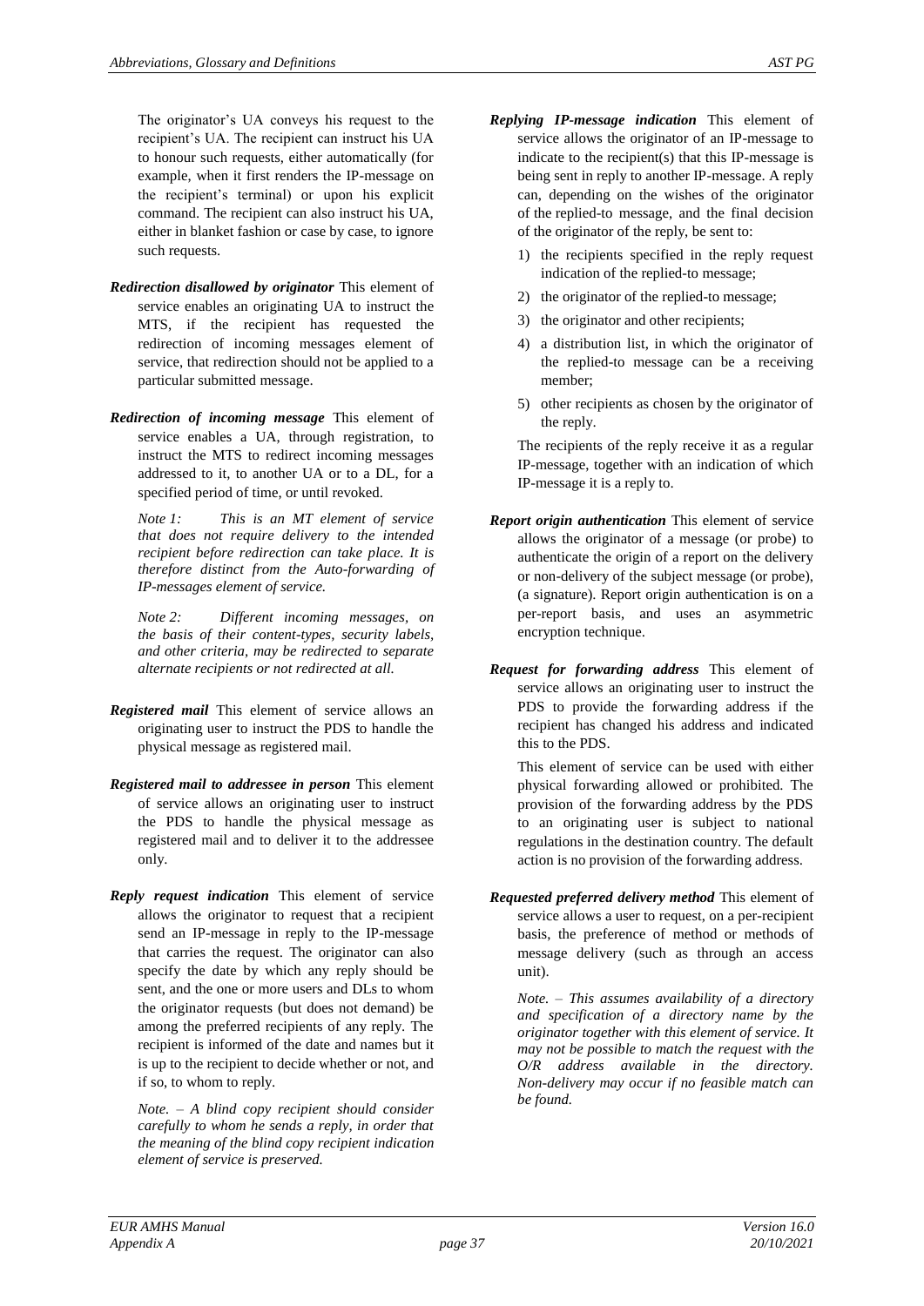The originator's UA conveys his request to the recipient's UA. The recipient can instruct his UA to honour such requests, either automatically (for example, when it first renders the IP-message on the recipient's terminal) or upon his explicit command. The recipient can also instruct his UA, either in blanket fashion or case by case, to ignore such requests.

***Redirection disallowed by originator*** This element of service enables an originating UA to instruct the MTS, if the recipient has requested the redirection of incoming messages element of service, that redirection should not be applied to a particular submitted message.

***Redirection of incoming message*** This element of service enables a UA, through registration, to instruct the MTS to redirect incoming messages addressed to it, to another UA or to a DL, for a specified period of time, or until revoked.

*Note 1: This is an MT element of service that does not require delivery to the intended recipient before redirection can take place. It is therefore distinct from the Auto-forwarding of IP-messages element of service.*

*Note 2: Different incoming messages, on the basis of their content-types, security labels, and other criteria, may be redirected to separate alternate recipients or not redirected at all.*

***Registered mail*** This element of service allows an originating user to instruct the PDS to handle the physical message as registered mail.

***Registered mail to addressee in person*** This element of service allows an originating user to instruct the PDS to handle the physical message as registered mail and to deliver it to the addressee only.

***Reply request indication*** This element of service allows the originator to request that a recipient send an IP-message in reply to the IP-message that carries the request. The originator can also specify the date by which any reply should be sent, and the one or more users and DLs to whom the originator requests (but does not demand) be among the preferred recipients of any reply. The recipient is informed of the date and names but it is up to the recipient to decide whether or not, and if so, to whom to reply.

*Note. – A blind copy recipient should consider carefully to whom he sends a reply, in order that the meaning of the blind copy recipient indication element of service is preserved.*

***Replying IP-message indication*** This element of service allows the originator of an IP-message to indicate to the recipient(s) that this IP-message is being sent in reply to another IP-message. A reply can, depending on the wishes of the originator of the replied-to message, and the final decision of the originator of the reply, be sent to:

1) the recipients specified in the reply request indication of the replied-to message;
2) the originator of the replied-to message;
3) the originator and other recipients;
4) a distribution list, in which the originator of the replied-to message can be a receiving member;
5) other recipients as chosen by the originator of the reply.

The recipients of the reply receive it as a regular IP-message, together with an indication of which IP-message it is a reply to.

***Report origin authentication*** This element of service allows the originator of a message (or probe) to authenticate the origin of a report on the delivery or non-delivery of the subject message (or probe), (a signature). Report origin authentication is on a per-report basis, and uses an asymmetric encryption technique.

***Request for forwarding address*** This element of service allows an originating user to instruct the PDS to provide the forwarding address if the recipient has changed his address and indicated this to the PDS.

This element of service can be used with either physical forwarding allowed or prohibited. The provision of the forwarding address by the PDS to an originating user is subject to national regulations in the destination country. The default action is no provision of the forwarding address.

***Requested preferred delivery method*** This element of service allows a user to request, on a per-recipient basis, the preference of method or methods of message delivery (such as through an access unit).

*Note. – This assumes availability of a directory and specification of a directory name by the originator together with this element of service. It may not be possible to match the request with the O/R address available in the directory. Non-delivery may occur if no feasible match can be found.*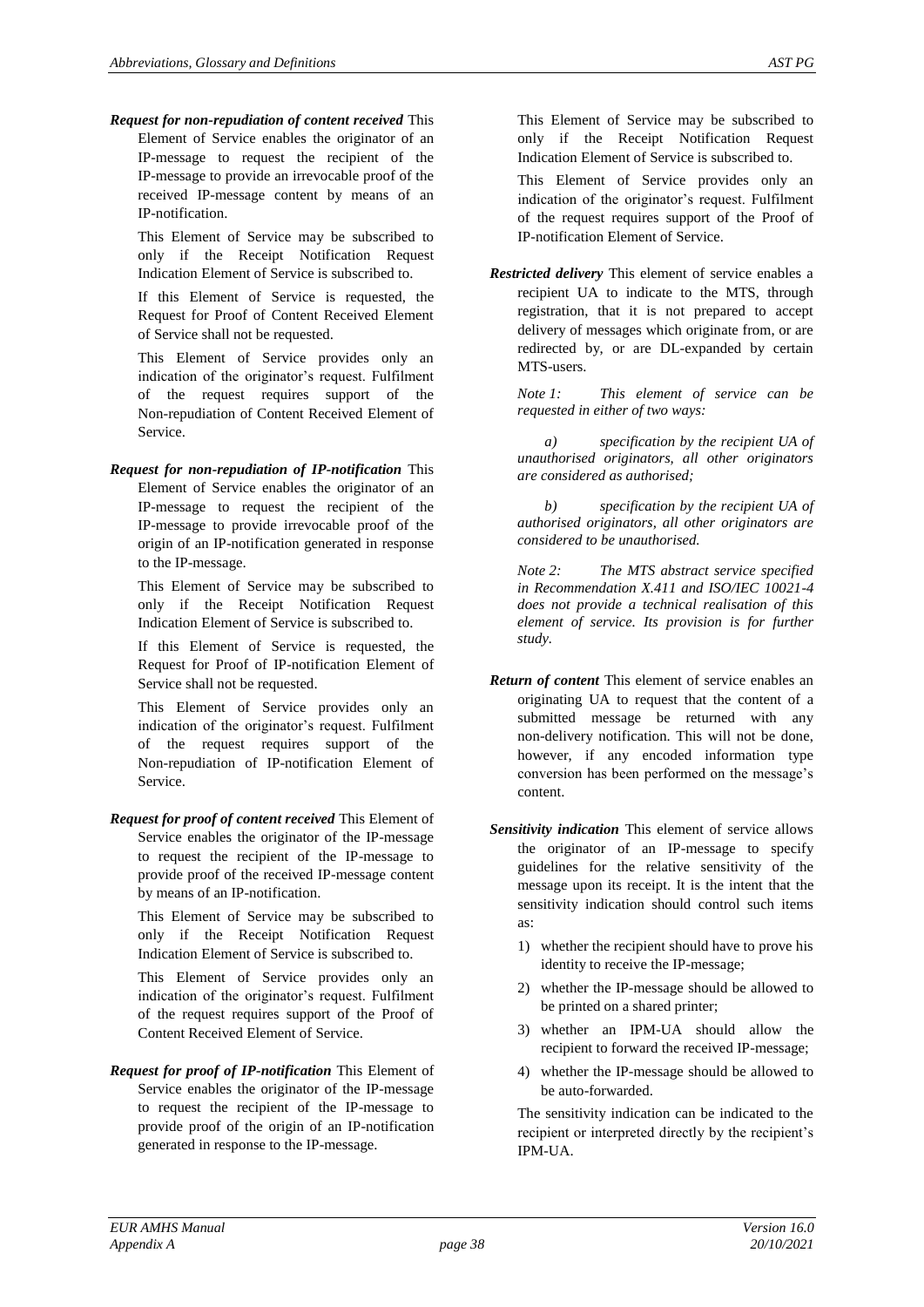***Request for non-repudiation of content received*** This Element of Service enables the originator of an IP-message to request the recipient of the IP-message to provide an irrevocable proof of the received IP-message content by means of an IP-notification.

This Element of Service may be subscribed to only if the Receipt Notification Request Indication Element of Service is subscribed to.

If this Element of Service is requested, the Request for Proof of Content Received Element of Service shall not be requested.

This Element of Service provides only an indication of the originator's request. Fulfilment of the request requires support of the Non-repudiation of Content Received Element of Service.

***Request for non-repudiation of IP-notification*** This Element of Service enables the originator of an IP-message to request the recipient of the IP-message to provide irrevocable proof of the origin of an IP-notification generated in response to the IP-message.

This Element of Service may be subscribed to only if the Receipt Notification Request Indication Element of Service is subscribed to.

If this Element of Service is requested, the Request for Proof of IP-notification Element of Service shall not be requested.

This Element of Service provides only an indication of the originator's request. Fulfilment of the request requires support of the Non-repudiation of IP-notification Element of Service.

***Request for proof of content received*** This Element of Service enables the originator of the IP-message to request the recipient of the IP-message to provide proof of the received IP-message content by means of an IP-notification.

This Element of Service may be subscribed to only if the Receipt Notification Request Indication Element of Service is subscribed to.

This Element of Service provides only an indication of the originator's request. Fulfilment of the request requires support of the Proof of Content Received Element of Service.

***Request for proof of IP-notification*** This Element of Service enables the originator of the IP-message to request the recipient of the IP-message to provide proof of the origin of an IP-notification generated in response to the IP-message.

This Element of Service may be subscribed to only if the Receipt Notification Request Indication Element of Service is subscribed to.

This Element of Service provides only an indication of the originator's request. Fulfilment of the request requires support of the Proof of IP-notification Element of Service.

***Restricted delivery*** This element of service enables a recipient UA to indicate to the MTS, through registration, that it is not prepared to accept delivery of messages which originate from, or are redirected by, or are DL-expanded by certain MTS-users.

*Note 1: This element of service can be requested in either of two ways:*

*a) specification by the recipient UA of unauthorised originators, all other originators are considered as authorised;*

*b) specification by the recipient UA of authorised originators, all other originators are considered to be unauthorised.*

*Note 2: The MTS abstract service specified in Recommendation X.411 and ISO/IEC 10021-4 does not provide a technical realisation of this element of service. Its provision is for further study.*

***Return of content*** This element of service enables an originating UA to request that the content of a submitted message be returned with any non-delivery notification. This will not be done, however, if any encoded information type conversion has been performed on the message's content.

***Sensitivity indication*** This element of service allows the originator of an IP-message to specify guidelines for the relative sensitivity of the message upon its receipt. It is the intent that the sensitivity indication should control such items as:

1) whether the recipient should have to prove his identity to receive the IP-message;
2) whether the IP-message should be allowed to be printed on a shared printer;
3) whether an IPM-UA should allow the recipient to forward the received IP-message;
4) whether the IP-message should be allowed to be auto-forwarded.

The sensitivity indication can be indicated to the recipient or interpreted directly by the recipient's IPM-UA.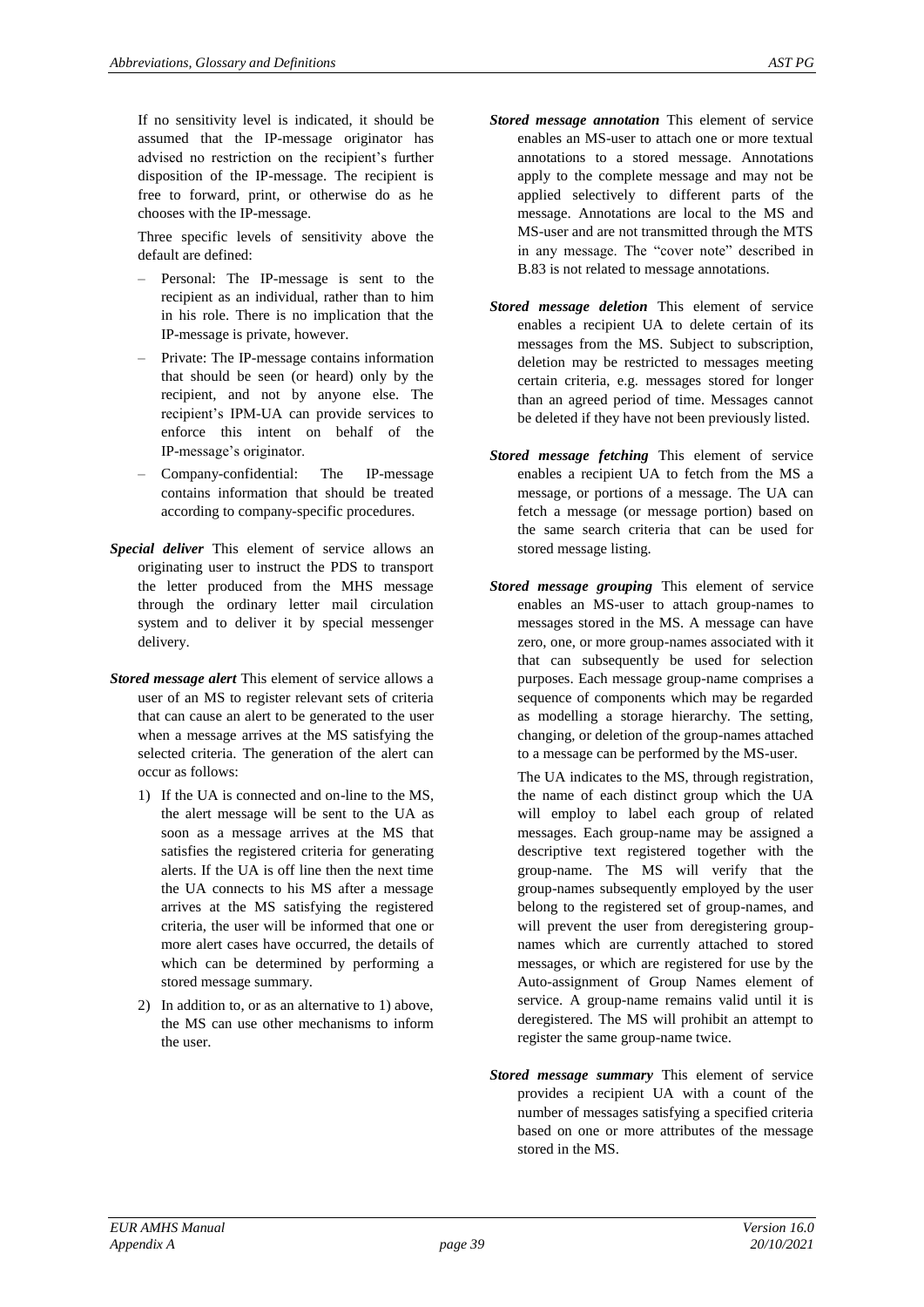If no sensitivity level is indicated, it should be assumed that the IP-message originator has advised no restriction on the recipient's further disposition of the IP-message. The recipient is free to forward, print, or otherwise do as he chooses with the IP-message.

Three specific levels of sensitivity above the default are defined:

- Personal: The IP-message is sent to the recipient as an individual, rather than to him in his role. There is no implication that the IP-message is private, however.
- Private: The IP-message contains information that should be seen (or heard) only by the recipient, and not by anyone else. The recipient's IPM-UA can provide services to enforce this intent on behalf of the IP-message's originator.
- Company-confidential: The IP-message contains information that should be treated according to company-specific procedures.

***Special deliver*** This element of service allows an originating user to instruct the PDS to transport the letter produced from the MHS message through the ordinary letter mail circulation system and to deliver it by special messenger delivery.

***Stored message alert*** This element of service allows a user of an MS to register relevant sets of criteria that can cause an alert to be generated to the user when a message arrives at the MS satisfying the selected criteria. The generation of the alert can occur as follows:

1) If the UA is connected and on-line to the MS, the alert message will be sent to the UA as soon as a message arrives at the MS that satisfies the registered criteria for generating alerts. If the UA is off line then the next time the UA connects to his MS after a message arrives at the MS satisfying the registered criteria, the user will be informed that one or more alert cases have occurred, the details of which can be determined by performing a stored message summary.
2) In addition to, or as an alternative to 1) above, the MS can use other mechanisms to inform the user.

***Stored message annotation*** This element of service enables an MS-user to attach one or more textual annotations to a stored message. Annotations apply to the complete message and may not be applied selectively to different parts of the message. Annotations are local to the MS and MS-user and are not transmitted through the MTS in any message. The "cover note" described in B.83 is not related to message annotations.

***Stored message deletion*** This element of service enables a recipient UA to delete certain of its messages from the MS. Subject to subscription, deletion may be restricted to messages meeting certain criteria, e.g. messages stored for longer than an agreed period of time. Messages cannot be deleted if they have not been previously listed.

***Stored message fetching*** This element of service enables a recipient UA to fetch from the MS a message, or portions of a message. The UA can fetch a message (or message portion) based on the same search criteria that can be used for stored message listing.

***Stored message grouping*** This element of service enables an MS-user to attach group-names to messages stored in the MS. A message can have zero, one, or more group-names associated with it that can subsequently be used for selection purposes. Each message group-name comprises a sequence of components which may be regarded as modelling a storage hierarchy. The setting, changing, or deletion of the group-names attached to a message can be performed by the MS-user.

The UA indicates to the MS, through registration, the name of each distinct group which the UA will employ to label each group of related messages. Each group-name may be assigned a descriptive text registered together with the group-name. The MS will verify that the group-names subsequently employed by the user belong to the registered set of group-names, and will prevent the user from deregistering group-names which are currently attached to stored messages, or which are registered for use by the Auto-assignment of Group Names element of service. A group-name remains valid until it is deregistered. The MS will prohibit an attempt to register the same group-name twice.

***Stored message summary*** This element of service provides a recipient UA with a count of the number of messages satisfying a specified criteria based on one or more attributes of the message stored in the MS.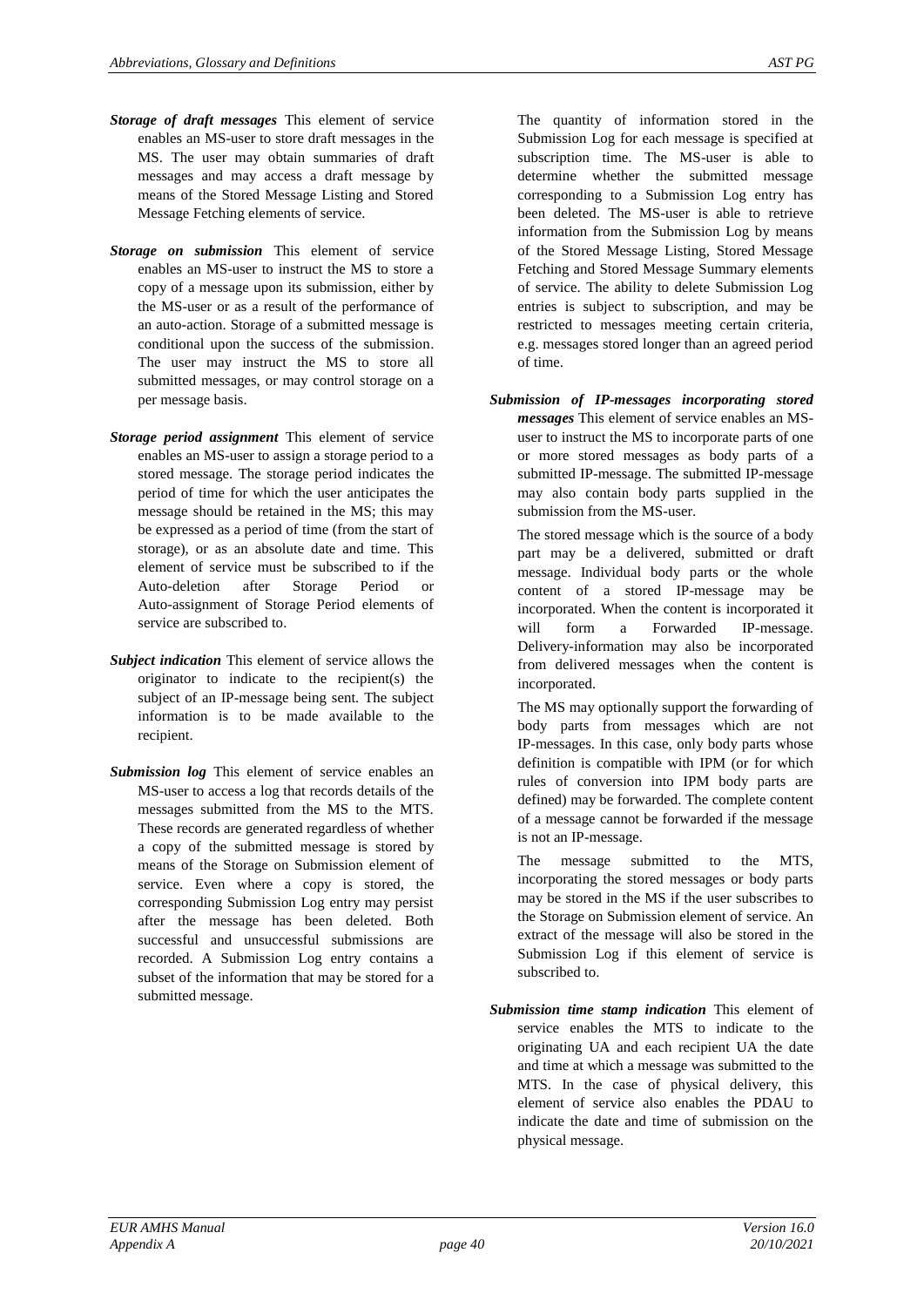***Storage of draft messages*** This element of service enables an MS-user to store draft messages in the MS. The user may obtain summaries of draft messages and may access a draft message by means of the Stored Message Listing and Stored Message Fetching elements of service.

***Storage on submission*** This element of service enables an MS-user to instruct the MS to store a copy of a message upon its submission, either by the MS-user or as a result of the performance of an auto-action. Storage of a submitted message is conditional upon the success of the submission. The user may instruct the MS to store all submitted messages, or may control storage on a per message basis.

***Storage period assignment*** This element of service enables an MS-user to assign a storage period to a stored message. The storage period indicates the period of time for which the user anticipates the message should be retained in the MS; this may be expressed as a period of time (from the start of storage), or as an absolute date and time. This element of service must be subscribed to if the Auto-deletion after Storage Period or Auto-assignment of Storage Period elements of service are subscribed to.

***Subject indication*** This element of service allows the originator to indicate to the recipient(s) the subject of an IP-message being sent. The subject information is to be made available to the recipient.

***Submission log*** This element of service enables an MS-user to access a log that records details of the messages submitted from the MS to the MTS. These records are generated regardless of whether a copy of the submitted message is stored by means of the Storage on Submission element of service. Even where a copy is stored, the corresponding Submission Log entry may persist after the message has been deleted. Both successful and unsuccessful submissions are recorded. A Submission Log entry contains a subset of the information that may be stored for a submitted message.

The quantity of information stored in the Submission Log for each message is specified at subscription time. The MS-user is able to determine whether the submitted message corresponding to a Submission Log entry has been deleted. The MS-user is able to retrieve information from the Submission Log by means of the Stored Message Listing, Stored Message Fetching and Stored Message Summary elements of service. The ability to delete Submission Log entries is subject to subscription, and may be restricted to messages meeting certain criteria, e.g. messages stored longer than an agreed period of time.

***Submission of IP-messages incorporating stored messages*** This element of service enables an MS-user to instruct the MS to incorporate parts of one or more stored messages as body parts of a submitted IP-message. The submitted IP-message may also contain body parts supplied in the submission from the MS-user.

The stored message which is the source of a body part may be a delivered, submitted or draft message. Individual body parts or the whole content of a stored IP-message may be incorporated. When the content is incorporated it will form a Forwarded IP-message. Delivery-information may also be incorporated from delivered messages when the content is incorporated.

The MS may optionally support the forwarding of body parts from messages which are not IP-messages. In this case, only body parts whose definition is compatible with IPM (or for which rules of conversion into IPM body parts are defined) may be forwarded. The complete content of a message cannot be forwarded if the message is not an IP-message.

The message submitted to the MTS, incorporating the stored messages or body parts may be stored in the MS if the user subscribes to the Storage on Submission element of service. An extract of the message will also be stored in the Submission Log if this element of service is subscribed to.

***Submission time stamp indication*** This element of service enables the MTS to indicate to the originating UA and each recipient UA the date and time at which a message was submitted to the MTS. In the case of physical delivery, this element of service also enables the PDAU to indicate the date and time of submission on the physical message.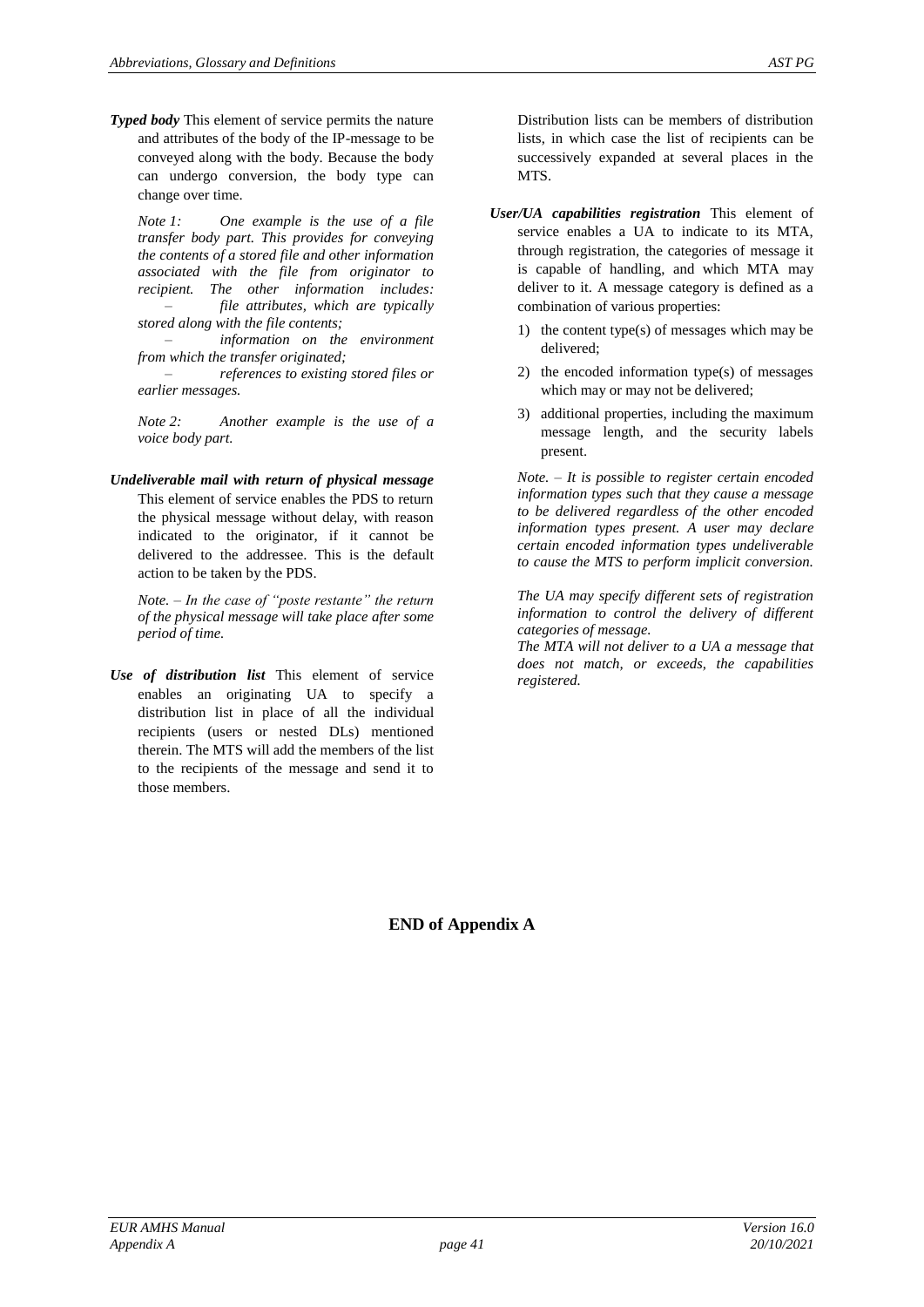***Typed body*** This element of service permits the nature and attributes of the body of the IP-message to be conveyed along with the body. Because the body can undergo conversion, the body type can change over time.

*Note 1: One example is the use of a file transfer body part. This provides for conveying the contents of a stored file and other information associated with the file from originator to recipient. The other information includes:*
*– file attributes, which are typically stored along with the file contents;*
*– information on the environment from which the transfer originated;*
*– references to existing stored files or earlier messages.*

*Note 2: Another example is the use of a voice body part.*

***Undeliverable mail with return of physical message*** This element of service enables the PDS to return the physical message without delay, with reason indicated to the originator, if it cannot be delivered to the addressee. This is the default action to be taken by the PDS.

*Note. – In the case of "poste restante" the return of the physical message will take place after some period of time.*

***Use of distribution list*** This element of service enables an originating UA to specify a distribution list in place of all the individual recipients (users or nested DLs) mentioned therein. The MTS will add the members of the list to the recipients of the message and send it to those members.

Distribution lists can be members of distribution lists, in which case the list of recipients can be successively expanded at several places in the MTS.

***User/UA capabilities registration*** This element of service enables a UA to indicate to its MTA, through registration, the categories of message it is capable of handling, and which MTA may deliver to it. A message category is defined as a combination of various properties:

1) the content type(s) of messages which may be delivered;
2) the encoded information type(s) of messages which may or may not be delivered;
3) additional properties, including the maximum message length, and the security labels present.

*Note. – It is possible to register certain encoded information types such that they cause a message to be delivered regardless of the other encoded information types present. A user may declare certain encoded information types undeliverable to cause the MTS to perform implicit conversion.*

*The UA may specify different sets of registration information to control the delivery of different categories of message.*
*The MTA will not deliver to a UA a message that does not match, or exceeds, the capabilities registered.*

**END of Appendix A**